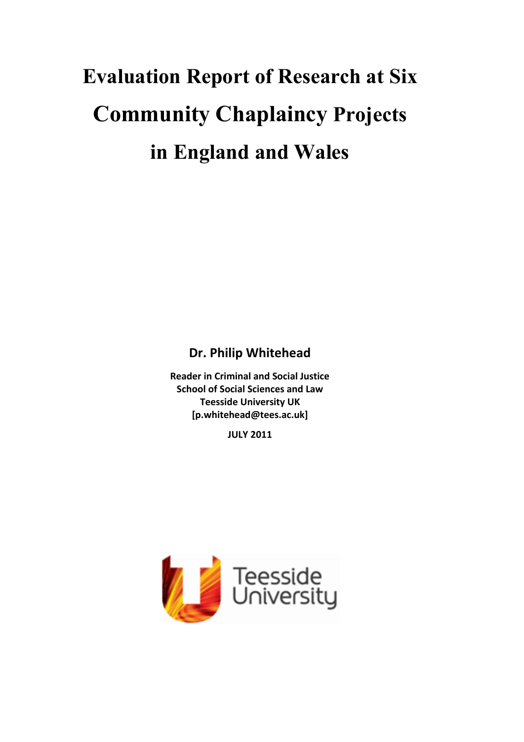# Evaluation Report of Research at Six Community Chaplaincy Projects in England and Wales

**Dr. Philip Whitehead**

**Reader in Criminal and Social Justice**
**School of Social Sciences and Law**
**Teesside University UK**
**[p.whitehead@tees.ac.uk]**

**JULY 2011**

Teesside University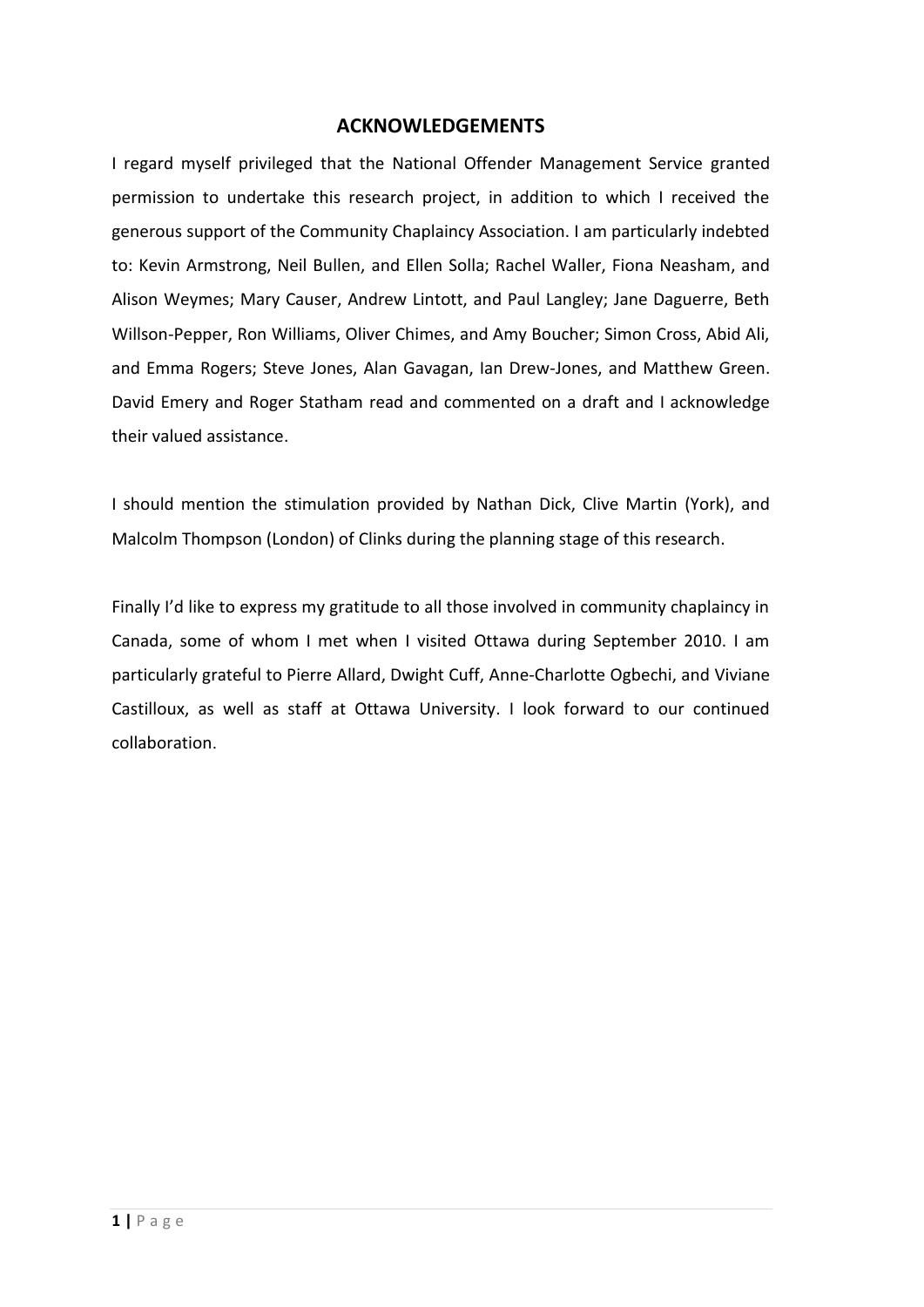## ACKNOWLEDGEMENTS

I regard myself privileged that the National Offender Management Service granted permission to undertake this research project, in addition to which I received the generous support of the Community Chaplaincy Association. I am particularly indebted to: Kevin Armstrong, Neil Bullen, and Ellen Solla; Rachel Waller, Fiona Neasham, and Alison Weymes; Mary Causer, Andrew Lintott, and Paul Langley; Jane Daguerre, Beth Willson-Pepper, Ron Williams, Oliver Chimes, and Amy Boucher; Simon Cross, Abid Ali, and Emma Rogers; Steve Jones, Alan Gavagan, Ian Drew-Jones, and Matthew Green. David Emery and Roger Statham read and commented on a draft and I acknowledge their valued assistance.

I should mention the stimulation provided by Nathan Dick, Clive Martin (York), and Malcolm Thompson (London) of Clinks during the planning stage of this research.

Finally I'd like to express my gratitude to all those involved in community chaplaincy in Canada, some of whom I met when I visited Ottawa during September 2010. I am particularly grateful to Pierre Allard, Dwight Cuff, Anne-Charlotte Ogbechi, and Viviane Castilloux, as well as staff at Ottawa University. I look forward to our continued collaboration.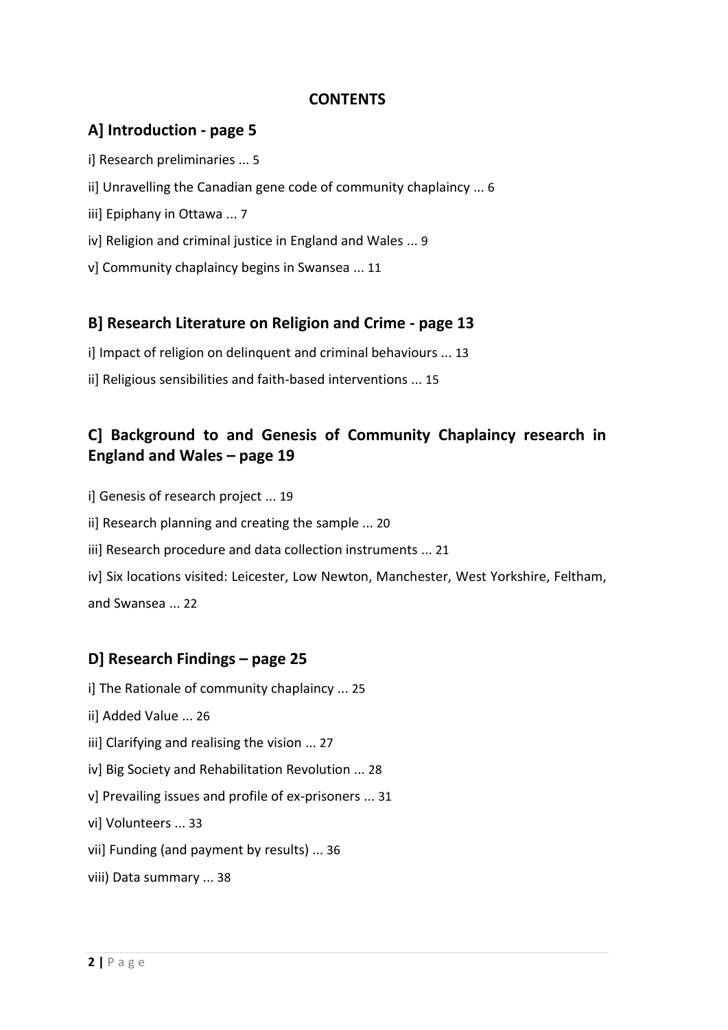# CONTENTS

## A] Introduction - page 5

i] Research preliminaries ... 5

ii] Unravelling the Canadian gene code of community chaplaincy ... 6

iii] Epiphany in Ottawa ... 7

iv] Religion and criminal justice in England and Wales ... 9

v] Community chaplaincy begins in Swansea ... 11

## B] Research Literature on Religion and Crime - page 13

i] Impact of religion on delinquent and criminal behaviours ... 13

ii] Religious sensibilities and faith-based interventions ... 15

## C] Background to and Genesis of Community Chaplaincy research in England and Wales – page 19

i] Genesis of research project ... 19

ii] Research planning and creating the sample ... 20

iii] Research procedure and data collection instruments ... 21

iv] Six locations visited: Leicester, Low Newton, Manchester, West Yorkshire, Feltham, and Swansea ... 22

## D] Research Findings – page 25

i] The Rationale of community chaplaincy ... 25

ii] Added Value ... 26

iii] Clarifying and realising the vision ... 27

iv] Big Society and Rehabilitation Revolution ... 28

v] Prevailing issues and profile of ex-prisoners ... 31

vi] Volunteers ... 33

vii] Funding (and payment by results) ... 36

viii) Data summary ... 38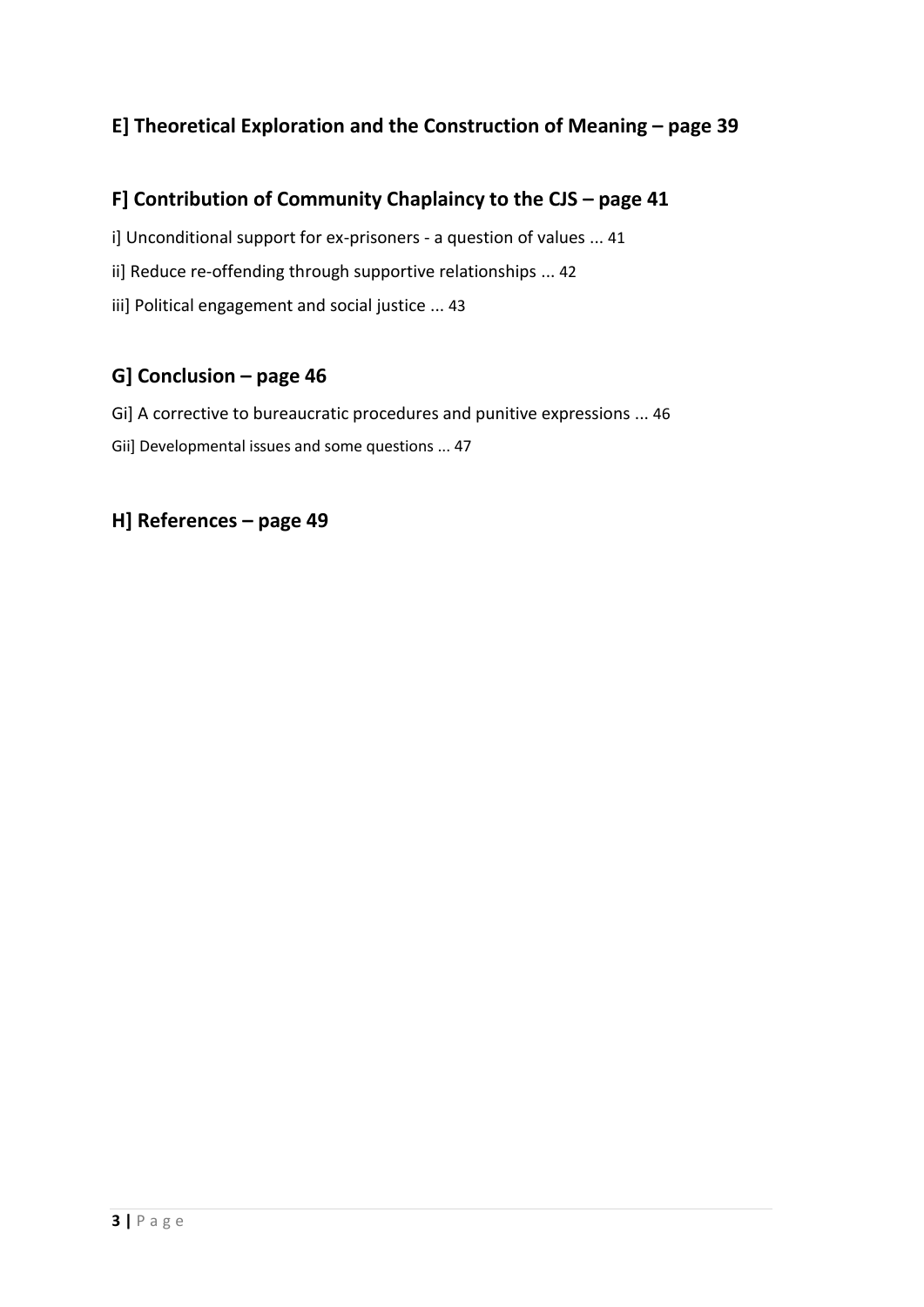## E] Theoretical Exploration and the Construction of Meaning – page 39

## F] Contribution of Community Chaplaincy to the CJS – page 41

i] Unconditional support for ex-prisoners - a question of values ... 41

ii] Reduce re-offending through supportive relationships ... 42

iii] Political engagement and social justice ... 43

## G] Conclusion – page 46

Gi] A corrective to bureaucratic procedures and punitive expressions ... 46

Gii] Developmental issues and some questions ... 47

## H] References – page 49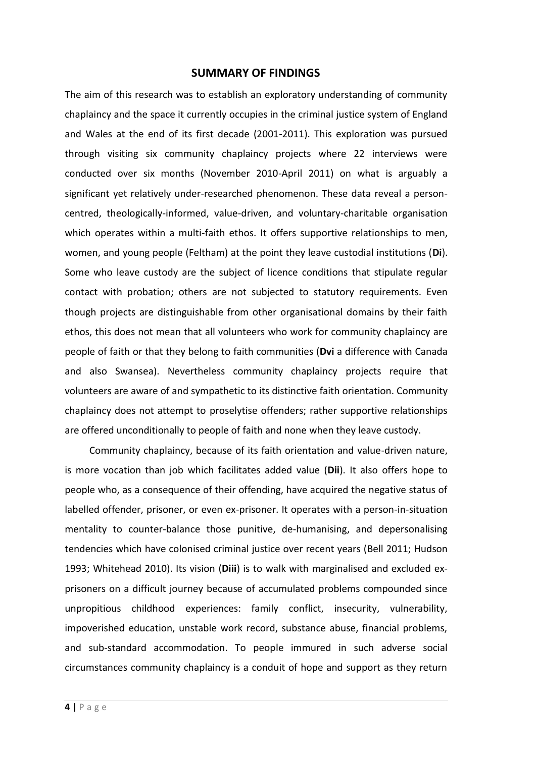## SUMMARY OF FINDINGS

The aim of this research was to establish an exploratory understanding of community chaplaincy and the space it currently occupies in the criminal justice system of England and Wales at the end of its first decade (2001-2011). This exploration was pursued through visiting six community chaplaincy projects where 22 interviews were conducted over six months (November 2010-April 2011) on what is arguably a significant yet relatively under-researched phenomenon. These data reveal a person-centred, theologically-informed, value-driven, and voluntary-charitable organisation which operates within a multi-faith ethos. It offers supportive relationships to men, women, and young people (Feltham) at the point they leave custodial institutions (**Di**). Some who leave custody are the subject of licence conditions that stipulate regular contact with probation; others are not subjected to statutory requirements. Even though projects are distinguishable from other organisational domains by their faith ethos, this does not mean that all volunteers who work for community chaplaincy are people of faith or that they belong to faith communities (**Dvi** a difference with Canada and also Swansea). Nevertheless community chaplaincy projects require that volunteers are aware of and sympathetic to its distinctive faith orientation. Community chaplaincy does not attempt to proselytise offenders; rather supportive relationships are offered unconditionally to people of faith and none when they leave custody.

Community chaplaincy, because of its faith orientation and value-driven nature, is more vocation than job which facilitates added value (**Dii**). It also offers hope to people who, as a consequence of their offending, have acquired the negative status of labelled offender, prisoner, or even ex-prisoner. It operates with a person-in-situation mentality to counter-balance those punitive, de-humanising, and depersonalising tendencies which have colonised criminal justice over recent years (Bell 2011; Hudson 1993; Whitehead 2010). Its vision (**Diii**) is to walk with marginalised and excluded ex-prisoners on a difficult journey because of accumulated problems compounded since unpropitious childhood experiences: family conflict, insecurity, vulnerability, impoverished education, unstable work record, substance abuse, financial problems, and sub-standard accommodation. To people immured in such adverse social circumstances community chaplaincy is a conduit of hope and support as they return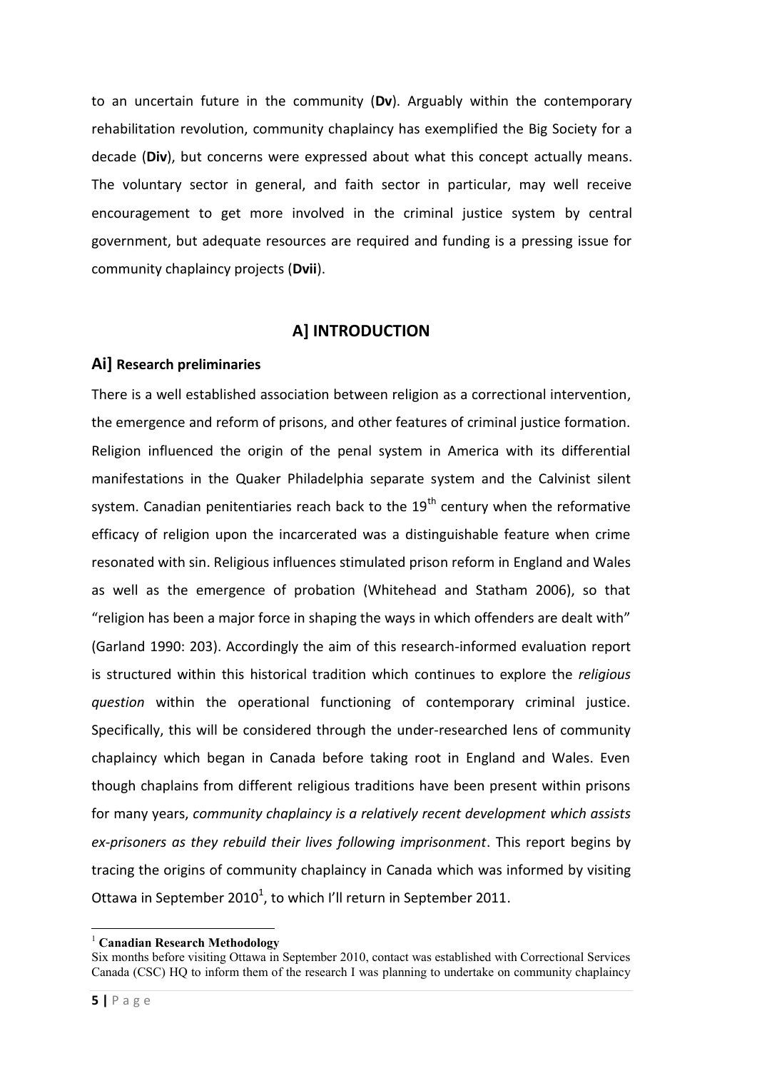to an uncertain future in the community (**Dv**). Arguably within the contemporary rehabilitation revolution, community chaplaincy has exemplified the Big Society for a decade (**Div**), but concerns were expressed about what this concept actually means. The voluntary sector in general, and faith sector in particular, may well receive encouragement to get more involved in the criminal justice system by central government, but adequate resources are required and funding is a pressing issue for community chaplaincy projects (**Dvii**).

## A] INTRODUCTION

### Ai] Research preliminaries

There is a well established association between religion as a correctional intervention, the emergence and reform of prisons, and other features of criminal justice formation. Religion influenced the origin of the penal system in America with its differential manifestations in the Quaker Philadelphia separate system and the Calvinist silent system. Canadian penitentiaries reach back to the 19th century when the reformative efficacy of religion upon the incarcerated was a distinguishable feature when crime resonated with sin. Religious influences stimulated prison reform in England and Wales as well as the emergence of probation (Whitehead and Statham 2006), so that "religion has been a major force in shaping the ways in which offenders are dealt with" (Garland 1990: 203). Accordingly the aim of this research-informed evaluation report is structured within this historical tradition which continues to explore the *religious question* within the operational functioning of contemporary criminal justice. Specifically, this will be considered through the under-researched lens of community chaplaincy which began in Canada before taking root in England and Wales. Even though chaplains from different religious traditions have been present within prisons for many years, *community chaplaincy is a relatively recent development which assists ex-prisoners as they rebuild their lives following imprisonment*. This report begins by tracing the origins of community chaplaincy in Canada which was informed by visiting Ottawa in September 2010[1], to which I'll return in September 2011.

[1] **Canadian Research Methodology**
Six months before visiting Ottawa in September 2010, contact was established with Correctional Services Canada (CSC) HQ to inform them of the research I was planning to undertake on community chaplaincy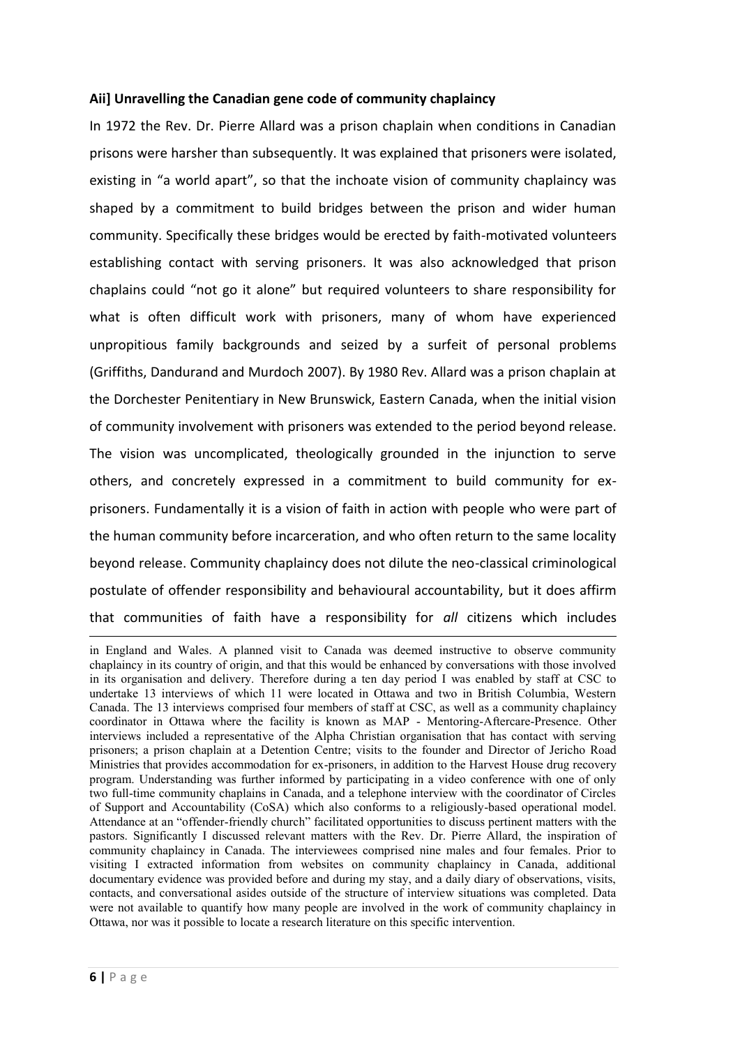**Aii] Unravelling the Canadian gene code of community chaplaincy**

In 1972 the Rev. Dr. Pierre Allard was a prison chaplain when conditions in Canadian prisons were harsher than subsequently. It was explained that prisoners were isolated, existing in "a world apart", so that the inchoate vision of community chaplaincy was shaped by a commitment to build bridges between the prison and wider human community. Specifically these bridges would be erected by faith-motivated volunteers establishing contact with serving prisoners. It was also acknowledged that prison chaplains could "not go it alone" but required volunteers to share responsibility for what is often difficult work with prisoners, many of whom have experienced unpropitious family backgrounds and seized by a surfeit of personal problems (Griffiths, Dandurand and Murdoch 2007). By 1980 Rev. Allard was a prison chaplain at the Dorchester Penitentiary in New Brunswick, Eastern Canada, when the initial vision of community involvement with prisoners was extended to the period beyond release. The vision was uncomplicated, theologically grounded in the injunction to serve others, and concretely expressed in a commitment to build community for ex-prisoners. Fundamentally it is a vision of faith in action with people who were part of the human community before incarceration, and who often return to the same locality beyond release. Community chaplaincy does not dilute the neo-classical criminological postulate of offender responsibility and behavioural accountability, but it does affirm that communities of faith have a responsibility for *all* citizens which includes

---

in England and Wales. A planned visit to Canada was deemed instructive to observe community chaplaincy in its country of origin, and that this would be enhanced by conversations with those involved in its organisation and delivery. Therefore during a ten day period I was enabled by staff at CSC to undertake 13 interviews of which 11 were located in Ottawa and two in British Columbia, Western Canada. The 13 interviews comprised four members of staff at CSC, as well as a community chaplaincy coordinator in Ottawa where the facility is known as MAP - Mentoring-Aftercare-Presence. Other interviews included a representative of the Alpha Christian organisation that has contact with serving prisoners; a prison chaplain at a Detention Centre; visits to the founder and Director of Jericho Road Ministries that provides accommodation for ex-prisoners, in addition to the Harvest House drug recovery program. Understanding was further informed by participating in a video conference with one of only two full-time community chaplains in Canada, and a telephone interview with the coordinator of Circles of Support and Accountability (CoSA) which also conforms to a religiously-based operational model. Attendance at an "offender-friendly church" facilitated opportunities to discuss pertinent matters with the pastors. Significantly I discussed relevant matters with the Rev. Dr. Pierre Allard, the inspiration of community chaplaincy in Canada. The interviewees comprised nine males and four females. Prior to visiting I extracted information from websites on community chaplaincy in Canada, additional documentary evidence was provided before and during my stay, and a daily diary of observations, visits, contacts, and conversational asides outside of the structure of interview situations was completed. Data were not available to quantify how many people are involved in the work of community chaplaincy in Ottawa, nor was it possible to locate a research literature on this specific intervention.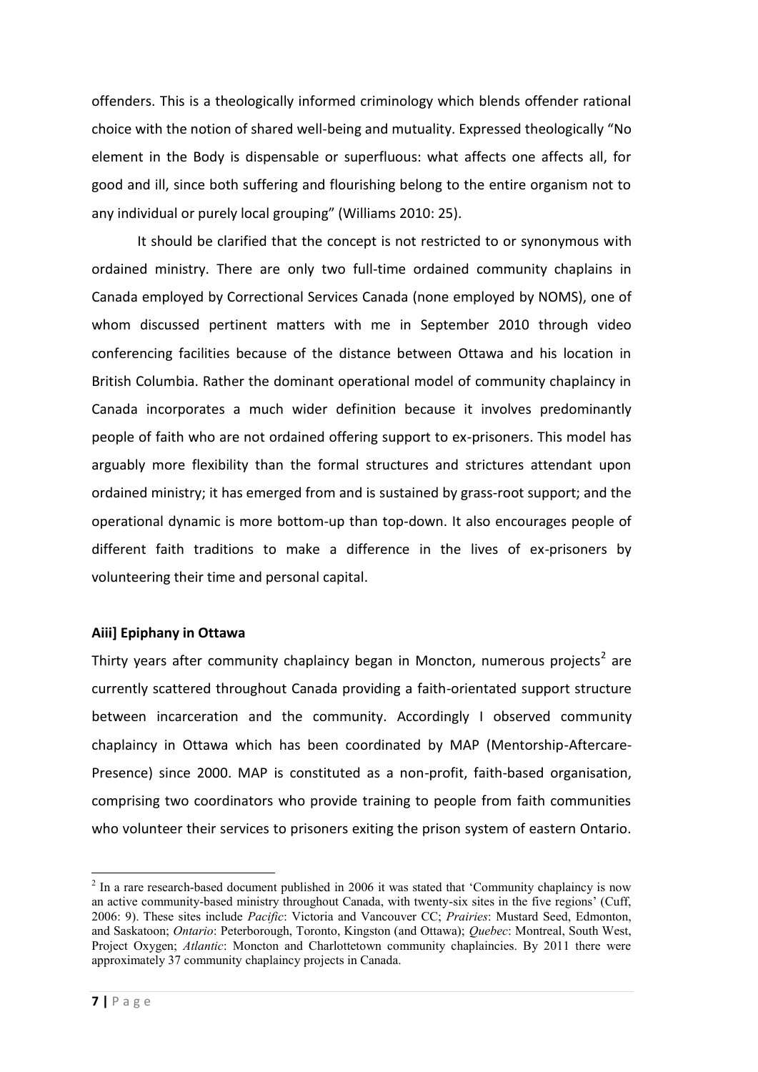offenders. This is a theologically informed criminology which blends offender rational choice with the notion of shared well-being and mutuality. Expressed theologically "No element in the Body is dispensable or superfluous: what affects one affects all, for good and ill, since both suffering and flourishing belong to the entire organism not to any individual or purely local grouping" (Williams 2010: 25).

It should be clarified that the concept is not restricted to or synonymous with ordained ministry. There are only two full-time ordained community chaplains in Canada employed by Correctional Services Canada (none employed by NOMS), one of whom discussed pertinent matters with me in September 2010 through video conferencing facilities because of the distance between Ottawa and his location in British Columbia. Rather the dominant operational model of community chaplaincy in Canada incorporates a much wider definition because it involves predominantly people of faith who are not ordained offering support to ex-prisoners. This model has arguably more flexibility than the formal structures and strictures attendant upon ordained ministry; it has emerged from and is sustained by grass-root support; and the operational dynamic is more bottom-up than top-down. It also encourages people of different faith traditions to make a difference in the lives of ex-prisoners by volunteering their time and personal capital.

### Aiii] Epiphany in Ottawa

Thirty years after community chaplaincy began in Moncton, numerous projects[2] are currently scattered throughout Canada providing a faith-orientated support structure between incarceration and the community. Accordingly I observed community chaplaincy in Ottawa which has been coordinated by MAP (Mentorship-Aftercare-Presence) since 2000. MAP is constituted as a non-profit, faith-based organisation, comprising two coordinators who provide training to people from faith communities who volunteer their services to prisoners exiting the prison system of eastern Ontario.

---

[2] In a rare research-based document published in 2006 it was stated that 'Community chaplaincy is now an active community-based ministry throughout Canada, with twenty-six sites in the five regions' (Cuff, 2006: 9). These sites include *Pacific*: Victoria and Vancouver CC; *Prairies*: Mustard Seed, Edmonton, and Saskatoon; *Ontario*: Peterborough, Toronto, Kingston (and Ottawa); *Quebec*: Montreal, South West, Project Oxygen; *Atlantic*: Moncton and Charlottetown community chaplaincies. By 2011 there were approximately 37 community chaplaincy projects in Canada.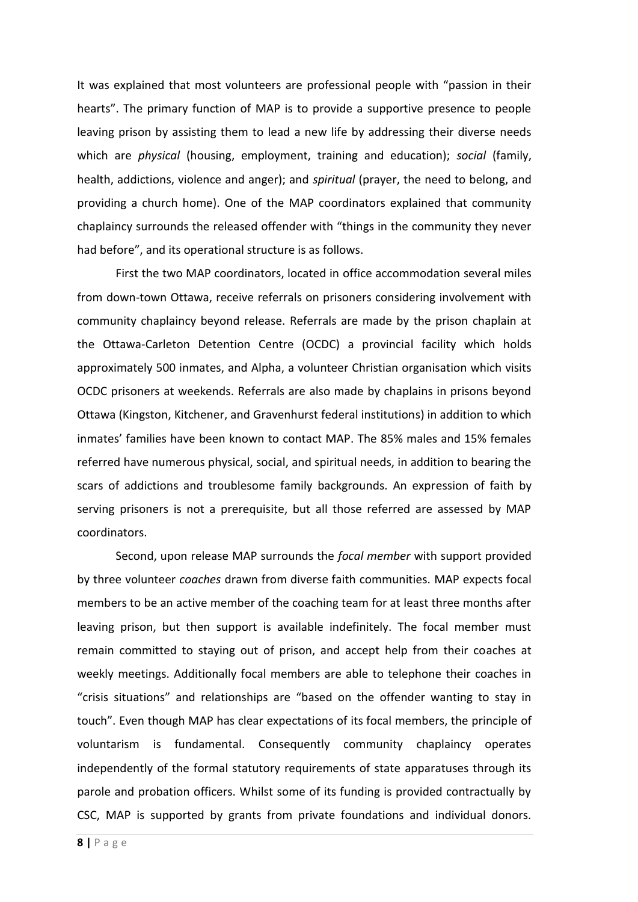It was explained that most volunteers are professional people with "passion in their hearts". The primary function of MAP is to provide a supportive presence to people leaving prison by assisting them to lead a new life by addressing their diverse needs which are *physical* (housing, employment, training and education); *social* (family, health, addictions, violence and anger); and *spiritual* (prayer, the need to belong, and providing a church home). One of the MAP coordinators explained that community chaplaincy surrounds the released offender with "things in the community they never had before", and its operational structure is as follows.

First the two MAP coordinators, located in office accommodation several miles from down-town Ottawa, receive referrals on prisoners considering involvement with community chaplaincy beyond release. Referrals are made by the prison chaplain at the Ottawa-Carleton Detention Centre (OCDC) a provincial facility which holds approximately 500 inmates, and Alpha, a volunteer Christian organisation which visits OCDC prisoners at weekends. Referrals are also made by chaplains in prisons beyond Ottawa (Kingston, Kitchener, and Gravenhurst federal institutions) in addition to which inmates' families have been known to contact MAP. The 85% males and 15% females referred have numerous physical, social, and spiritual needs, in addition to bearing the scars of addictions and troublesome family backgrounds. An expression of faith by serving prisoners is not a prerequisite, but all those referred are assessed by MAP coordinators.

Second, upon release MAP surrounds the *focal member* with support provided by three volunteer *coaches* drawn from diverse faith communities. MAP expects focal members to be an active member of the coaching team for at least three months after leaving prison, but then support is available indefinitely. The focal member must remain committed to staying out of prison, and accept help from their coaches at weekly meetings. Additionally focal members are able to telephone their coaches in "crisis situations" and relationships are "based on the offender wanting to stay in touch". Even though MAP has clear expectations of its focal members, the principle of voluntarism is fundamental. Consequently community chaplaincy operates independently of the formal statutory requirements of state apparatuses through its parole and probation officers. Whilst some of its funding is provided contractually by CSC, MAP is supported by grants from private foundations and individual donors.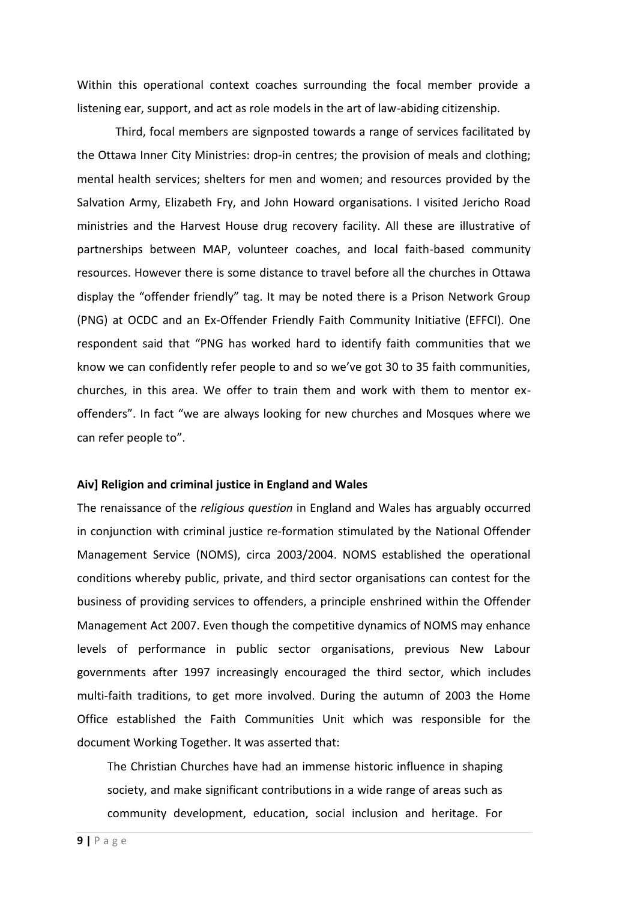Within this operational context coaches surrounding the focal member provide a listening ear, support, and act as role models in the art of law-abiding citizenship.

Third, focal members are signposted towards a range of services facilitated by the Ottawa Inner City Ministries: drop-in centres; the provision of meals and clothing; mental health services; shelters for men and women; and resources provided by the Salvation Army, Elizabeth Fry, and John Howard organisations. I visited Jericho Road ministries and the Harvest House drug recovery facility. All these are illustrative of partnerships between MAP, volunteer coaches, and local faith-based community resources. However there is some distance to travel before all the churches in Ottawa display the "offender friendly" tag. It may be noted there is a Prison Network Group (PNG) at OCDC and an Ex-Offender Friendly Faith Community Initiative (EFFCI). One respondent said that "PNG has worked hard to identify faith communities that we know we can confidently refer people to and so we've got 30 to 35 faith communities, churches, in this area. We offer to train them and work with them to mentor ex-offenders". In fact "we are always looking for new churches and Mosques where we can refer people to".

**Aiv] Religion and criminal justice in England and Wales**

The renaissance of the *religious question* in England and Wales has arguably occurred in conjunction with criminal justice re-formation stimulated by the National Offender Management Service (NOMS), circa 2003/2004. NOMS established the operational conditions whereby public, private, and third sector organisations can contest for the business of providing services to offenders, a principle enshrined within the Offender Management Act 2007. Even though the competitive dynamics of NOMS may enhance levels of performance in public sector organisations, previous New Labour governments after 1997 increasingly encouraged the third sector, which includes multi-faith traditions, to get more involved. During the autumn of 2003 the Home Office established the Faith Communities Unit which was responsible for the document Working Together. It was asserted that:

> The Christian Churches have had an immense historic influence in shaping society, and make significant contributions in a wide range of areas such as community development, education, social inclusion and heritage. For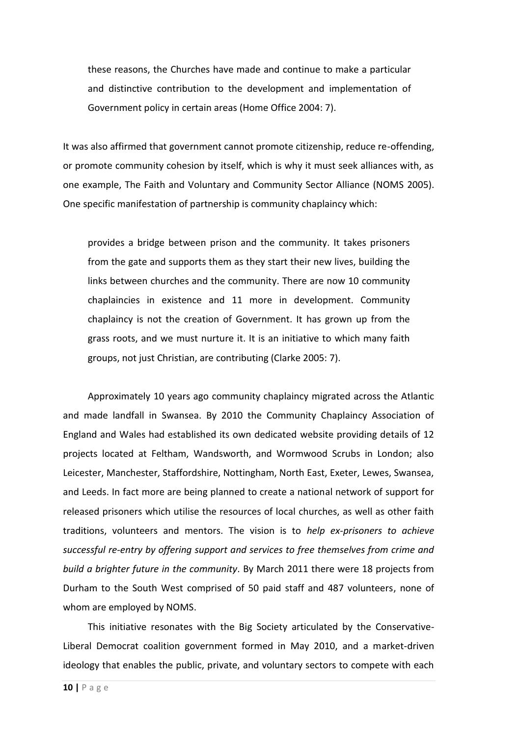> these reasons, the Churches have made and continue to make a particular and distinctive contribution to the development and implementation of Government policy in certain areas (Home Office 2004: 7).

It was also affirmed that government cannot promote citizenship, reduce re-offending, or promote community cohesion by itself, which is why it must seek alliances with, as one example, The Faith and Voluntary and Community Sector Alliance (NOMS 2005). One specific manifestation of partnership is community chaplaincy which:

> provides a bridge between prison and the community. It takes prisoners from the gate and supports them as they start their new lives, building the links between churches and the community. There are now 10 community chaplaincies in existence and 11 more in development. Community chaplaincy is not the creation of Government. It has grown up from the grass roots, and we must nurture it. It is an initiative to which many faith groups, not just Christian, are contributing (Clarke 2005: 7).

Approximately 10 years ago community chaplaincy migrated across the Atlantic and made landfall in Swansea. By 2010 the Community Chaplaincy Association of England and Wales had established its own dedicated website providing details of 12 projects located at Feltham, Wandsworth, and Wormwood Scrubs in London; also Leicester, Manchester, Staffordshire, Nottingham, North East, Exeter, Lewes, Swansea, and Leeds. In fact more are being planned to create a national network of support for released prisoners which utilise the resources of local churches, as well as other faith traditions, volunteers and mentors. The vision is to *help ex-prisoners to achieve successful re-entry by offering support and services to free themselves from crime and build a brighter future in the community*. By March 2011 there were 18 projects from Durham to the South West comprised of 50 paid staff and 487 volunteers, none of whom are employed by NOMS.

This initiative resonates with the Big Society articulated by the Conservative-Liberal Democrat coalition government formed in May 2010, and a market-driven ideology that enables the public, private, and voluntary sectors to compete with each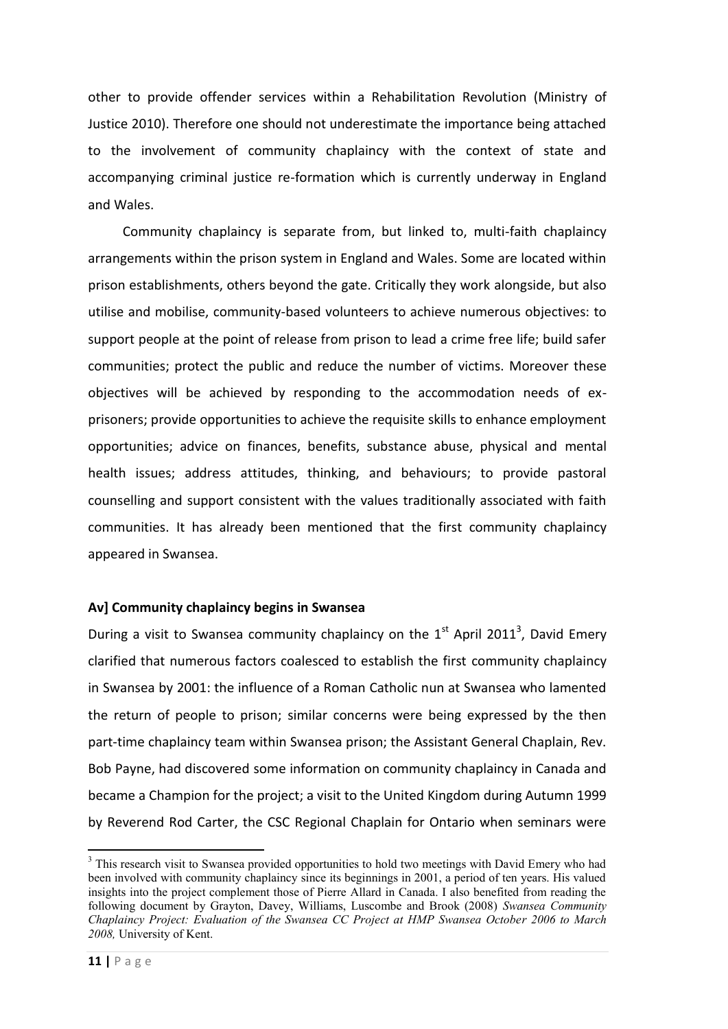other to provide offender services within a Rehabilitation Revolution (Ministry of Justice 2010). Therefore one should not underestimate the importance being attached to the involvement of community chaplaincy with the context of state and accompanying criminal justice re-formation which is currently underway in England and Wales.

Community chaplaincy is separate from, but linked to, multi-faith chaplaincy arrangements within the prison system in England and Wales. Some are located within prison establishments, others beyond the gate. Critically they work alongside, but also utilise and mobilise, community-based volunteers to achieve numerous objectives: to support people at the point of release from prison to lead a crime free life; build safer communities; protect the public and reduce the number of victims. Moreover these objectives will be achieved by responding to the accommodation needs of ex-prisoners; provide opportunities to achieve the requisite skills to enhance employment opportunities; advice on finances, benefits, substance abuse, physical and mental health issues; address attitudes, thinking, and behaviours; to provide pastoral counselling and support consistent with the values traditionally associated with faith communities. It has already been mentioned that the first community chaplaincy appeared in Swansea.

**Av] Community chaplaincy begins in Swansea**

During a visit to Swansea community chaplaincy on the 1st April 2011[3], David Emery clarified that numerous factors coalesced to establish the first community chaplaincy in Swansea by 2001: the influence of a Roman Catholic nun at Swansea who lamented the return of people to prison; similar concerns were being expressed by the then part-time chaplaincy team within Swansea prison; the Assistant General Chaplain, Rev. Bob Payne, had discovered some information on community chaplaincy in Canada and became a Champion for the project; a visit to the United Kingdom during Autumn 1999 by Reverend Rod Carter, the CSC Regional Chaplain for Ontario when seminars were

[3] This research visit to Swansea provided opportunities to hold two meetings with David Emery who had been involved with community chaplaincy since its beginnings in 2001, a period of ten years. His valued insights into the project complement those of Pierre Allard in Canada. I also benefited from reading the following document by Grayton, Davey, Williams, Luscombe and Brook (2008) *Swansea Community Chaplaincy Project: Evaluation of the Swansea CC Project at HMP Swansea October 2006 to March 2008,* University of Kent.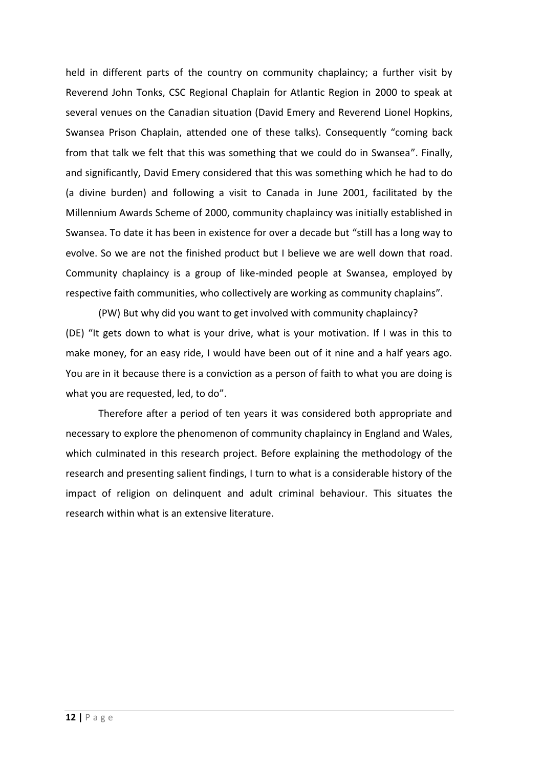held in different parts of the country on community chaplaincy; a further visit by Reverend John Tonks, CSC Regional Chaplain for Atlantic Region in 2000 to speak at several venues on the Canadian situation (David Emery and Reverend Lionel Hopkins, Swansea Prison Chaplain, attended one of these talks). Consequently "coming back from that talk we felt that this was something that we could do in Swansea". Finally, and significantly, David Emery considered that this was something which he had to do (a divine burden) and following a visit to Canada in June 2001, facilitated by the Millennium Awards Scheme of 2000, community chaplaincy was initially established in Swansea. To date it has been in existence for over a decade but "still has a long way to evolve. So we are not the finished product but I believe we are well down that road. Community chaplaincy is a group of like-minded people at Swansea, employed by respective faith communities, who collectively are working as community chaplains".

(PW) But why did you want to get involved with community chaplaincy?

(DE) "It gets down to what is your drive, what is your motivation. If I was in this to make money, for an easy ride, I would have been out of it nine and a half years ago. You are in it because there is a conviction as a person of faith to what you are doing is what you are requested, led, to do".

Therefore after a period of ten years it was considered both appropriate and necessary to explore the phenomenon of community chaplaincy in England and Wales, which culminated in this research project. Before explaining the methodology of the research and presenting salient findings, I turn to what is a considerable history of the impact of religion on delinquent and adult criminal behaviour. This situates the research within what is an extensive literature.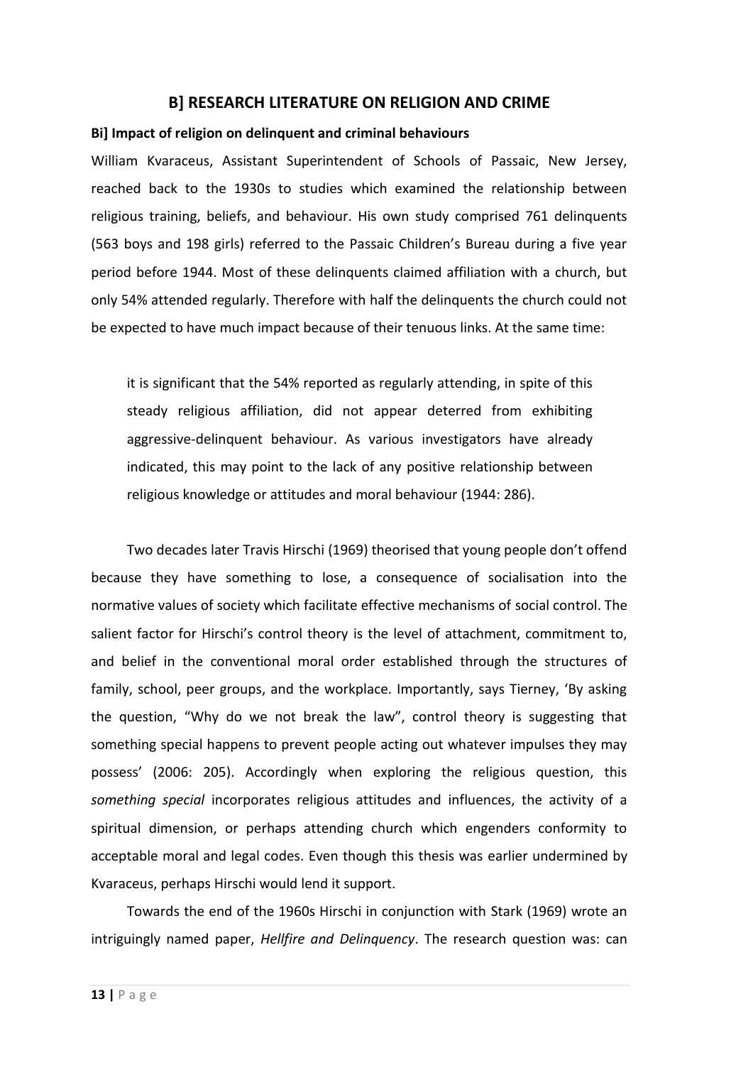## B] RESEARCH LITERATURE ON RELIGION AND CRIME

**Bi] Impact of religion on delinquent and criminal behaviours**

William Kvaraceus, Assistant Superintendent of Schools of Passaic, New Jersey, reached back to the 1930s to studies which examined the relationship between religious training, beliefs, and behaviour. His own study comprised 761 delinquents (563 boys and 198 girls) referred to the Passaic Children's Bureau during a five year period before 1944. Most of these delinquents claimed affiliation with a church, but only 54% attended regularly. Therefore with half the delinquents the church could not be expected to have much impact because of their tenuous links. At the same time:

> it is significant that the 54% reported as regularly attending, in spite of this steady religious affiliation, did not appear deterred from exhibiting aggressive-delinquent behaviour. As various investigators have already indicated, this may point to the lack of any positive relationship between religious knowledge or attitudes and moral behaviour (1944: 286).

Two decades later Travis Hirschi (1969) theorised that young people don't offend because they have something to lose, a consequence of socialisation into the normative values of society which facilitate effective mechanisms of social control. The salient factor for Hirschi's control theory is the level of attachment, commitment to, and belief in the conventional moral order established through the structures of family, school, peer groups, and the workplace. Importantly, says Tierney, 'By asking the question, "Why do we not break the law", control theory is suggesting that something special happens to prevent people acting out whatever impulses they may possess' (2006: 205). Accordingly when exploring the religious question, this *something special* incorporates religious attitudes and influences, the activity of a spiritual dimension, or perhaps attending church which engenders conformity to acceptable moral and legal codes. Even though this thesis was earlier undermined by Kvaraceus, perhaps Hirschi would lend it support.

Towards the end of the 1960s Hirschi in conjunction with Stark (1969) wrote an intriguingly named paper, *Hellfire and Delinquency*. The research question was: can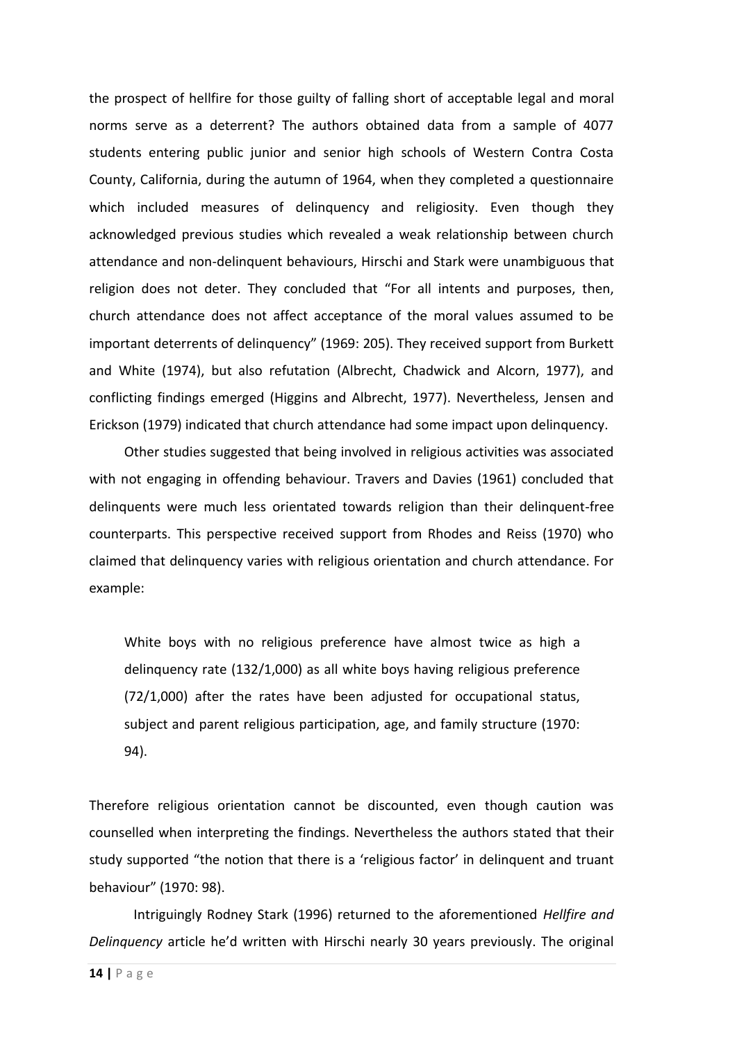the prospect of hellfire for those guilty of falling short of acceptable legal and moral norms serve as a deterrent? The authors obtained data from a sample of 4077 students entering public junior and senior high schools of Western Contra Costa County, California, during the autumn of 1964, when they completed a questionnaire which included measures of delinquency and religiosity. Even though they acknowledged previous studies which revealed a weak relationship between church attendance and non-delinquent behaviours, Hirschi and Stark were unambiguous that religion does not deter. They concluded that "For all intents and purposes, then, church attendance does not affect acceptance of the moral values assumed to be important deterrents of delinquency" (1969: 205). They received support from Burkett and White (1974), but also refutation (Albrecht, Chadwick and Alcorn, 1977), and conflicting findings emerged (Higgins and Albrecht, 1977). Nevertheless, Jensen and Erickson (1979) indicated that church attendance had some impact upon delinquency.

Other studies suggested that being involved in religious activities was associated with not engaging in offending behaviour. Travers and Davies (1961) concluded that delinquents were much less orientated towards religion than their delinquent-free counterparts. This perspective received support from Rhodes and Reiss (1970) who claimed that delinquency varies with religious orientation and church attendance. For example:

> White boys with no religious preference have almost twice as high a delinquency rate (132/1,000) as all white boys having religious preference (72/1,000) after the rates have been adjusted for occupational status, subject and parent religious participation, age, and family structure (1970: 94).

Therefore religious orientation cannot be discounted, even though caution was counselled when interpreting the findings. Nevertheless the authors stated that their study supported "the notion that there is a 'religious factor' in delinquent and truant behaviour" (1970: 98).

Intriguingly Rodney Stark (1996) returned to the aforementioned *Hellfire and Delinquency* article he'd written with Hirschi nearly 30 years previously. The original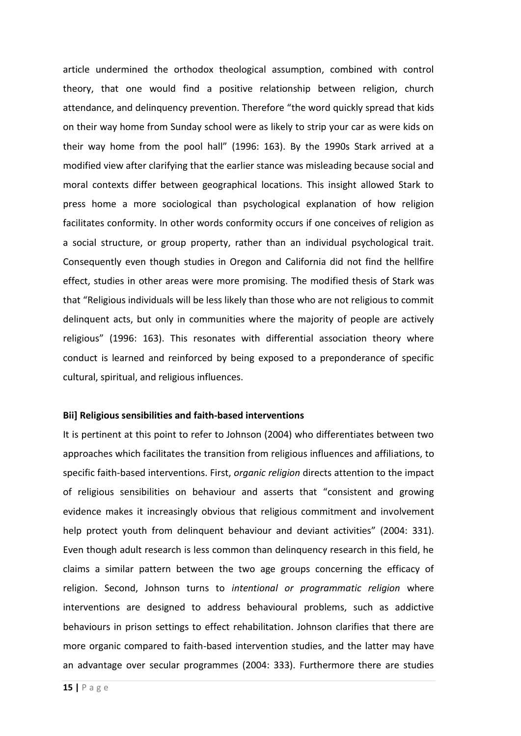article undermined the orthodox theological assumption, combined with control theory, that one would find a positive relationship between religion, church attendance, and delinquency prevention. Therefore "the word quickly spread that kids on their way home from Sunday school were as likely to strip your car as were kids on their way home from the pool hall" (1996: 163). By the 1990s Stark arrived at a modified view after clarifying that the earlier stance was misleading because social and moral contexts differ between geographical locations. This insight allowed Stark to press home a more sociological than psychological explanation of how religion facilitates conformity. In other words conformity occurs if one conceives of religion as a social structure, or group property, rather than an individual psychological trait. Consequently even though studies in Oregon and California did not find the hellfire effect, studies in other areas were more promising. The modified thesis of Stark was that "Religious individuals will be less likely than those who are not religious to commit delinquent acts, but only in communities where the majority of people are actively religious" (1996: 163). This resonates with differential association theory where conduct is learned and reinforced by being exposed to a preponderance of specific cultural, spiritual, and religious influences.

**Bii] Religious sensibilities and faith-based interventions**

It is pertinent at this point to refer to Johnson (2004) who differentiates between two approaches which facilitates the transition from religious influences and affiliations, to specific faith-based interventions. First, *organic religion* directs attention to the impact of religious sensibilities on behaviour and asserts that "consistent and growing evidence makes it increasingly obvious that religious commitment and involvement help protect youth from delinquent behaviour and deviant activities" (2004: 331). Even though adult research is less common than delinquency research in this field, he claims a similar pattern between the two age groups concerning the efficacy of religion. Second, Johnson turns to *intentional or programmatic religion* where interventions are designed to address behavioural problems, such as addictive behaviours in prison settings to effect rehabilitation. Johnson clarifies that there are more organic compared to faith-based intervention studies, and the latter may have an advantage over secular programmes (2004: 333). Furthermore there are studies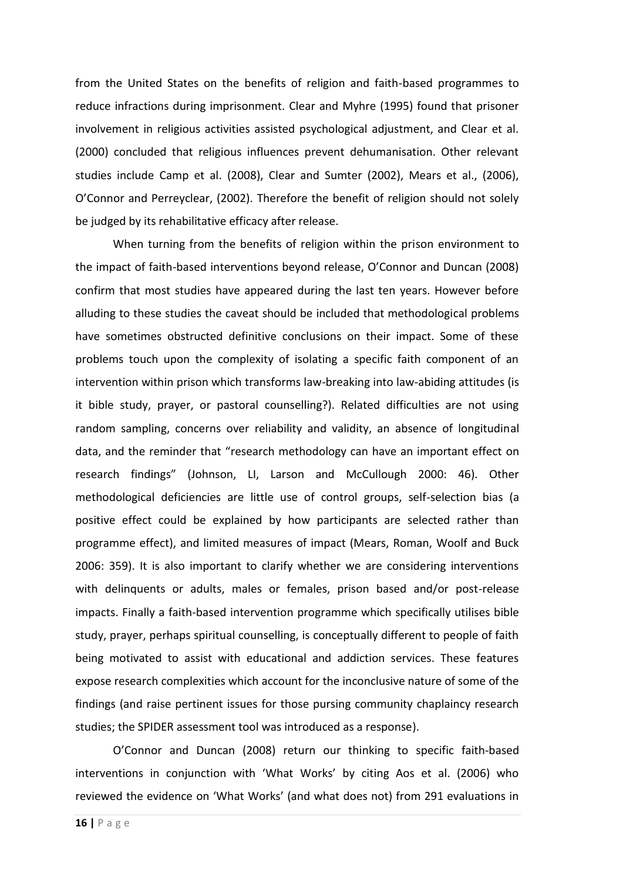from the United States on the benefits of religion and faith-based programmes to reduce infractions during imprisonment. Clear and Myhre (1995) found that prisoner involvement in religious activities assisted psychological adjustment, and Clear et al. (2000) concluded that religious influences prevent dehumanisation. Other relevant studies include Camp et al. (2008), Clear and Sumter (2002), Mears et al., (2006), O'Connor and Perreyclear, (2002). Therefore the benefit of religion should not solely be judged by its rehabilitative efficacy after release.

When turning from the benefits of religion within the prison environment to the impact of faith-based interventions beyond release, O'Connor and Duncan (2008) confirm that most studies have appeared during the last ten years. However before alluding to these studies the caveat should be included that methodological problems have sometimes obstructed definitive conclusions on their impact. Some of these problems touch upon the complexity of isolating a specific faith component of an intervention within prison which transforms law-breaking into law-abiding attitudes (is it bible study, prayer, or pastoral counselling?). Related difficulties are not using random sampling, concerns over reliability and validity, an absence of longitudinal data, and the reminder that "research methodology can have an important effect on research findings" (Johnson, LI, Larson and McCullough 2000: 46). Other methodological deficiencies are little use of control groups, self-selection bias (a positive effect could be explained by how participants are selected rather than programme effect), and limited measures of impact (Mears, Roman, Woolf and Buck 2006: 359). It is also important to clarify whether we are considering interventions with delinquents or adults, males or females, prison based and/or post-release impacts. Finally a faith-based intervention programme which specifically utilises bible study, prayer, perhaps spiritual counselling, is conceptually different to people of faith being motivated to assist with educational and addiction services. These features expose research complexities which account for the inconclusive nature of some of the findings (and raise pertinent issues for those pursing community chaplaincy research studies; the SPIDER assessment tool was introduced as a response).

O'Connor and Duncan (2008) return our thinking to specific faith-based interventions in conjunction with 'What Works' by citing Aos et al. (2006) who reviewed the evidence on 'What Works' (and what does not) from 291 evaluations in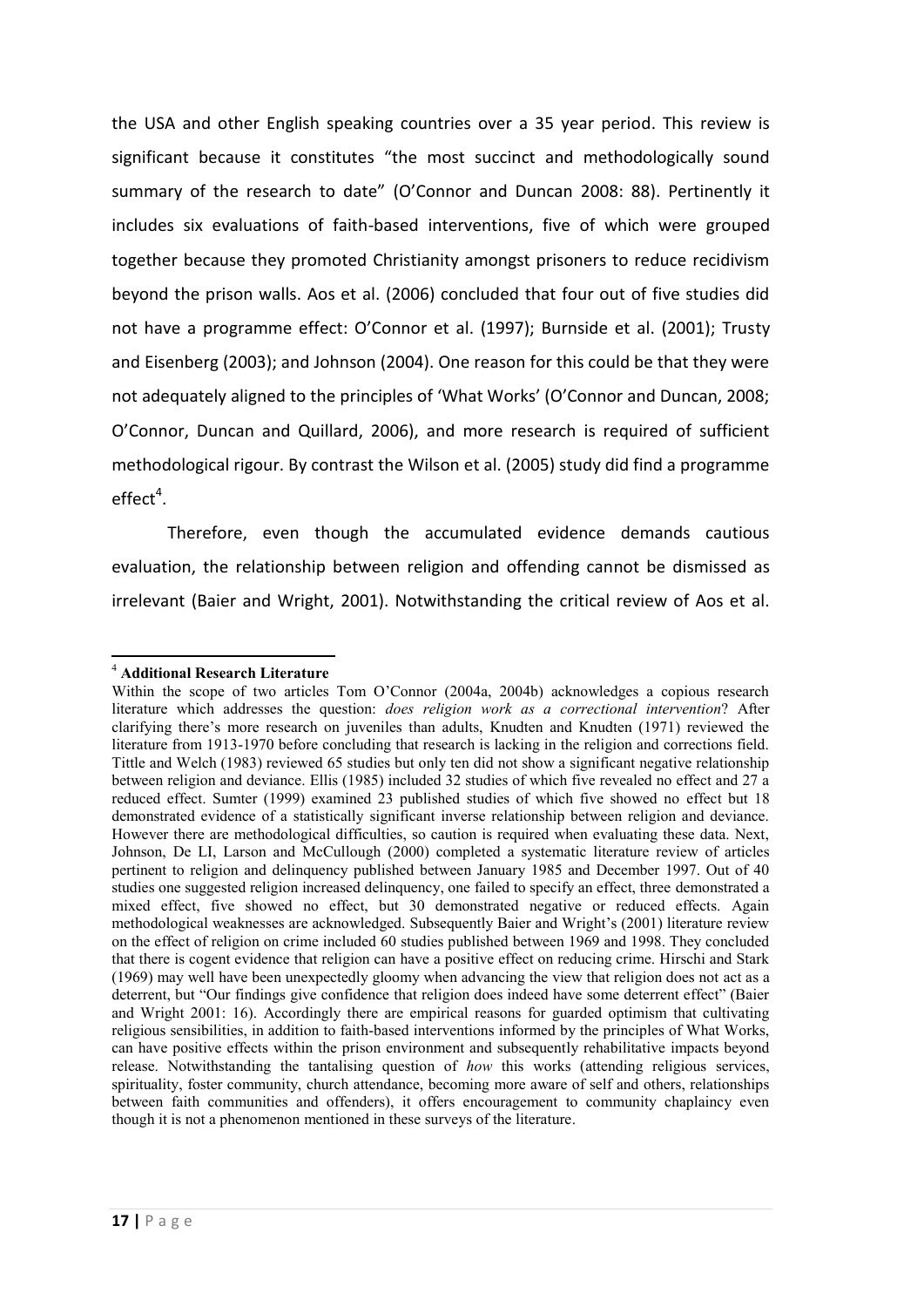the USA and other English speaking countries over a 35 year period. This review is significant because it constitutes "the most succinct and methodologically sound summary of the research to date" (O'Connor and Duncan 2008: 88). Pertinently it includes six evaluations of faith-based interventions, five of which were grouped together because they promoted Christianity amongst prisoners to reduce recidivism beyond the prison walls. Aos et al. (2006) concluded that four out of five studies did not have a programme effect: O'Connor et al. (1997); Burnside et al. (2001); Trusty and Eisenberg (2003); and Johnson (2004). One reason for this could be that they were not adequately aligned to the principles of 'What Works' (O'Connor and Duncan, 2008; O'Connor, Duncan and Quillard, 2006), and more research is required of sufficient methodological rigour. By contrast the Wilson et al. (2005) study did find a programme effect[4].

Therefore, even though the accumulated evidence demands cautious evaluation, the relationship between religion and offending cannot be dismissed as irrelevant (Baier and Wright, 2001). Notwithstanding the critical review of Aos et al.

---

[4] **Additional Research Literature**

Within the scope of two articles Tom O'Connor (2004a, 2004b) acknowledges a copious research literature which addresses the question: *does religion work as a correctional intervention*? After clarifying there's more research on juveniles than adults, Knudten and Knudten (1971) reviewed the literature from 1913-1970 before concluding that research is lacking in the religion and corrections field. Tittle and Welch (1983) reviewed 65 studies but only ten did not show a significant negative relationship between religion and deviance. Ellis (1985) included 32 studies of which five revealed no effect and 27 a reduced effect. Sumter (1999) examined 23 published studies of which five showed no effect but 18 demonstrated evidence of a statistically significant inverse relationship between religion and deviance. However there are methodological difficulties, so caution is required when evaluating these data. Next, Johnson, De LI, Larson and McCullough (2000) completed a systematic literature review of articles pertinent to religion and delinquency published between January 1985 and December 1997. Out of 40 studies one suggested religion increased delinquency, one failed to specify an effect, three demonstrated a mixed effect, five showed no effect, but 30 demonstrated negative or reduced effects. Again methodological weaknesses are acknowledged. Subsequently Baier and Wright's (2001) literature review on the effect of religion on crime included 60 studies published between 1969 and 1998. They concluded that there is cogent evidence that religion can have a positive effect on reducing crime. Hirschi and Stark (1969) may well have been unexpectedly gloomy when advancing the view that religion does not act as a deterrent, but "Our findings give confidence that religion does indeed have some deterrent effect" (Baier and Wright 2001: 16). Accordingly there are empirical reasons for guarded optimism that cultivating religious sensibilities, in addition to faith-based interventions informed by the principles of What Works, can have positive effects within the prison environment and subsequently rehabilitative impacts beyond release. Notwithstanding the tantalising question of *how* this works (attending religious services, spirituality, foster community, church attendance, becoming more aware of self and others, relationships between faith communities and offenders), it offers encouragement to community chaplaincy even though it is not a phenomenon mentioned in these surveys of the literature.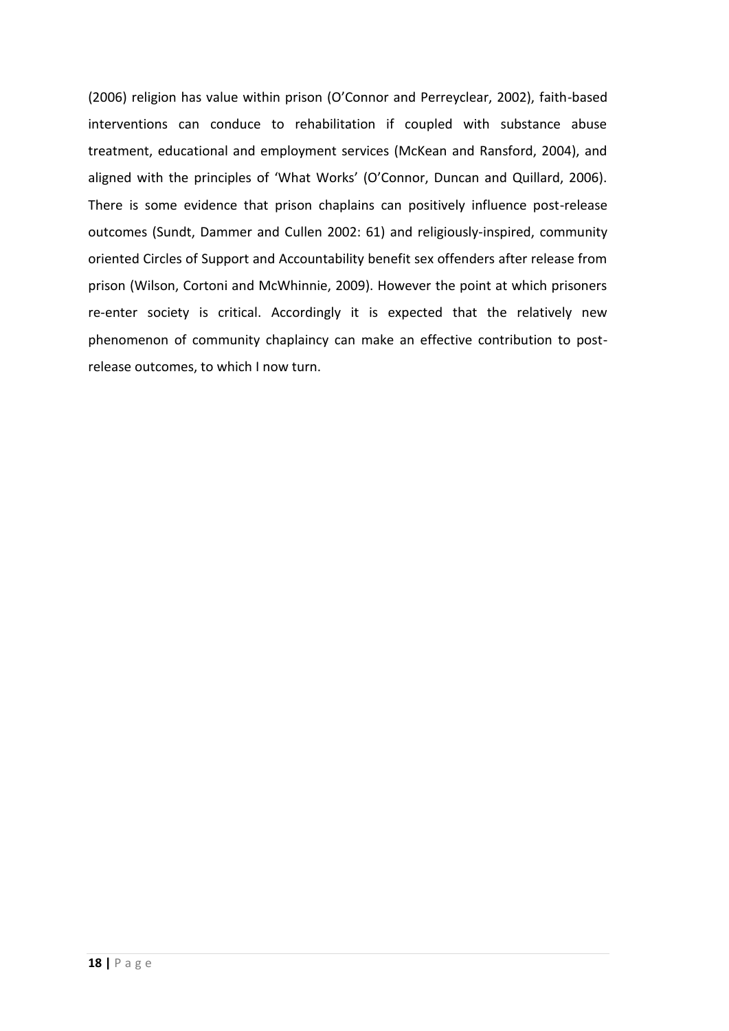(2006) religion has value within prison (O'Connor and Perreyclear, 2002), faith-based interventions can conduce to rehabilitation if coupled with substance abuse treatment, educational and employment services (McKean and Ransford, 2004), and aligned with the principles of 'What Works' (O'Connor, Duncan and Quillard, 2006). There is some evidence that prison chaplains can positively influence post-release outcomes (Sundt, Dammer and Cullen 2002: 61) and religiously-inspired, community oriented Circles of Support and Accountability benefit sex offenders after release from prison (Wilson, Cortoni and McWhinnie, 2009). However the point at which prisoners re-enter society is critical. Accordingly it is expected that the relatively new phenomenon of community chaplaincy can make an effective contribution to post-release outcomes, to which I now turn.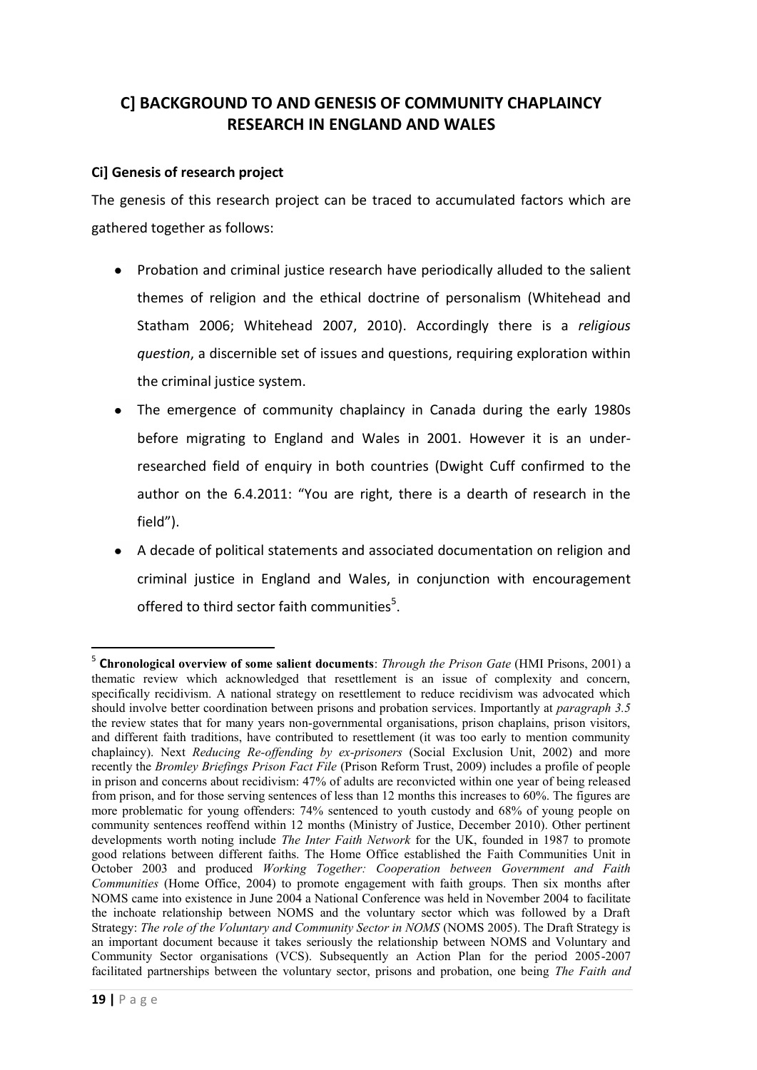## C] BACKGROUND TO AND GENESIS OF COMMUNITY CHAPLAINCY RESEARCH IN ENGLAND AND WALES

### Ci] Genesis of research project

The genesis of this research project can be traced to accumulated factors which are gathered together as follows:

- Probation and criminal justice research have periodically alluded to the salient themes of religion and the ethical doctrine of personalism (Whitehead and Statham 2006; Whitehead 2007, 2010). Accordingly there is a *religious question*, a discernible set of issues and questions, requiring exploration within the criminal justice system.
- The emergence of community chaplaincy in Canada during the early 1980s before migrating to England and Wales in 2001. However it is an under-researched field of enquiry in both countries (Dwight Cuff confirmed to the author on the 6.4.2011: "You are right, there is a dearth of research in the field").
- A decade of political statements and associated documentation on religion and criminal justice in England and Wales, in conjunction with encouragement offered to third sector faith communities[5].

[5] **Chronological overview of some salient documents**: *Through the Prison Gate* (HMI Prisons, 2001) a thematic review which acknowledged that resettlement is an issue of complexity and concern, specifically recidivism. A national strategy on resettlement to reduce recidivism was advocated which should involve better coordination between prisons and probation services. Importantly at *paragraph 3.5* the review states that for many years non-governmental organisations, prison chaplains, prison visitors, and different faith traditions, have contributed to resettlement (it was too early to mention community chaplaincy). Next *Reducing Re-offending by ex-prisoners* (Social Exclusion Unit, 2002) and more recently the *Bromley Briefings Prison Fact File* (Prison Reform Trust, 2009) includes a profile of people in prison and concerns about recidivism: 47% of adults are reconvicted within one year of being released from prison, and for those serving sentences of less than 12 months this increases to 60%. The figures are more problematic for young offenders: 74% sentenced to youth custody and 68% of young people on community sentences reoffend within 12 months (Ministry of Justice, December 2010). Other pertinent developments worth noting include *The Inter Faith Network* for the UK, founded in 1987 to promote good relations between different faiths. The Home Office established the Faith Communities Unit in October 2003 and produced *Working Together: Cooperation between Government and Faith Communities* (Home Office, 2004) to promote engagement with faith groups. Then six months after NOMS came into existence in June 2004 a National Conference was held in November 2004 to facilitate the inchoate relationship between NOMS and the voluntary sector which was followed by a Draft Strategy: *The role of the Voluntary and Community Sector in NOMS* (NOMS 2005). The Draft Strategy is an important document because it takes seriously the relationship between NOMS and Voluntary and Community Sector organisations (VCS). Subsequently an Action Plan for the period 2005-2007 facilitated partnerships between the voluntary sector, prisons and probation, one being *The Faith and*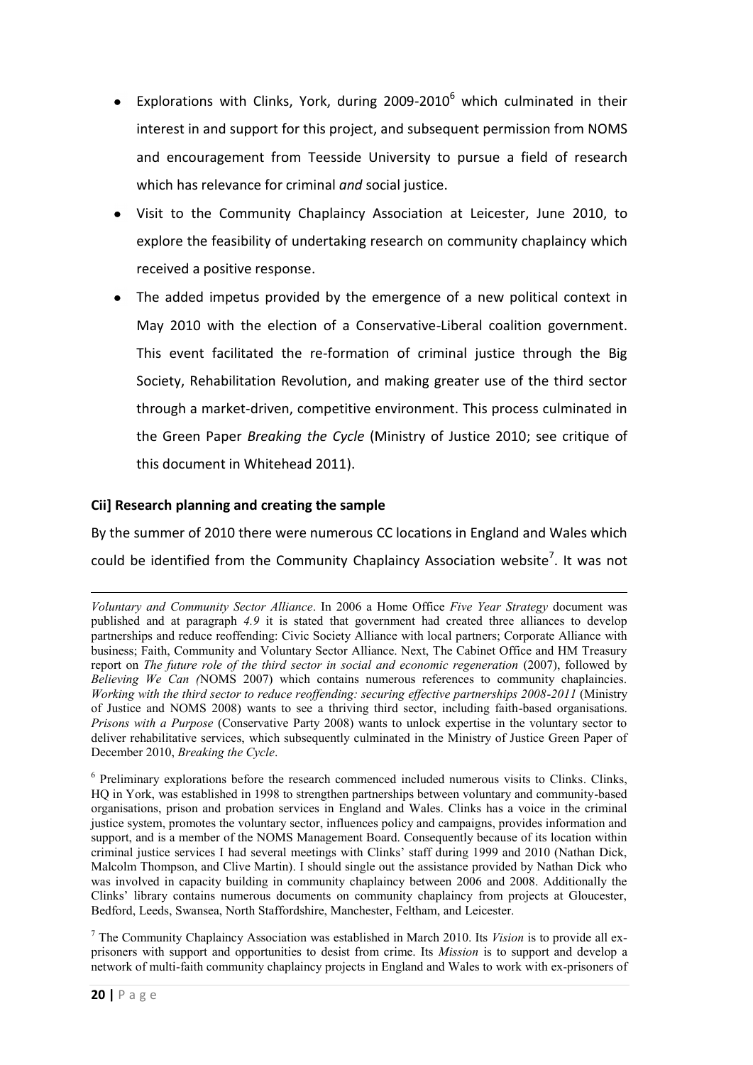- Explorations with Clinks, York, during 2009-2010[6] which culminated in their interest in and support for this project, and subsequent permission from NOMS and encouragement from Teesside University to pursue a field of research which has relevance for criminal *and* social justice.
- Visit to the Community Chaplaincy Association at Leicester, June 2010, to explore the feasibility of undertaking research on community chaplaincy which received a positive response.
- The added impetus provided by the emergence of a new political context in May 2010 with the election of a Conservative-Liberal coalition government. This event facilitated the re-formation of criminal justice through the Big Society, Rehabilitation Revolution, and making greater use of the third sector through a market-driven, competitive environment. This process culminated in the Green Paper *Breaking the Cycle* (Ministry of Justice 2010; see critique of this document in Whitehead 2011).

**Cii] Research planning and creating the sample**

By the summer of 2010 there were numerous CC locations in England and Wales which could be identified from the Community Chaplaincy Association website[7]. It was not

---

*Voluntary and Community Sector Alliance*. In 2006 a Home Office *Five Year Strategy* document was published and at paragraph *4.9* it is stated that government had created three alliances to develop partnerships and reduce reoffending: Civic Society Alliance with local partners; Corporate Alliance with business; Faith, Community and Voluntary Sector Alliance. Next, The Cabinet Office and HM Treasury report on *The future role of the third sector in social and economic regeneration* (2007), followed by *Believing We Can (*NOMS 2007) which contains numerous references to community chaplaincies. *Working with the third sector to reduce reoffending: securing effective partnerships 2008-2011* (Ministry of Justice and NOMS 2008) wants to see a thriving third sector, including faith-based organisations. *Prisons with a Purpose* (Conservative Party 2008) wants to unlock expertise in the voluntary sector to deliver rehabilitative services, which subsequently culminated in the Ministry of Justice Green Paper of December 2010, *Breaking the Cycle*.

[6] Preliminary explorations before the research commenced included numerous visits to Clinks. Clinks, HQ in York, was established in 1998 to strengthen partnerships between voluntary and community-based organisations, prison and probation services in England and Wales. Clinks has a voice in the criminal justice system, promotes the voluntary sector, influences policy and campaigns, provides information and support, and is a member of the NOMS Management Board. Consequently because of its location within criminal justice services I had several meetings with Clinks' staff during 1999 and 2010 (Nathan Dick, Malcolm Thompson, and Clive Martin). I should single out the assistance provided by Nathan Dick who was involved in capacity building in community chaplaincy between 2006 and 2008. Additionally the Clinks' library contains numerous documents on community chaplaincy from projects at Gloucester, Bedford, Leeds, Swansea, North Staffordshire, Manchester, Feltham, and Leicester.

[7] The Community Chaplaincy Association was established in March 2010. Its *Vision* is to provide all ex-prisoners with support and opportunities to desist from crime. Its *Mission* is to support and develop a network of multi-faith community chaplaincy projects in England and Wales to work with ex-prisoners of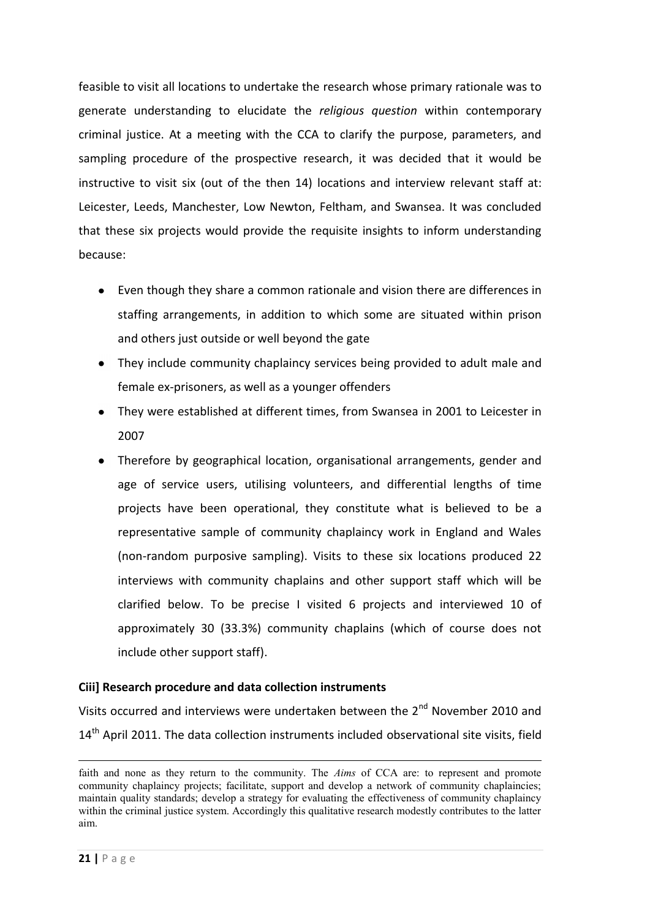feasible to visit all locations to undertake the research whose primary rationale was to generate understanding to elucidate the *religious question* within contemporary criminal justice. At a meeting with the CCA to clarify the purpose, parameters, and sampling procedure of the prospective research, it was decided that it would be instructive to visit six (out of the then 14) locations and interview relevant staff at: Leicester, Leeds, Manchester, Low Newton, Feltham, and Swansea. It was concluded that these six projects would provide the requisite insights to inform understanding because:

- Even though they share a common rationale and vision there are differences in staffing arrangements, in addition to which some are situated within prison and others just outside or well beyond the gate
- They include community chaplaincy services being provided to adult male and female ex-prisoners, as well as a younger offenders
- They were established at different times, from Swansea in 2001 to Leicester in 2007
- Therefore by geographical location, organisational arrangements, gender and age of service users, utilising volunteers, and differential lengths of time projects have been operational, they constitute what is believed to be a representative sample of community chaplaincy work in England and Wales (non-random purposive sampling). Visits to these six locations produced 22 interviews with community chaplains and other support staff which will be clarified below. To be precise I visited 6 projects and interviewed 10 of approximately 30 (33.3%) community chaplains (which of course does not include other support staff).

**Ciii] Research procedure and data collection instruments**

Visits occurred and interviews were undertaken between the 2nd November 2010 and 14th April 2011. The data collection instruments included observational site visits, field

faith and none as they return to the community. The *Aims* of CCA are: to represent and promote community chaplaincy projects; facilitate, support and develop a network of community chaplaincies; maintain quality standards; develop a strategy for evaluating the effectiveness of community chaplaincy within the criminal justice system. Accordingly this qualitative research modestly contributes to the latter aim.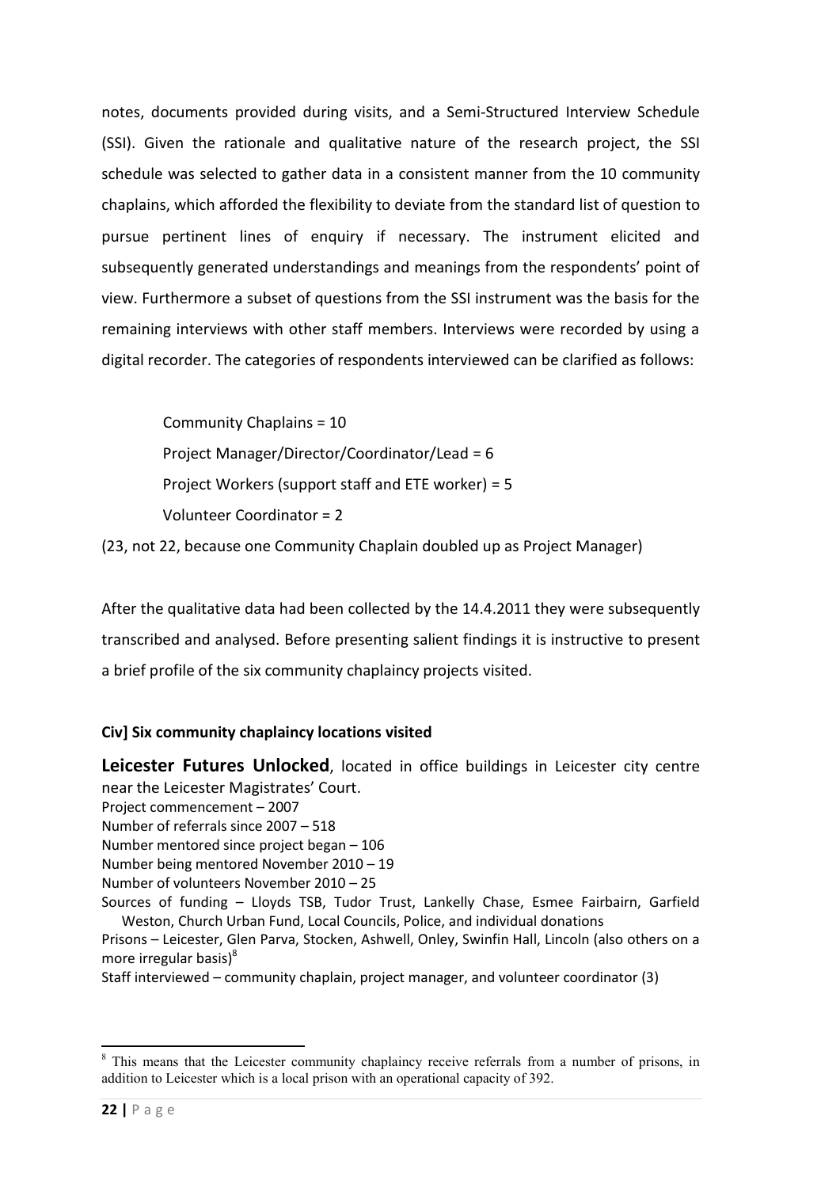notes, documents provided during visits, and a Semi-Structured Interview Schedule (SSI). Given the rationale and qualitative nature of the research project, the SSI schedule was selected to gather data in a consistent manner from the 10 community chaplains, which afforded the flexibility to deviate from the standard list of question to pursue pertinent lines of enquiry if necessary. The instrument elicited and subsequently generated understandings and meanings from the respondents' point of view. Furthermore a subset of questions from the SSI instrument was the basis for the remaining interviews with other staff members. Interviews were recorded by using a digital recorder. The categories of respondents interviewed can be clarified as follows:

> Community Chaplains = 10
>
> Project Manager/Director/Coordinator/Lead = 6
>
> Project Workers (support staff and ETE worker) = 5
>
> Volunteer Coordinator = 2

(23, not 22, because one Community Chaplain doubled up as Project Manager)

After the qualitative data had been collected by the 14.4.2011 they were subsequently transcribed and analysed. Before presenting salient findings it is instructive to present a brief profile of the six community chaplaincy projects visited.

**Civ] Six community chaplaincy locations visited**

**Leicester Futures Unlocked**, located in office buildings in Leicester city centre near the Leicester Magistrates' Court.

Project commencement – 2007
Number of referrals since 2007 – 518
Number mentored since project began – 106
Number being mentored November 2010 – 19
Number of volunteers November 2010 – 25
Sources of funding – Lloyds TSB, Tudor Trust, Lankelly Chase, Esmee Fairbairn, Garfield Weston, Church Urban Fund, Local Councils, Police, and individual donations
Prisons – Leicester, Glen Parva, Stocken, Ashwell, Onley, Swinfin Hall, Lincoln (also others on a more irregular basis)[8]
Staff interviewed – community chaplain, project manager, and volunteer coordinator (3)

[8] This means that the Leicester community chaplaincy receive referrals from a number of prisons, in addition to Leicester which is a local prison with an operational capacity of 392.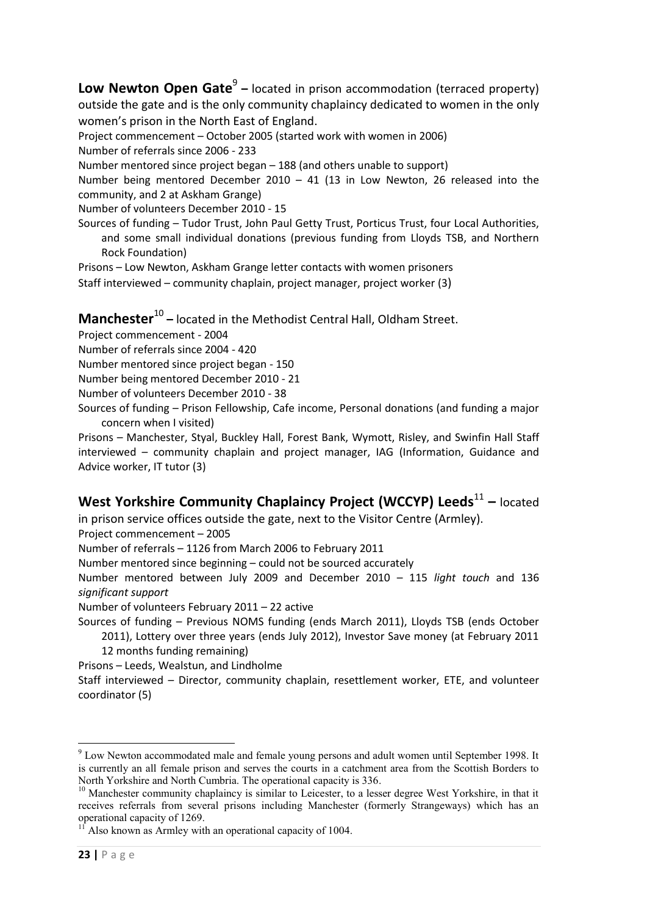**Low Newton Open Gate**[9] **–** located in prison accommodation (terraced property) outside the gate and is the only community chaplaincy dedicated to women in the only women's prison in the North East of England.

Project commencement – October 2005 (started work with women in 2006)

Number of referrals since 2006 - 233

Number mentored since project began – 188 (and others unable to support)

Number being mentored December 2010 – 41 (13 in Low Newton, 26 released into the community, and 2 at Askham Grange)

Number of volunteers December 2010 - 15

Sources of funding – Tudor Trust, John Paul Getty Trust, Porticus Trust, four Local Authorities, and some small individual donations (previous funding from Lloyds TSB, and Northern Rock Foundation)

Prisons – Low Newton, Askham Grange letter contacts with women prisoners

Staff interviewed – community chaplain, project manager, project worker (3)

**Manchester**[10] **–** located in the Methodist Central Hall, Oldham Street.

Project commencement - 2004

Number of referrals since 2004 - 420

Number mentored since project began - 150

Number being mentored December 2010 - 21

Number of volunteers December 2010 - 38

Sources of funding – Prison Fellowship, Cafe income, Personal donations (and funding a major concern when I visited)

Prisons – Manchester, Styal, Buckley Hall, Forest Bank, Wymott, Risley, and Swinfin Hall Staff interviewed – community chaplain and project manager, IAG (Information, Guidance and Advice worker, IT tutor (3)

**West Yorkshire Community Chaplaincy Project (WCCYP) Leeds**[11] **–** located in prison service offices outside the gate, next to the Visitor Centre (Armley).

Project commencement – 2005

Number of referrals – 1126 from March 2006 to February 2011

Number mentored since beginning – could not be sourced accurately

Number mentored between July 2009 and December 2010 – 115 *light touch* and 136 *significant support*

Number of volunteers February 2011 – 22 active

Sources of funding – Previous NOMS funding (ends March 2011), Lloyds TSB (ends October 2011), Lottery over three years (ends July 2012), Investor Save money (at February 2011 12 months funding remaining)

Prisons – Leeds, Wealstun, and Lindholme

Staff interviewed – Director, community chaplain, resettlement worker, ETE, and volunteer coordinator (5)

---

[9] Low Newton accommodated male and female young persons and adult women until September 1998. It is currently an all female prison and serves the courts in a catchment area from the Scottish Borders to North Yorkshire and North Cumbria. The operational capacity is 336.

[10] Manchester community chaplaincy is similar to Leicester, to a lesser degree West Yorkshire, in that it receives referrals from several prisons including Manchester (formerly Strangeways) which has an operational capacity of 1269.

[11] Also known as Armley with an operational capacity of 1004.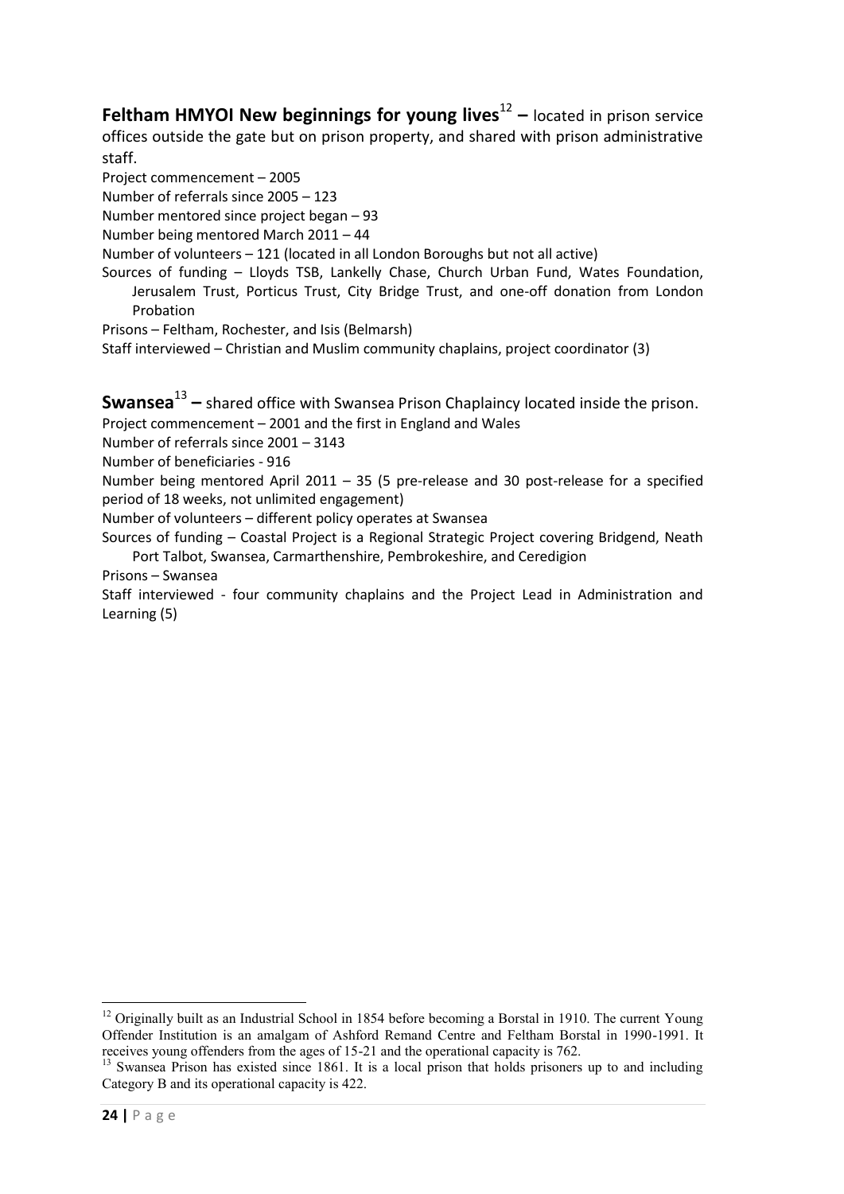**Feltham HMYOI New beginnings for young lives**[12] **–** located in prison service offices outside the gate but on prison property, and shared with prison administrative staff.

Project commencement – 2005

Number of referrals since 2005 – 123

Number mentored since project began – 93

Number being mentored March 2011 – 44

Number of volunteers – 121 (located in all London Boroughs but not all active)

Sources of funding – Lloyds TSB, Lankelly Chase, Church Urban Fund, Wates Foundation, Jerusalem Trust, Porticus Trust, City Bridge Trust, and one-off donation from London Probation

Prisons – Feltham, Rochester, and Isis (Belmarsh)

Staff interviewed – Christian and Muslim community chaplains, project coordinator (3)

**Swansea**[13] **–** shared office with Swansea Prison Chaplaincy located inside the prison.

Project commencement – 2001 and the first in England and Wales

Number of referrals since 2001 – 3143

Number of beneficiaries - 916

Number being mentored April 2011 – 35 (5 pre-release and 30 post-release for a specified period of 18 weeks, not unlimited engagement)

Number of volunteers – different policy operates at Swansea

Sources of funding – Coastal Project is a Regional Strategic Project covering Bridgend, Neath Port Talbot, Swansea, Carmarthenshire, Pembrokeshire, and Ceredigion

Prisons – Swansea

Staff interviewed - four community chaplains and the Project Lead in Administration and Learning (5)

---

[12] Originally built as an Industrial School in 1854 before becoming a Borstal in 1910. The current Young Offender Institution is an amalgam of Ashford Remand Centre and Feltham Borstal in 1990-1991. It receives young offenders from the ages of 15-21 and the operational capacity is 762.

[13] Swansea Prison has existed since 1861. It is a local prison that holds prisoners up to and including Category B and its operational capacity is 422.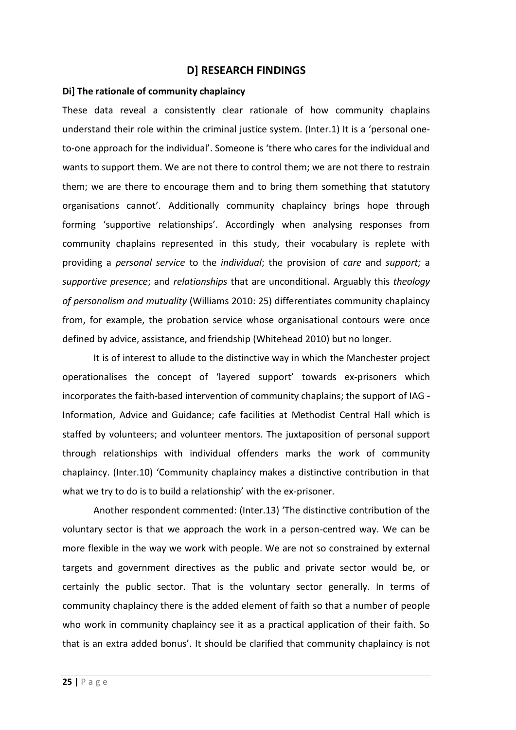## D] RESEARCH FINDINGS

### Di] The rationale of community chaplaincy

These data reveal a consistently clear rationale of how community chaplains understand their role within the criminal justice system. (Inter.1) It is a 'personal one-to-one approach for the individual'. Someone is 'there who cares for the individual and wants to support them. We are not there to control them; we are not there to restrain them; we are there to encourage them and to bring them something that statutory organisations cannot'. Additionally community chaplaincy brings hope through forming 'supportive relationships'. Accordingly when analysing responses from community chaplains represented in this study, their vocabulary is replete with providing a *personal service* to the *individual*; the provision of *care* and *support;* a *supportive presence*; and *relationships* that are unconditional. Arguably this *theology of personalism and mutuality* (Williams 2010: 25) differentiates community chaplaincy from, for example, the probation service whose organisational contours were once defined by advice, assistance, and friendship (Whitehead 2010) but no longer.

It is of interest to allude to the distinctive way in which the Manchester project operationalises the concept of 'layered support' towards ex-prisoners which incorporates the faith-based intervention of community chaplains; the support of IAG - Information, Advice and Guidance; cafe facilities at Methodist Central Hall which is staffed by volunteers; and volunteer mentors. The juxtaposition of personal support through relationships with individual offenders marks the work of community chaplaincy. (Inter.10) 'Community chaplaincy makes a distinctive contribution in that what we try to do is to build a relationship' with the ex-prisoner.

Another respondent commented: (Inter.13) 'The distinctive contribution of the voluntary sector is that we approach the work in a person-centred way. We can be more flexible in the way we work with people. We are not so constrained by external targets and government directives as the public and private sector would be, or certainly the public sector. That is the voluntary sector generally. In terms of community chaplaincy there is the added element of faith so that a number of people who work in community chaplaincy see it as a practical application of their faith. So that is an extra added bonus'. It should be clarified that community chaplaincy is not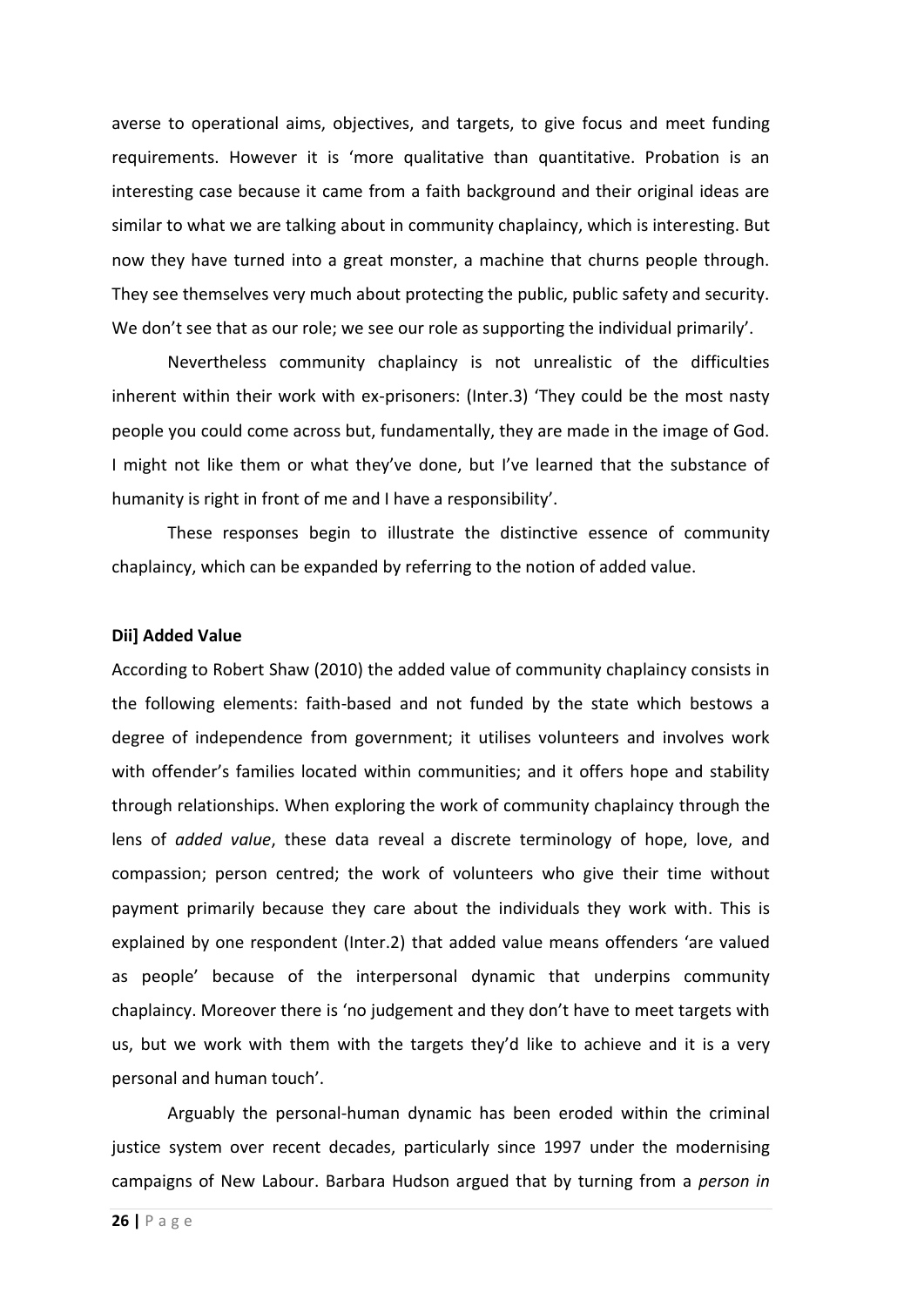averse to operational aims, objectives, and targets, to give focus and meet funding requirements. However it is 'more qualitative than quantitative. Probation is an interesting case because it came from a faith background and their original ideas are similar to what we are talking about in community chaplaincy, which is interesting. But now they have turned into a great monster, a machine that churns people through. They see themselves very much about protecting the public, public safety and security. We don't see that as our role; we see our role as supporting the individual primarily'.

Nevertheless community chaplaincy is not unrealistic of the difficulties inherent within their work with ex-prisoners: (Inter.3) 'They could be the most nasty people you could come across but, fundamentally, they are made in the image of God. I might not like them or what they've done, but I've learned that the substance of humanity is right in front of me and I have a responsibility'.

These responses begin to illustrate the distinctive essence of community chaplaincy, which can be expanded by referring to the notion of added value.

**Dii] Added Value**

According to Robert Shaw (2010) the added value of community chaplaincy consists in the following elements: faith-based and not funded by the state which bestows a degree of independence from government; it utilises volunteers and involves work with offender's families located within communities; and it offers hope and stability through relationships. When exploring the work of community chaplaincy through the lens of *added value*, these data reveal a discrete terminology of hope, love, and compassion; person centred; the work of volunteers who give their time without payment primarily because they care about the individuals they work with. This is explained by one respondent (Inter.2) that added value means offenders 'are valued as people' because of the interpersonal dynamic that underpins community chaplaincy. Moreover there is 'no judgement and they don't have to meet targets with us, but we work with them with the targets they'd like to achieve and it is a very personal and human touch'.

Arguably the personal-human dynamic has been eroded within the criminal justice system over recent decades, particularly since 1997 under the modernising campaigns of New Labour. Barbara Hudson argued that by turning from a *person in*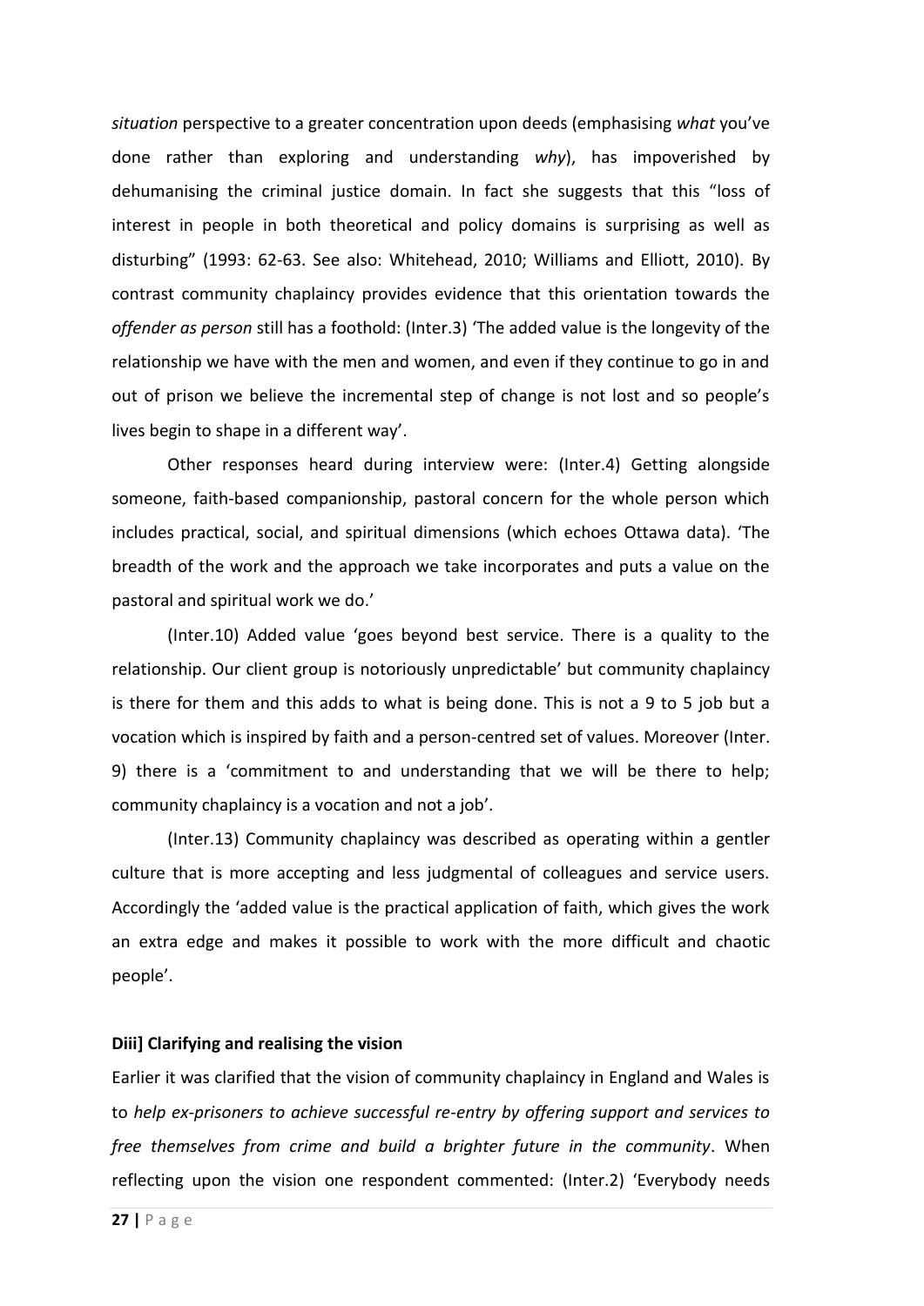*situation* perspective to a greater concentration upon deeds (emphasising *what* you've done rather than exploring and understanding *why*), has impoverished by dehumanising the criminal justice domain. In fact she suggests that this "loss of interest in people in both theoretical and policy domains is surprising as well as disturbing" (1993: 62-63. See also: Whitehead, 2010; Williams and Elliott, 2010). By contrast community chaplaincy provides evidence that this orientation towards the *offender as person* still has a foothold: (Inter.3) 'The added value is the longevity of the relationship we have with the men and women, and even if they continue to go in and out of prison we believe the incremental step of change is not lost and so people's lives begin to shape in a different way'.

Other responses heard during interview were: (Inter.4) Getting alongside someone, faith-based companionship, pastoral concern for the whole person which includes practical, social, and spiritual dimensions (which echoes Ottawa data). 'The breadth of the work and the approach we take incorporates and puts a value on the pastoral and spiritual work we do.'

(Inter.10) Added value 'goes beyond best service. There is a quality to the relationship. Our client group is notoriously unpredictable' but community chaplaincy is there for them and this adds to what is being done. This is not a 9 to 5 job but a vocation which is inspired by faith and a person-centred set of values. Moreover (Inter. 9) there is a 'commitment to and understanding that we will be there to help; community chaplaincy is a vocation and not a job'.

(Inter.13) Community chaplaincy was described as operating within a gentler culture that is more accepting and less judgmental of colleagues and service users. Accordingly the 'added value is the practical application of faith, which gives the work an extra edge and makes it possible to work with the more difficult and chaotic people'.

**Diii] Clarifying and realising the vision**

Earlier it was clarified that the vision of community chaplaincy in England and Wales is to *help ex-prisoners to achieve successful re-entry by offering support and services to free themselves from crime and build a brighter future in the community*. When reflecting upon the vision one respondent commented: (Inter.2) 'Everybody needs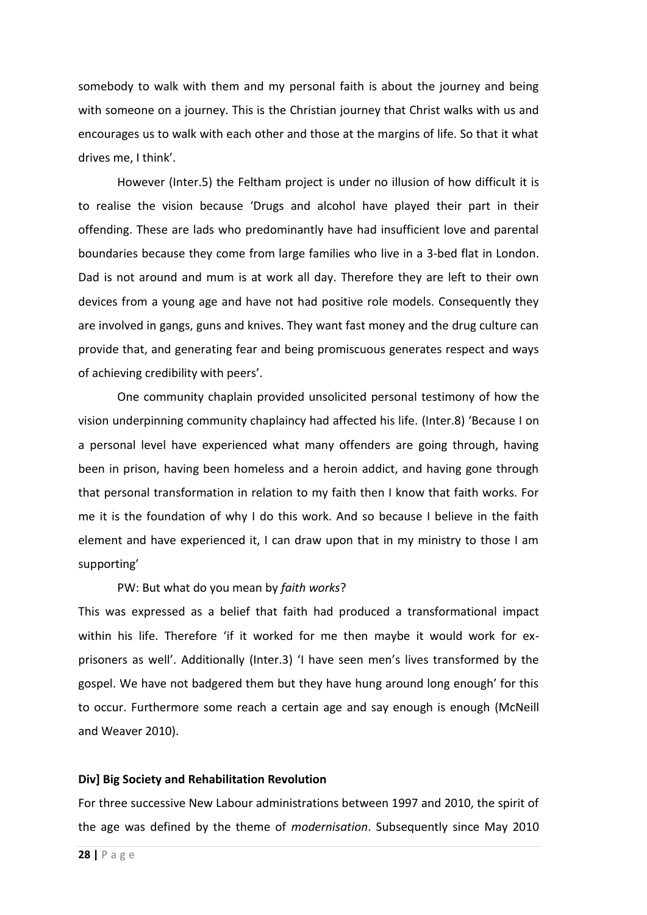somebody to walk with them and my personal faith is about the journey and being with someone on a journey. This is the Christian journey that Christ walks with us and encourages us to walk with each other and those at the margins of life. So that it what drives me, I think'.

However (Inter.5) the Feltham project is under no illusion of how difficult it is to realise the vision because 'Drugs and alcohol have played their part in their offending. These are lads who predominantly have had insufficient love and parental boundaries because they come from large families who live in a 3-bed flat in London. Dad is not around and mum is at work all day. Therefore they are left to their own devices from a young age and have not had positive role models. Consequently they are involved in gangs, guns and knives. They want fast money and the drug culture can provide that, and generating fear and being promiscuous generates respect and ways of achieving credibility with peers'.

One community chaplain provided unsolicited personal testimony of how the vision underpinning community chaplaincy had affected his life. (Inter.8) 'Because I on a personal level have experienced what many offenders are going through, having been in prison, having been homeless and a heroin addict, and having gone through that personal transformation in relation to my faith then I know that faith works. For me it is the foundation of why I do this work. And so because I believe in the faith element and have experienced it, I can draw upon that in my ministry to those I am supporting'

PW: But what do you mean by *faith works*?

This was expressed as a belief that faith had produced a transformational impact within his life. Therefore 'if it worked for me then maybe it would work for ex-prisoners as well'. Additionally (Inter.3) 'I have seen men's lives transformed by the gospel. We have not badgered them but they have hung around long enough' for this to occur. Furthermore some reach a certain age and say enough is enough (McNeill and Weaver 2010).

**Div] Big Society and Rehabilitation Revolution**

For three successive New Labour administrations between 1997 and 2010, the spirit of the age was defined by the theme of *modernisation*. Subsequently since May 2010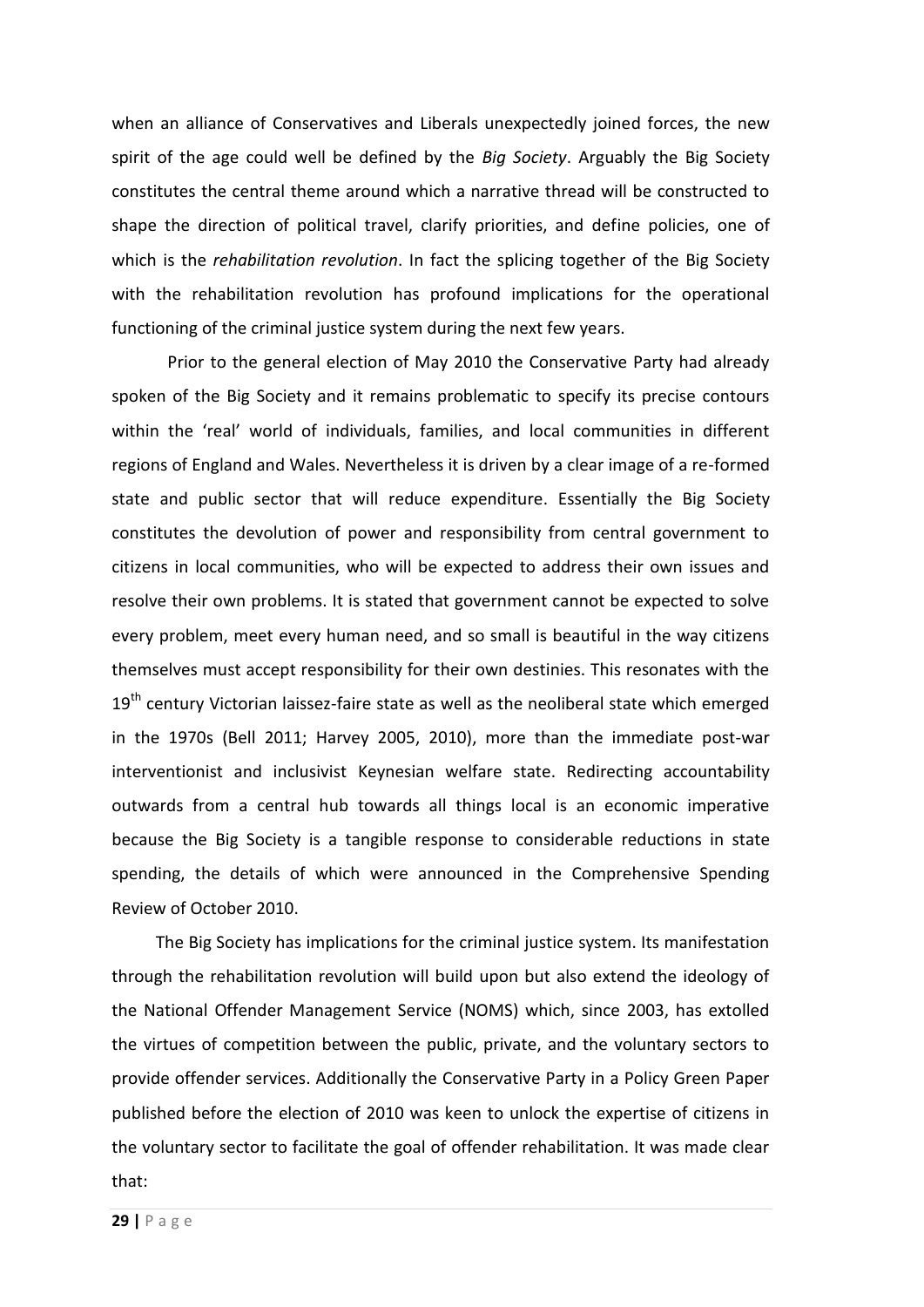when an alliance of Conservatives and Liberals unexpectedly joined forces, the new spirit of the age could well be defined by the *Big Society*. Arguably the Big Society constitutes the central theme around which a narrative thread will be constructed to shape the direction of political travel, clarify priorities, and define policies, one of which is the *rehabilitation revolution*. In fact the splicing together of the Big Society with the rehabilitation revolution has profound implications for the operational functioning of the criminal justice system during the next few years.

Prior to the general election of May 2010 the Conservative Party had already spoken of the Big Society and it remains problematic to specify its precise contours within the 'real' world of individuals, families, and local communities in different regions of England and Wales. Nevertheless it is driven by a clear image of a re-formed state and public sector that will reduce expenditure. Essentially the Big Society constitutes the devolution of power and responsibility from central government to citizens in local communities, who will be expected to address their own issues and resolve their own problems. It is stated that government cannot be expected to solve every problem, meet every human need, and so small is beautiful in the way citizens themselves must accept responsibility for their own destinies. This resonates with the 19th century Victorian laissez-faire state as well as the neoliberal state which emerged in the 1970s (Bell 2011; Harvey 2005, 2010), more than the immediate post-war interventionist and inclusivist Keynesian welfare state. Redirecting accountability outwards from a central hub towards all things local is an economic imperative because the Big Society is a tangible response to considerable reductions in state spending, the details of which were announced in the Comprehensive Spending Review of October 2010.

The Big Society has implications for the criminal justice system. Its manifestation through the rehabilitation revolution will build upon but also extend the ideology of the National Offender Management Service (NOMS) which, since 2003, has extolled the virtues of competition between the public, private, and the voluntary sectors to provide offender services. Additionally the Conservative Party in a Policy Green Paper published before the election of 2010 was keen to unlock the expertise of citizens in the voluntary sector to facilitate the goal of offender rehabilitation. It was made clear that: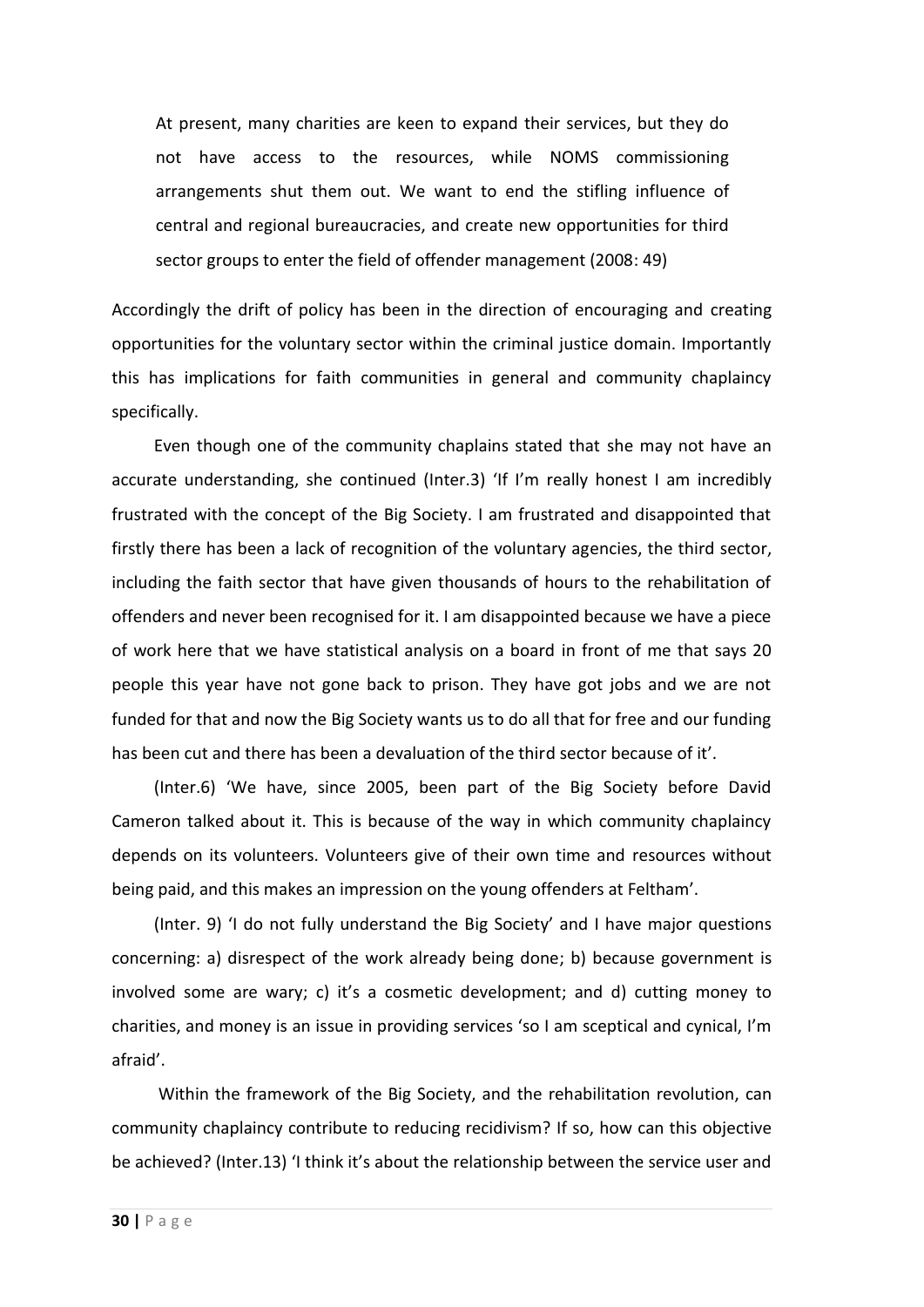> At present, many charities are keen to expand their services, but they do not have access to the resources, while NOMS commissioning arrangements shut them out. We want to end the stifling influence of central and regional bureaucracies, and create new opportunities for third sector groups to enter the field of offender management (2008: 49)

Accordingly the drift of policy has been in the direction of encouraging and creating opportunities for the voluntary sector within the criminal justice domain. Importantly this has implications for faith communities in general and community chaplaincy specifically.

Even though one of the community chaplains stated that she may not have an accurate understanding, she continued (Inter.3) 'If I'm really honest I am incredibly frustrated with the concept of the Big Society. I am frustrated and disappointed that firstly there has been a lack of recognition of the voluntary agencies, the third sector, including the faith sector that have given thousands of hours to the rehabilitation of offenders and never been recognised for it. I am disappointed because we have a piece of work here that we have statistical analysis on a board in front of me that says 20 people this year have not gone back to prison. They have got jobs and we are not funded for that and now the Big Society wants us to do all that for free and our funding has been cut and there has been a devaluation of the third sector because of it'.

(Inter.6) 'We have, since 2005, been part of the Big Society before David Cameron talked about it. This is because of the way in which community chaplaincy depends on its volunteers. Volunteers give of their own time and resources without being paid, and this makes an impression on the young offenders at Feltham'.

(Inter. 9) 'I do not fully understand the Big Society' and I have major questions concerning: a) disrespect of the work already being done; b) because government is involved some are wary; c) it's a cosmetic development; and d) cutting money to charities, and money is an issue in providing services 'so I am sceptical and cynical, I'm afraid'.

Within the framework of the Big Society, and the rehabilitation revolution, can community chaplaincy contribute to reducing recidivism? If so, how can this objective be achieved? (Inter.13) 'I think it's about the relationship between the service user and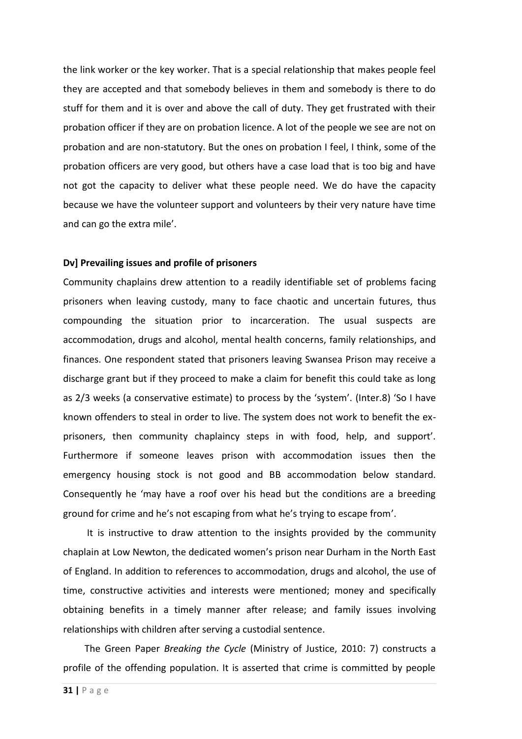the link worker or the key worker. That is a special relationship that makes people feel they are accepted and that somebody believes in them and somebody is there to do stuff for them and it is over and above the call of duty. They get frustrated with their probation officer if they are on probation licence. A lot of the people we see are not on probation and are non-statutory. But the ones on probation I feel, I think, some of the probation officers are very good, but others have a case load that is too big and have not got the capacity to deliver what these people need. We do have the capacity because we have the volunteer support and volunteers by their very nature have time and can go the extra mile'.

**Dv] Prevailing issues and profile of prisoners**

Community chaplains drew attention to a readily identifiable set of problems facing prisoners when leaving custody, many to face chaotic and uncertain futures, thus compounding the situation prior to incarceration. The usual suspects are accommodation, drugs and alcohol, mental health concerns, family relationships, and finances. One respondent stated that prisoners leaving Swansea Prison may receive a discharge grant but if they proceed to make a claim for benefit this could take as long as 2/3 weeks (a conservative estimate) to process by the 'system'. (Inter.8) 'So I have known offenders to steal in order to live. The system does not work to benefit the ex-prisoners, then community chaplaincy steps in with food, help, and support'. Furthermore if someone leaves prison with accommodation issues then the emergency housing stock is not good and BB accommodation below standard. Consequently he 'may have a roof over his head but the conditions are a breeding ground for crime and he's not escaping from what he's trying to escape from'.

It is instructive to draw attention to the insights provided by the community chaplain at Low Newton, the dedicated women's prison near Durham in the North East of England. In addition to references to accommodation, drugs and alcohol, the use of time, constructive activities and interests were mentioned; money and specifically obtaining benefits in a timely manner after release; and family issues involving relationships with children after serving a custodial sentence.

The Green Paper *Breaking the Cycle* (Ministry of Justice, 2010: 7) constructs a profile of the offending population. It is asserted that crime is committed by people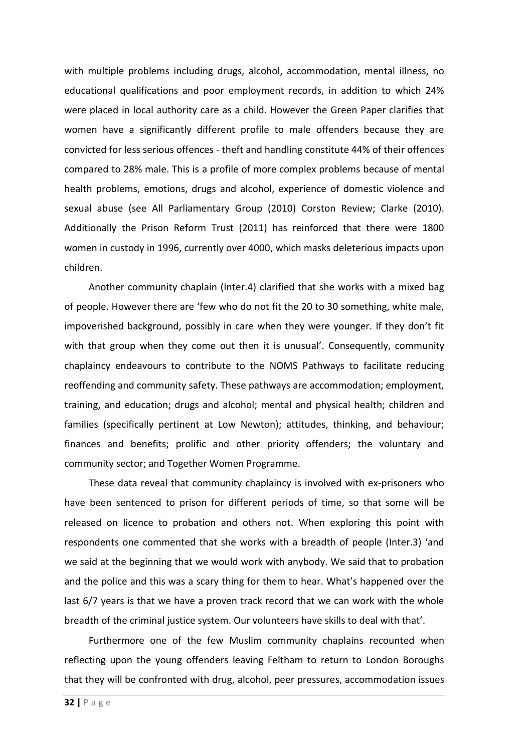with multiple problems including drugs, alcohol, accommodation, mental illness, no educational qualifications and poor employment records, in addition to which 24% were placed in local authority care as a child. However the Green Paper clarifies that women have a significantly different profile to male offenders because they are convicted for less serious offences - theft and handling constitute 44% of their offences compared to 28% male. This is a profile of more complex problems because of mental health problems, emotions, drugs and alcohol, experience of domestic violence and sexual abuse (see All Parliamentary Group (2010) Corston Review; Clarke (2010). Additionally the Prison Reform Trust (2011) has reinforced that there were 1800 women in custody in 1996, currently over 4000, which masks deleterious impacts upon children.

Another community chaplain (Inter.4) clarified that she works with a mixed bag of people. However there are 'few who do not fit the 20 to 30 something, white male, impoverished background, possibly in care when they were younger. If they don't fit with that group when they come out then it is unusual'. Consequently, community chaplaincy endeavours to contribute to the NOMS Pathways to facilitate reducing reoffending and community safety. These pathways are accommodation; employment, training, and education; drugs and alcohol; mental and physical health; children and families (specifically pertinent at Low Newton); attitudes, thinking, and behaviour; finances and benefits; prolific and other priority offenders; the voluntary and community sector; and Together Women Programme.

These data reveal that community chaplaincy is involved with ex-prisoners who have been sentenced to prison for different periods of time, so that some will be released on licence to probation and others not. When exploring this point with respondents one commented that she works with a breadth of people (Inter.3) 'and we said at the beginning that we would work with anybody. We said that to probation and the police and this was a scary thing for them to hear. What's happened over the last 6/7 years is that we have a proven track record that we can work with the whole breadth of the criminal justice system. Our volunteers have skills to deal with that'.

Furthermore one of the few Muslim community chaplains recounted when reflecting upon the young offenders leaving Feltham to return to London Boroughs that they will be confronted with drug, alcohol, peer pressures, accommodation issues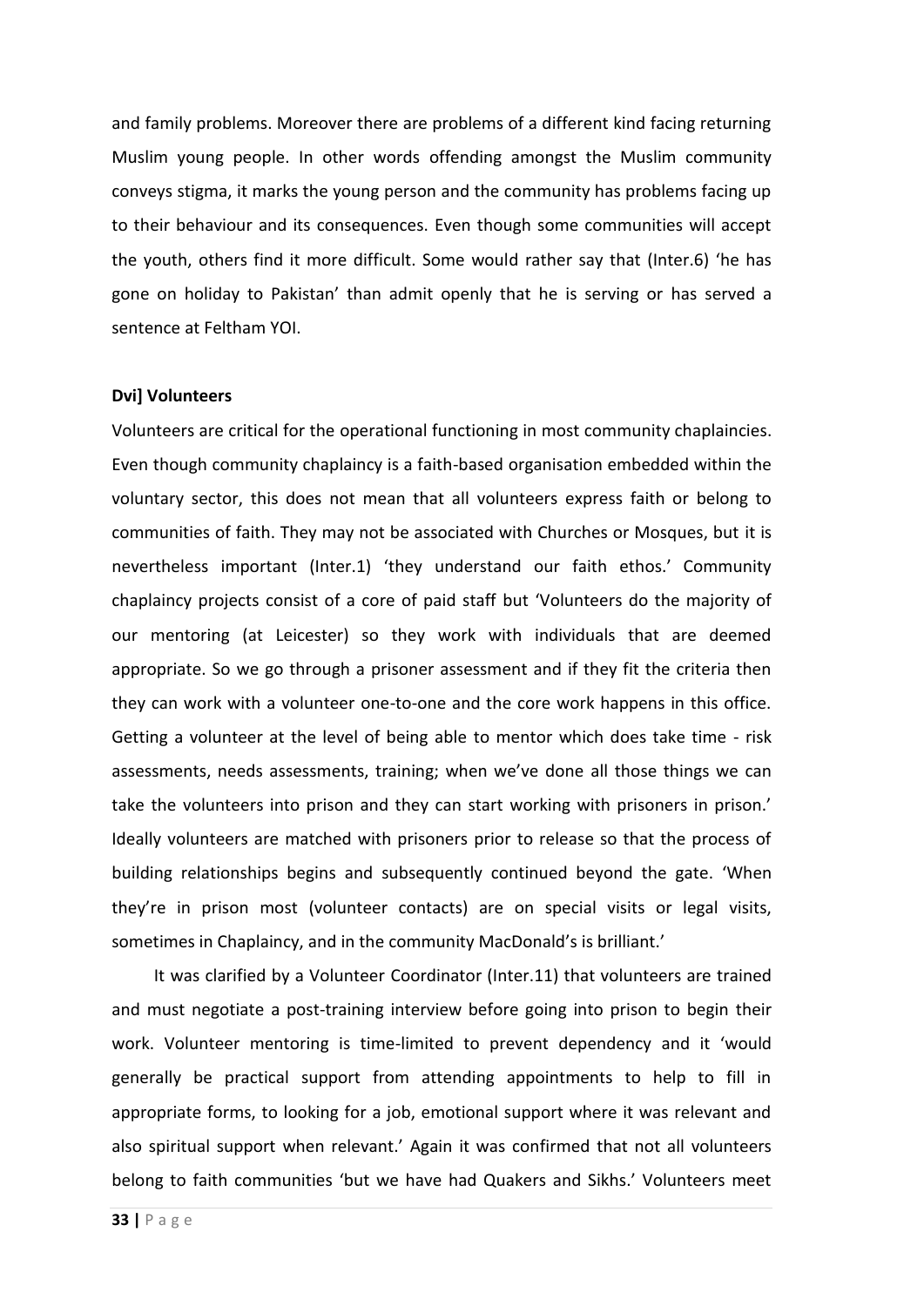and family problems. Moreover there are problems of a different kind facing returning Muslim young people. In other words offending amongst the Muslim community conveys stigma, it marks the young person and the community has problems facing up to their behaviour and its consequences. Even though some communities will accept the youth, others find it more difficult. Some would rather say that (Inter.6) 'he has gone on holiday to Pakistan' than admit openly that he is serving or has served a sentence at Feltham YOI.

**Dvi] Volunteers**

Volunteers are critical for the operational functioning in most community chaplaincies. Even though community chaplaincy is a faith-based organisation embedded within the voluntary sector, this does not mean that all volunteers express faith or belong to communities of faith. They may not be associated with Churches or Mosques, but it is nevertheless important (Inter.1) 'they understand our faith ethos.' Community chaplaincy projects consist of a core of paid staff but 'Volunteers do the majority of our mentoring (at Leicester) so they work with individuals that are deemed appropriate. So we go through a prisoner assessment and if they fit the criteria then they can work with a volunteer one-to-one and the core work happens in this office. Getting a volunteer at the level of being able to mentor which does take time - risk assessments, needs assessments, training; when we've done all those things we can take the volunteers into prison and they can start working with prisoners in prison.' Ideally volunteers are matched with prisoners prior to release so that the process of building relationships begins and subsequently continued beyond the gate. 'When they're in prison most (volunteer contacts) are on special visits or legal visits, sometimes in Chaplaincy, and in the community MacDonald's is brilliant.'

It was clarified by a Volunteer Coordinator (Inter.11) that volunteers are trained and must negotiate a post-training interview before going into prison to begin their work. Volunteer mentoring is time-limited to prevent dependency and it 'would generally be practical support from attending appointments to help to fill in appropriate forms, to looking for a job, emotional support where it was relevant and also spiritual support when relevant.' Again it was confirmed that not all volunteers belong to faith communities 'but we have had Quakers and Sikhs.' Volunteers meet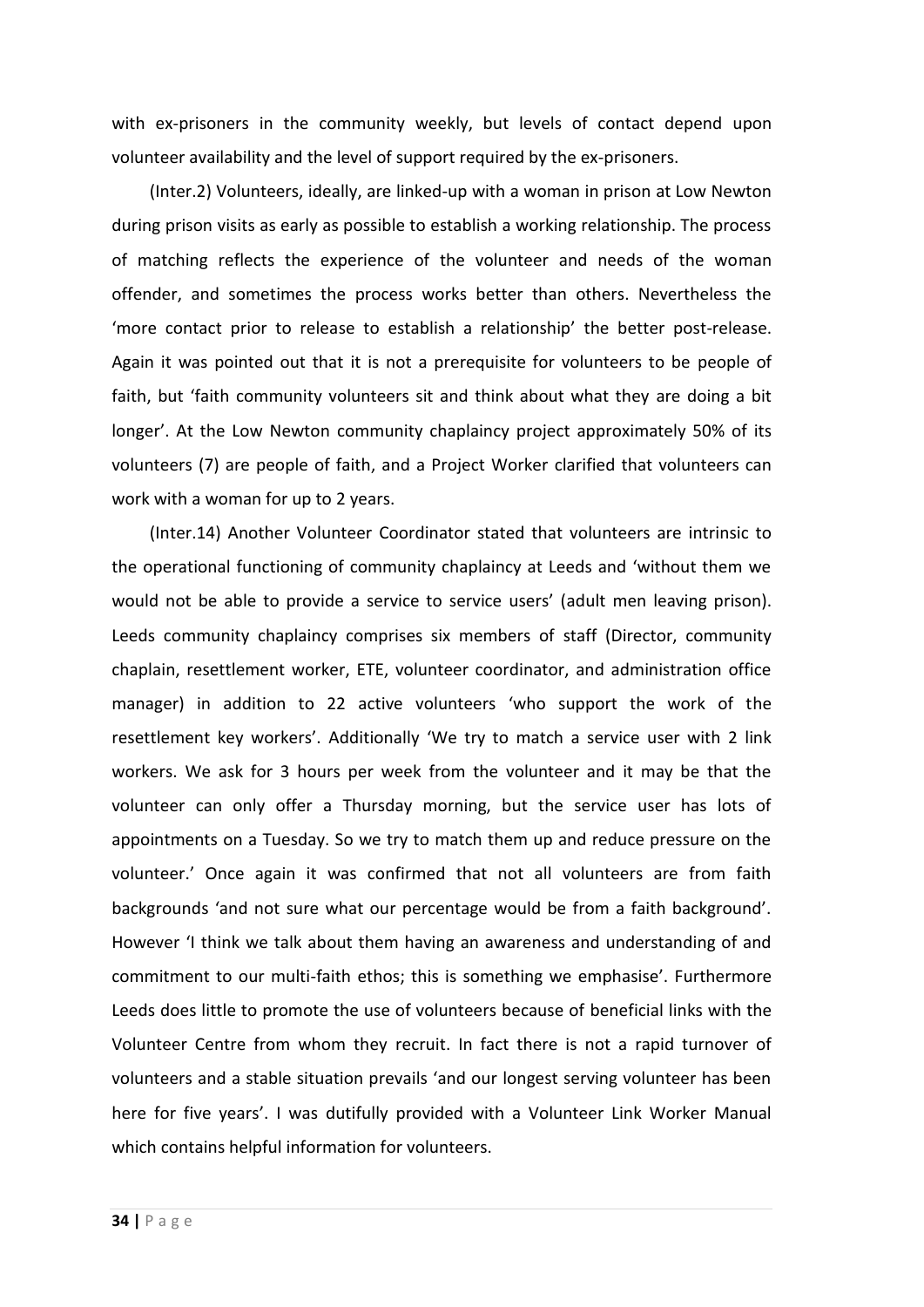with ex-prisoners in the community weekly, but levels of contact depend upon volunteer availability and the level of support required by the ex-prisoners.

(Inter.2) Volunteers, ideally, are linked-up with a woman in prison at Low Newton during prison visits as early as possible to establish a working relationship. The process of matching reflects the experience of the volunteer and needs of the woman offender, and sometimes the process works better than others. Nevertheless the 'more contact prior to release to establish a relationship' the better post-release. Again it was pointed out that it is not a prerequisite for volunteers to be people of faith, but 'faith community volunteers sit and think about what they are doing a bit longer'. At the Low Newton community chaplaincy project approximately 50% of its volunteers (7) are people of faith, and a Project Worker clarified that volunteers can work with a woman for up to 2 years.

(Inter.14) Another Volunteer Coordinator stated that volunteers are intrinsic to the operational functioning of community chaplaincy at Leeds and 'without them we would not be able to provide a service to service users' (adult men leaving prison). Leeds community chaplaincy comprises six members of staff (Director, community chaplain, resettlement worker, ETE, volunteer coordinator, and administration office manager) in addition to 22 active volunteers 'who support the work of the resettlement key workers'. Additionally 'We try to match a service user with 2 link workers. We ask for 3 hours per week from the volunteer and it may be that the volunteer can only offer a Thursday morning, but the service user has lots of appointments on a Tuesday. So we try to match them up and reduce pressure on the volunteer.' Once again it was confirmed that not all volunteers are from faith backgrounds 'and not sure what our percentage would be from a faith background'. However 'I think we talk about them having an awareness and understanding of and commitment to our multi-faith ethos; this is something we emphasise'. Furthermore Leeds does little to promote the use of volunteers because of beneficial links with the Volunteer Centre from whom they recruit. In fact there is not a rapid turnover of volunteers and a stable situation prevails 'and our longest serving volunteer has been here for five years'. I was dutifully provided with a Volunteer Link Worker Manual which contains helpful information for volunteers.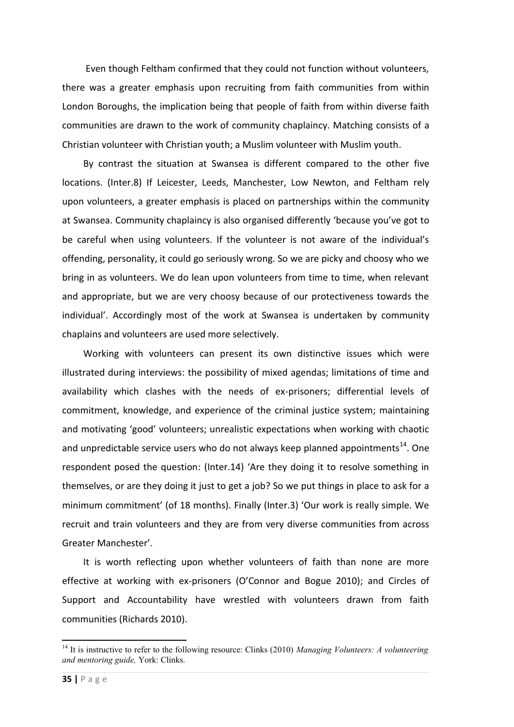Even though Feltham confirmed that they could not function without volunteers, there was a greater emphasis upon recruiting from faith communities from within London Boroughs, the implication being that people of faith from within diverse faith communities are drawn to the work of community chaplaincy. Matching consists of a Christian volunteer with Christian youth; a Muslim volunteer with Muslim youth.

By contrast the situation at Swansea is different compared to the other five locations. (Inter.8) If Leicester, Leeds, Manchester, Low Newton, and Feltham rely upon volunteers, a greater emphasis is placed on partnerships within the community at Swansea. Community chaplaincy is also organised differently 'because you've got to be careful when using volunteers. If the volunteer is not aware of the individual's offending, personality, it could go seriously wrong. So we are picky and choosy who we bring in as volunteers. We do lean upon volunteers from time to time, when relevant and appropriate, but we are very choosy because of our protectiveness towards the individual'. Accordingly most of the work at Swansea is undertaken by community chaplains and volunteers are used more selectively.

Working with volunteers can present its own distinctive issues which were illustrated during interviews: the possibility of mixed agendas; limitations of time and availability which clashes with the needs of ex-prisoners; differential levels of commitment, knowledge, and experience of the criminal justice system; maintaining and motivating 'good' volunteers; unrealistic expectations when working with chaotic and unpredictable service users who do not always keep planned appointments[14]. One respondent posed the question: (Inter.14) 'Are they doing it to resolve something in themselves, or are they doing it just to get a job? So we put things in place to ask for a minimum commitment' (of 18 months). Finally (Inter.3) 'Our work is really simple. We recruit and train volunteers and they are from very diverse communities from across Greater Manchester'.

It is worth reflecting upon whether volunteers of faith than none are more effective at working with ex-prisoners (O'Connor and Bogue 2010); and Circles of Support and Accountability have wrestled with volunteers drawn from faith communities (Richards 2010).

---

[14] It is instructive to refer to the following resource: Clinks (2010) *Managing Volunteers: A volunteering and mentoring guide,* York: Clinks.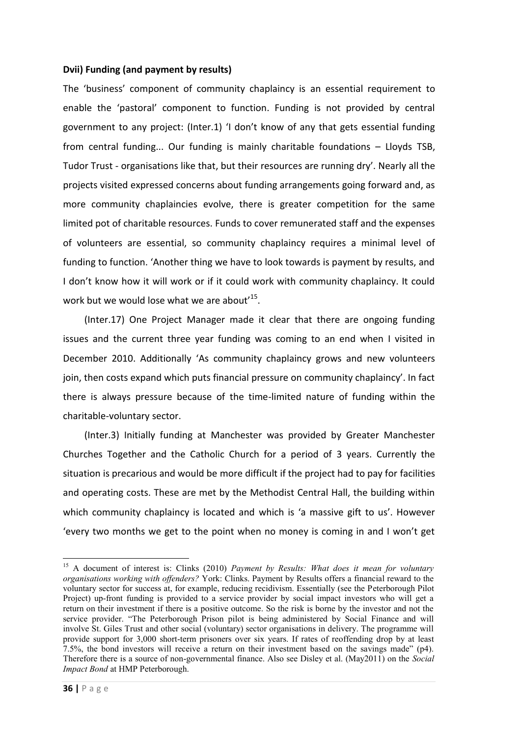**Dvii) Funding (and payment by results)**

The 'business' component of community chaplaincy is an essential requirement to enable the 'pastoral' component to function. Funding is not provided by central government to any project: (Inter.1) 'I don't know of any that gets essential funding from central funding... Our funding is mainly charitable foundations – Lloyds TSB, Tudor Trust - organisations like that, but their resources are running dry'. Nearly all the projects visited expressed concerns about funding arrangements going forward and, as more community chaplaincies evolve, there is greater competition for the same limited pot of charitable resources. Funds to cover remunerated staff and the expenses of volunteers are essential, so community chaplaincy requires a minimal level of funding to function. 'Another thing we have to look towards is payment by results, and I don't know how it will work or if it could work with community chaplaincy. It could work but we would lose what we are about'[15].

(Inter.17) One Project Manager made it clear that there are ongoing funding issues and the current three year funding was coming to an end when I visited in December 2010. Additionally 'As community chaplaincy grows and new volunteers join, then costs expand which puts financial pressure on community chaplaincy'. In fact there is always pressure because of the time-limited nature of funding within the charitable-voluntary sector.

(Inter.3) Initially funding at Manchester was provided by Greater Manchester Churches Together and the Catholic Church for a period of 3 years. Currently the situation is precarious and would be more difficult if the project had to pay for facilities and operating costs. These are met by the Methodist Central Hall, the building within which community chaplaincy is located and which is 'a massive gift to us'. However 'every two months we get to the point when no money is coming in and I won't get

---

[15] A document of interest is: Clinks (2010) *Payment by Results: What does it mean for voluntary organisations working with offenders?* York: Clinks. Payment by Results offers a financial reward to the voluntary sector for success at, for example, reducing recidivism. Essentially (see the Peterborough Pilot Project) up-front funding is provided to a service provider by social impact investors who will get a return on their investment if there is a positive outcome. So the risk is borne by the investor and not the service provider. "The Peterborough Prison pilot is being administered by Social Finance and will involve St. Giles Trust and other social (voluntary) sector organisations in delivery. The programme will provide support for 3,000 short-term prisoners over six years. If rates of reoffending drop by at least 7.5%, the bond investors will receive a return on their investment based on the savings made" (p4). Therefore there is a source of non-governmental finance. Also see Disley et al. (May2011) on the *Social Impact Bond* at HMP Peterborough.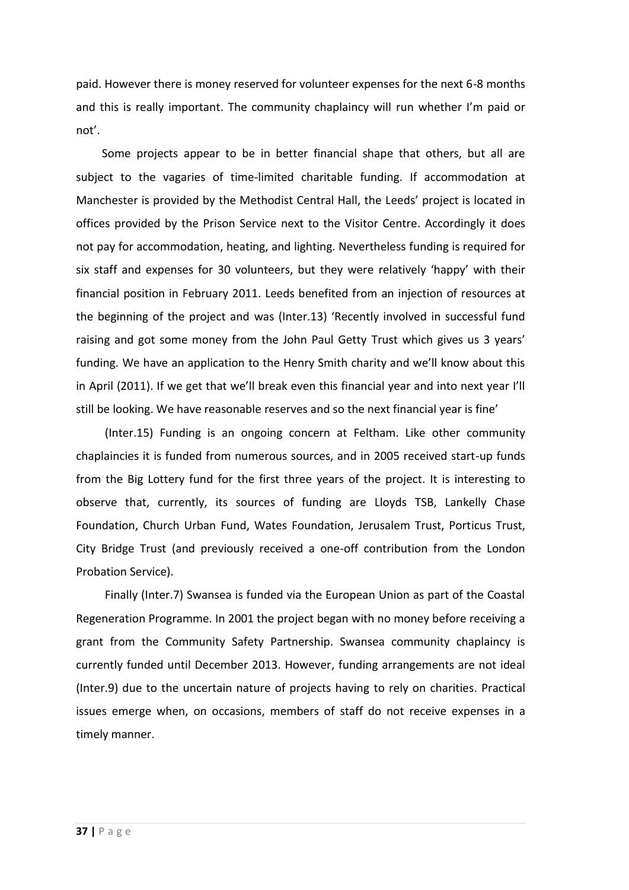paid. However there is money reserved for volunteer expenses for the next 6-8 months and this is really important. The community chaplaincy will run whether I'm paid or not'.

Some projects appear to be in better financial shape that others, but all are subject to the vagaries of time-limited charitable funding. If accommodation at Manchester is provided by the Methodist Central Hall, the Leeds' project is located in offices provided by the Prison Service next to the Visitor Centre. Accordingly it does not pay for accommodation, heating, and lighting. Nevertheless funding is required for six staff and expenses for 30 volunteers, but they were relatively 'happy' with their financial position in February 2011. Leeds benefited from an injection of resources at the beginning of the project and was (Inter.13) 'Recently involved in successful fund raising and got some money from the John Paul Getty Trust which gives us 3 years' funding. We have an application to the Henry Smith charity and we'll know about this in April (2011). If we get that we'll break even this financial year and into next year I'll still be looking. We have reasonable reserves and so the next financial year is fine'

(Inter.15) Funding is an ongoing concern at Feltham. Like other community chaplaincies it is funded from numerous sources, and in 2005 received start-up funds from the Big Lottery fund for the first three years of the project. It is interesting to observe that, currently, its sources of funding are Lloyds TSB, Lankelly Chase Foundation, Church Urban Fund, Wates Foundation, Jerusalem Trust, Porticus Trust, City Bridge Trust (and previously received a one-off contribution from the London Probation Service).

Finally (Inter.7) Swansea is funded via the European Union as part of the Coastal Regeneration Programme. In 2001 the project began with no money before receiving a grant from the Community Safety Partnership. Swansea community chaplaincy is currently funded until December 2013. However, funding arrangements are not ideal (Inter.9) due to the uncertain nature of projects having to rely on charities. Practical issues emerge when, on occasions, members of staff do not receive expenses in a timely manner.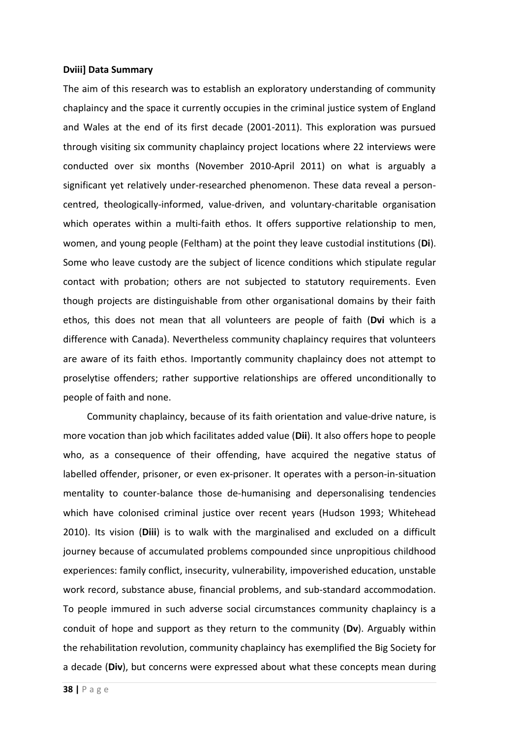**Dviii] Data Summary**

The aim of this research was to establish an exploratory understanding of community chaplaincy and the space it currently occupies in the criminal justice system of England and Wales at the end of its first decade (2001-2011). This exploration was pursued through visiting six community chaplaincy project locations where 22 interviews were conducted over six months (November 2010-April 2011) on what is arguably a significant yet relatively under-researched phenomenon. These data reveal a person-centred, theologically-informed, value-driven, and voluntary-charitable organisation which operates within a multi-faith ethos. It offers supportive relationship to men, women, and young people (Feltham) at the point they leave custodial institutions (**Di**). Some who leave custody are the subject of licence conditions which stipulate regular contact with probation; others are not subjected to statutory requirements. Even though projects are distinguishable from other organisational domains by their faith ethos, this does not mean that all volunteers are people of faith (**Dvi** which is a difference with Canada). Nevertheless community chaplaincy requires that volunteers are aware of its faith ethos. Importantly community chaplaincy does not attempt to proselytise offenders; rather supportive relationships are offered unconditionally to people of faith and none.

Community chaplaincy, because of its faith orientation and value-drive nature, is more vocation than job which facilitates added value (**Dii**). It also offers hope to people who, as a consequence of their offending, have acquired the negative status of labelled offender, prisoner, or even ex-prisoner. It operates with a person-in-situation mentality to counter-balance those de-humanising and depersonalising tendencies which have colonised criminal justice over recent years (Hudson 1993; Whitehead 2010). Its vision (**Diii**) is to walk with the marginalised and excluded on a difficult journey because of accumulated problems compounded since unpropitious childhood experiences: family conflict, insecurity, vulnerability, impoverished education, unstable work record, substance abuse, financial problems, and sub-standard accommodation. To people immured in such adverse social circumstances community chaplaincy is a conduit of hope and support as they return to the community (**Dv**). Arguably within the rehabilitation revolution, community chaplaincy has exemplified the Big Society for a decade (**Div**), but concerns were expressed about what these concepts mean during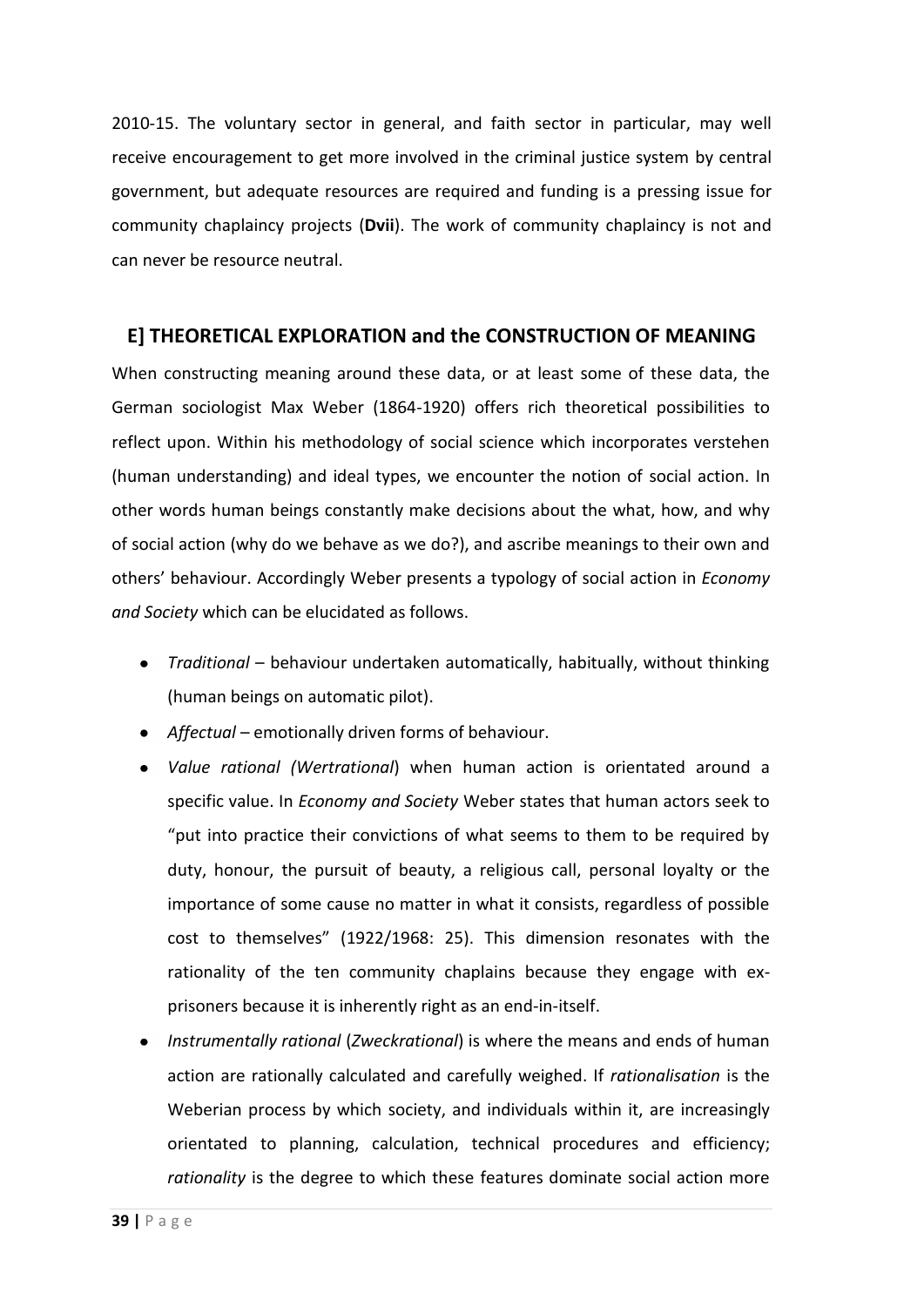2010-15. The voluntary sector in general, and faith sector in particular, may well receive encouragement to get more involved in the criminal justice system by central government, but adequate resources are required and funding is a pressing issue for community chaplaincy projects (**Dvii**). The work of community chaplaincy is not and can never be resource neutral.

## E] THEORETICAL EXPLORATION and the CONSTRUCTION OF MEANING

When constructing meaning around these data, or at least some of these data, the German sociologist Max Weber (1864-1920) offers rich theoretical possibilities to reflect upon. Within his methodology of social science which incorporates verstehen (human understanding) and ideal types, we encounter the notion of social action. In other words human beings constantly make decisions about the what, how, and why of social action (why do we behave as we do?), and ascribe meanings to their own and others' behaviour. Accordingly Weber presents a typology of social action in *Economy and Society* which can be elucidated as follows.

- *Traditional* – behaviour undertaken automatically, habitually, without thinking (human beings on automatic pilot).
- *Affectual* – emotionally driven forms of behaviour.
- *Value rational (Wertrational*) when human action is orientated around a specific value. In *Economy and Society* Weber states that human actors seek to "put into practice their convictions of what seems to them to be required by duty, honour, the pursuit of beauty, a religious call, personal loyalty or the importance of some cause no matter in what it consists, regardless of possible cost to themselves" (1922/1968: 25). This dimension resonates with the rationality of the ten community chaplains because they engage with ex-prisoners because it is inherently right as an end-in-itself.
- *Instrumentally rational* (*Zweckrational*) is where the means and ends of human action are rationally calculated and carefully weighed. If *rationalisation* is the Weberian process by which society, and individuals within it, are increasingly orientated to planning, calculation, technical procedures and efficiency; *rationality* is the degree to which these features dominate social action more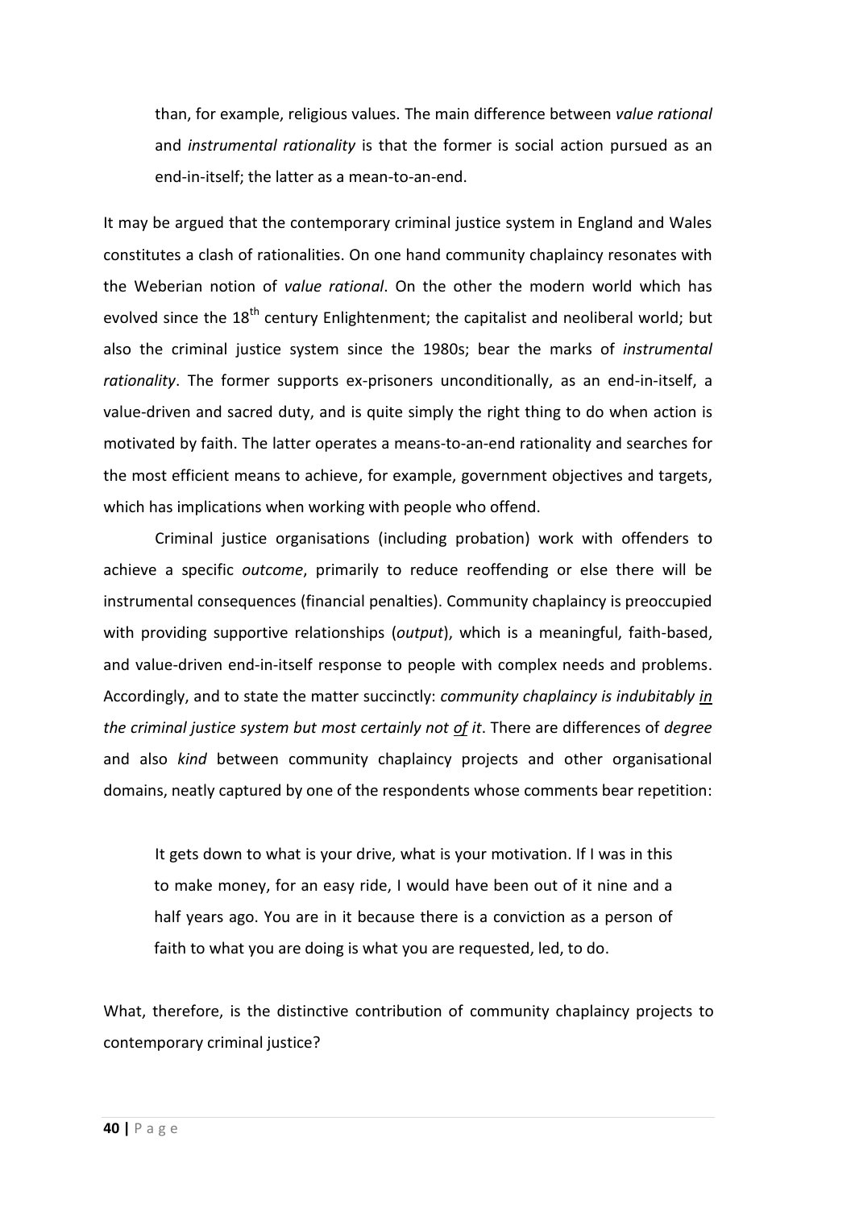than, for example, religious values. The main difference between *value rational* and *instrumental rationality* is that the former is social action pursued as an end-in-itself; the latter as a mean-to-an-end.

It may be argued that the contemporary criminal justice system in England and Wales constitutes a clash of rationalities. On one hand community chaplaincy resonates with the Weberian notion of *value rational*. On the other the modern world which has evolved since the 18th century Enlightenment; the capitalist and neoliberal world; but also the criminal justice system since the 1980s; bear the marks of *instrumental rationality*. The former supports ex-prisoners unconditionally, as an end-in-itself, a value-driven and sacred duty, and is quite simply the right thing to do when action is motivated by faith. The latter operates a means-to-an-end rationality and searches for the most efficient means to achieve, for example, government objectives and targets, which has implications when working with people who offend.

Criminal justice organisations (including probation) work with offenders to achieve a specific *outcome*, primarily to reduce reoffending or else there will be instrumental consequences (financial penalties). Community chaplaincy is preoccupied with providing supportive relationships (*output*), which is a meaningful, faith-based, and value-driven end-in-itself response to people with complex needs and problems. Accordingly, and to state the matter succinctly: *community chaplaincy is indubitably <u>in</u> the criminal justice system but most certainly not <u>of</u> it*. There are differences of *degree* and also *kind* between community chaplaincy projects and other organisational domains, neatly captured by one of the respondents whose comments bear repetition:

> It gets down to what is your drive, what is your motivation. If I was in this to make money, for an easy ride, I would have been out of it nine and a half years ago. You are in it because there is a conviction as a person of faith to what you are doing is what you are requested, led, to do.

What, therefore, is the distinctive contribution of community chaplaincy projects to contemporary criminal justice?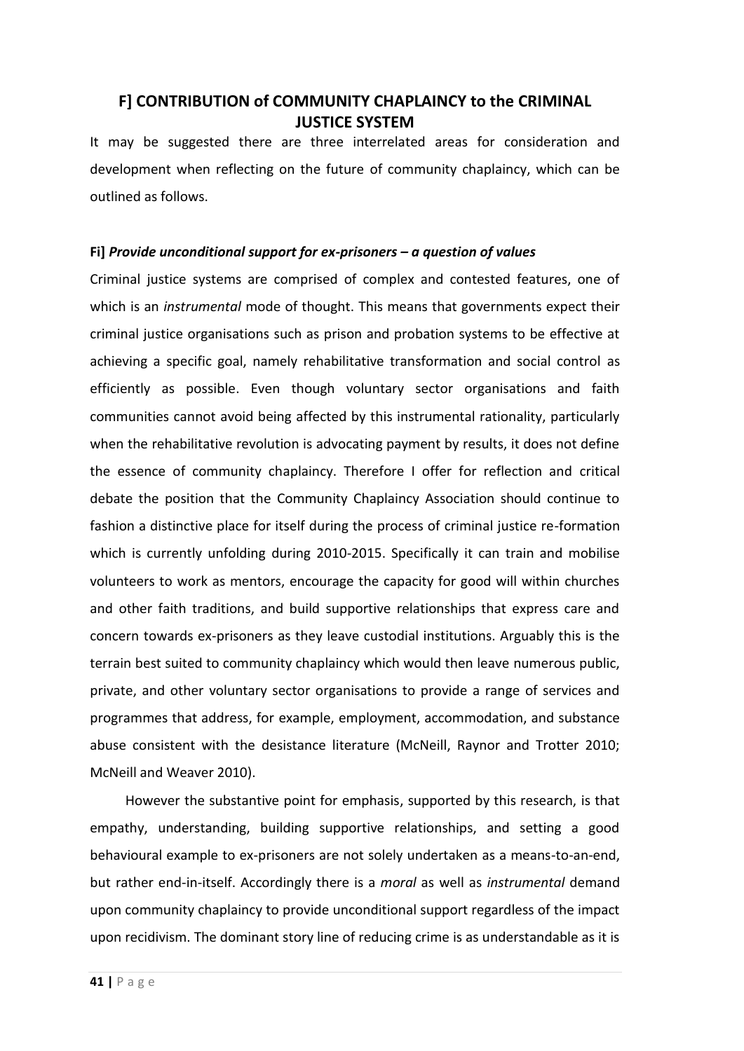## F] CONTRIBUTION of COMMUNITY CHAPLAINCY to the CRIMINAL JUSTICE SYSTEM

It may be suggested there are three interrelated areas for consideration and development when reflecting on the future of community chaplaincy, which can be outlined as follows.

### Fi] *Provide unconditional support for ex-prisoners – a question of values*

Criminal justice systems are comprised of complex and contested features, one of which is an *instrumental* mode of thought. This means that governments expect their criminal justice organisations such as prison and probation systems to be effective at achieving a specific goal, namely rehabilitative transformation and social control as efficiently as possible. Even though voluntary sector organisations and faith communities cannot avoid being affected by this instrumental rationality, particularly when the rehabilitative revolution is advocating payment by results, it does not define the essence of community chaplaincy. Therefore I offer for reflection and critical debate the position that the Community Chaplaincy Association should continue to fashion a distinctive place for itself during the process of criminal justice re-formation which is currently unfolding during 2010-2015. Specifically it can train and mobilise volunteers to work as mentors, encourage the capacity for good will within churches and other faith traditions, and build supportive relationships that express care and concern towards ex-prisoners as they leave custodial institutions. Arguably this is the terrain best suited to community chaplaincy which would then leave numerous public, private, and other voluntary sector organisations to provide a range of services and programmes that address, for example, employment, accommodation, and substance abuse consistent with the desistance literature (McNeill, Raynor and Trotter 2010; McNeill and Weaver 2010).

However the substantive point for emphasis, supported by this research, is that empathy, understanding, building supportive relationships, and setting a good behavioural example to ex-prisoners are not solely undertaken as a means-to-an-end, but rather end-in-itself. Accordingly there is a *moral* as well as *instrumental* demand upon community chaplaincy to provide unconditional support regardless of the impact upon recidivism. The dominant story line of reducing crime is as understandable as it is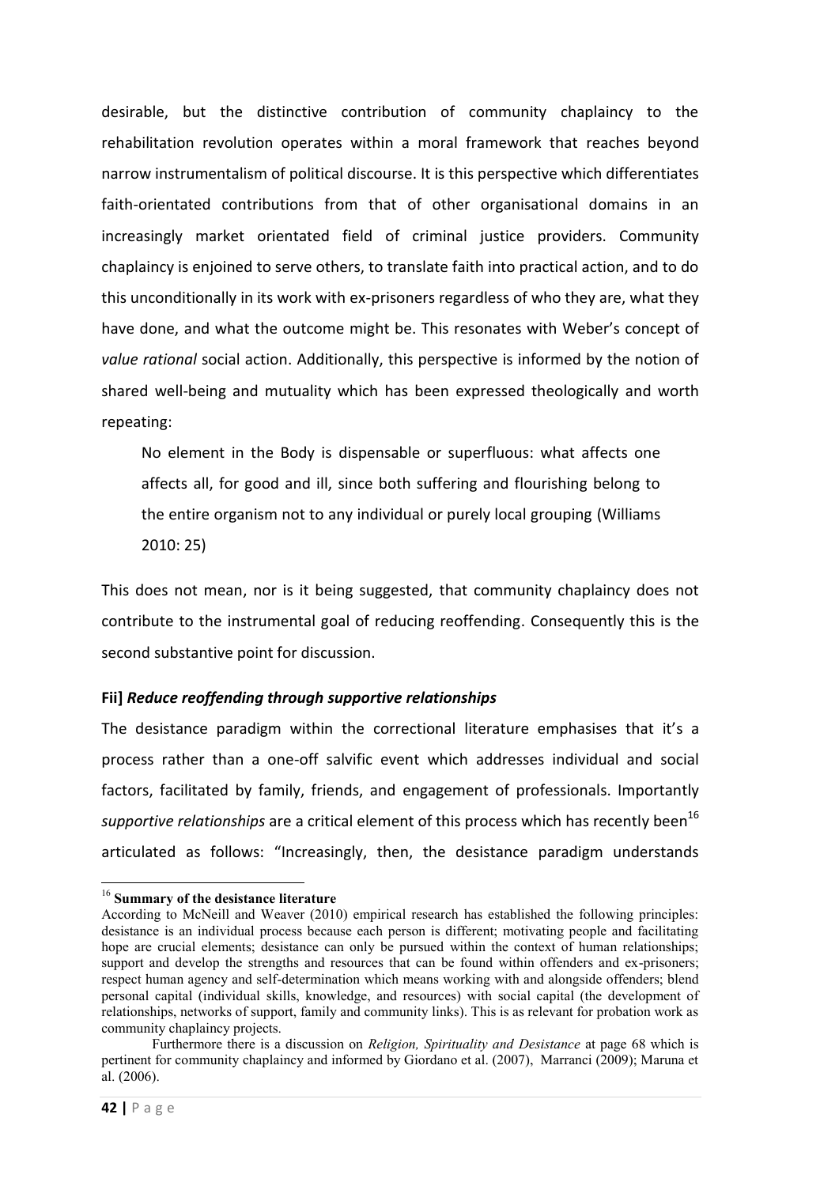desirable, but the distinctive contribution of community chaplaincy to the rehabilitation revolution operates within a moral framework that reaches beyond narrow instrumentalism of political discourse. It is this perspective which differentiates faith-orientated contributions from that of other organisational domains in an increasingly market orientated field of criminal justice providers. Community chaplaincy is enjoined to serve others, to translate faith into practical action, and to do this unconditionally in its work with ex-prisoners regardless of who they are, what they have done, and what the outcome might be. This resonates with Weber's concept of *value rational* social action. Additionally, this perspective is informed by the notion of shared well-being and mutuality which has been expressed theologically and worth repeating:

> No element in the Body is dispensable or superfluous: what affects one affects all, for good and ill, since both suffering and flourishing belong to the entire organism not to any individual or purely local grouping (Williams 2010: 25)

This does not mean, nor is it being suggested, that community chaplaincy does not contribute to the instrumental goal of reducing reoffending. Consequently this is the second substantive point for discussion.

### Fii] *Reduce reoffending through supportive relationships*

The desistance paradigm within the correctional literature emphasises that it's a process rather than a one-off salvific event which addresses individual and social factors, facilitated by family, friends, and engagement of professionals. Importantly *supportive relationships* are a critical element of this process which has recently been[16] articulated as follows: "Increasingly, then, the desistance paradigm understands

---

[16] **Summary of the desistance literature**

According to McNeill and Weaver (2010) empirical research has established the following principles: desistance is an individual process because each person is different; motivating people and facilitating hope are crucial elements; desistance can only be pursued within the context of human relationships; support and develop the strengths and resources that can be found within offenders and ex-prisoners; respect human agency and self-determination which means working with and alongside offenders; blend personal capital (individual skills, knowledge, and resources) with social capital (the development of relationships, networks of support, family and community links). This is as relevant for probation work as community chaplaincy projects.

Furthermore there is a discussion on *Religion, Spirituality and Desistance* at page 68 which is pertinent for community chaplaincy and informed by Giordano et al. (2007), Marranci (2009); Maruna et al. (2006).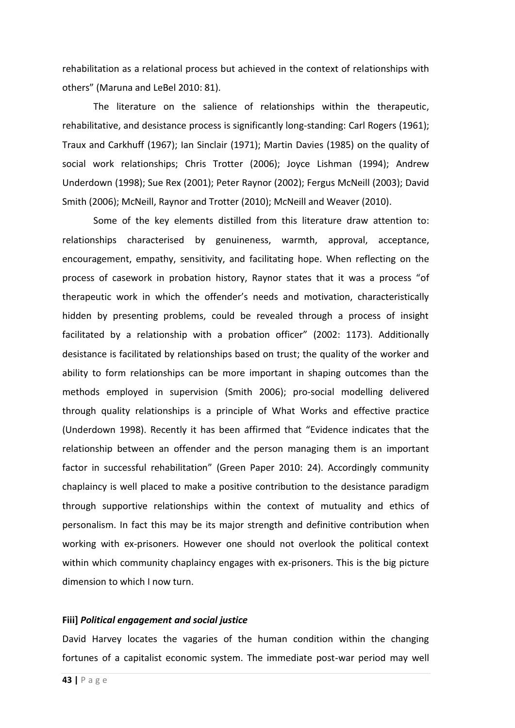rehabilitation as a relational process but achieved in the context of relationships with others" (Maruna and LeBel 2010: 81).

The literature on the salience of relationships within the therapeutic, rehabilitative, and desistance process is significantly long-standing: Carl Rogers (1961); Traux and Carkhuff (1967); Ian Sinclair (1971); Martin Davies (1985) on the quality of social work relationships; Chris Trotter (2006); Joyce Lishman (1994); Andrew Underdown (1998); Sue Rex (2001); Peter Raynor (2002); Fergus McNeill (2003); David Smith (2006); McNeill, Raynor and Trotter (2010); McNeill and Weaver (2010).

Some of the key elements distilled from this literature draw attention to: relationships characterised by genuineness, warmth, approval, acceptance, encouragement, empathy, sensitivity, and facilitating hope. When reflecting on the process of casework in probation history, Raynor states that it was a process "of therapeutic work in which the offender's needs and motivation, characteristically hidden by presenting problems, could be revealed through a process of insight facilitated by a relationship with a probation officer" (2002: 1173). Additionally desistance is facilitated by relationships based on trust; the quality of the worker and ability to form relationships can be more important in shaping outcomes than the methods employed in supervision (Smith 2006); pro-social modelling delivered through quality relationships is a principle of What Works and effective practice (Underdown 1998). Recently it has been affirmed that "Evidence indicates that the relationship between an offender and the person managing them is an important factor in successful rehabilitation" (Green Paper 2010: 24). Accordingly community chaplaincy is well placed to make a positive contribution to the desistance paradigm through supportive relationships within the context of mutuality and ethics of personalism. In fact this may be its major strength and definitive contribution when working with ex-prisoners. However one should not overlook the political context within which community chaplaincy engages with ex-prisoners. This is the big picture dimension to which I now turn.

**Fiii]** ***Political engagement and social justice***

David Harvey locates the vagaries of the human condition within the changing fortunes of a capitalist economic system. The immediate post-war period may well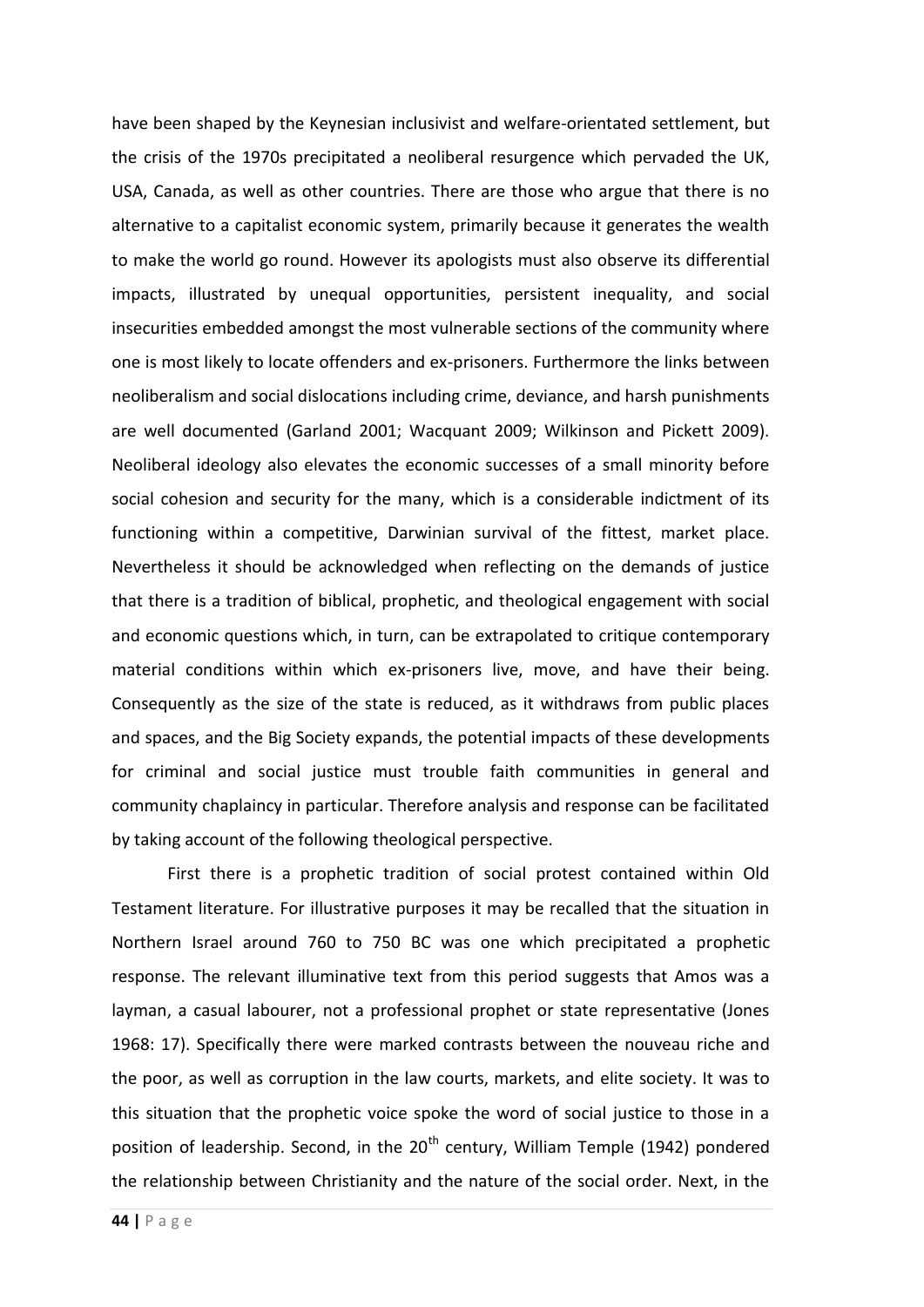have been shaped by the Keynesian inclusivist and welfare-orientated settlement, but the crisis of the 1970s precipitated a neoliberal resurgence which pervaded the UK, USA, Canada, as well as other countries. There are those who argue that there is no alternative to a capitalist economic system, primarily because it generates the wealth to make the world go round. However its apologists must also observe its differential impacts, illustrated by unequal opportunities, persistent inequality, and social insecurities embedded amongst the most vulnerable sections of the community where one is most likely to locate offenders and ex-prisoners. Furthermore the links between neoliberalism and social dislocations including crime, deviance, and harsh punishments are well documented (Garland 2001; Wacquant 2009; Wilkinson and Pickett 2009). Neoliberal ideology also elevates the economic successes of a small minority before social cohesion and security for the many, which is a considerable indictment of its functioning within a competitive, Darwinian survival of the fittest, market place. Nevertheless it should be acknowledged when reflecting on the demands of justice that there is a tradition of biblical, prophetic, and theological engagement with social and economic questions which, in turn, can be extrapolated to critique contemporary material conditions within which ex-prisoners live, move, and have their being. Consequently as the size of the state is reduced, as it withdraws from public places and spaces, and the Big Society expands, the potential impacts of these developments for criminal and social justice must trouble faith communities in general and community chaplaincy in particular. Therefore analysis and response can be facilitated by taking account of the following theological perspective.

First there is a prophetic tradition of social protest contained within Old Testament literature. For illustrative purposes it may be recalled that the situation in Northern Israel around 760 to 750 BC was one which precipitated a prophetic response. The relevant illuminative text from this period suggests that Amos was a layman, a casual labourer, not a professional prophet or state representative (Jones 1968: 17). Specifically there were marked contrasts between the nouveau riche and the poor, as well as corruption in the law courts, markets, and elite society. It was to this situation that the prophetic voice spoke the word of social justice to those in a position of leadership. Second, in the 20th century, William Temple (1942) pondered the relationship between Christianity and the nature of the social order. Next, in the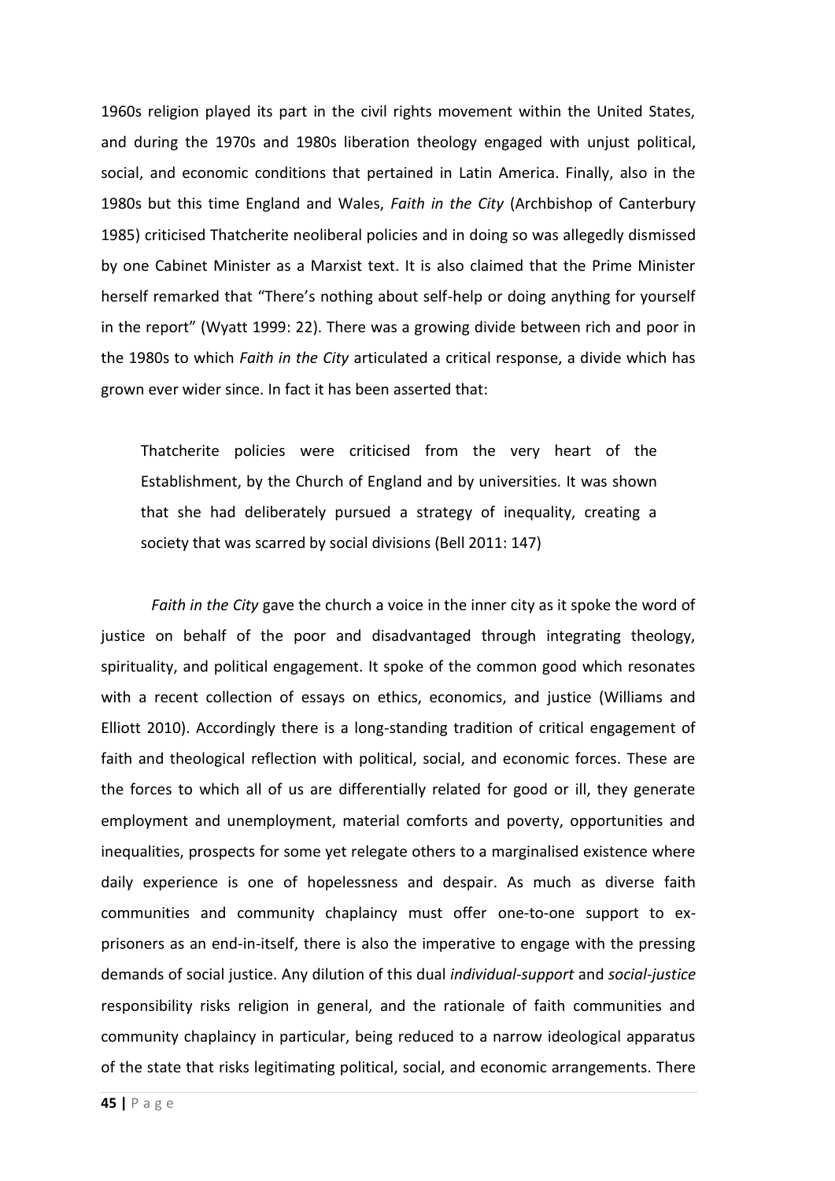1960s religion played its part in the civil rights movement within the United States, and during the 1970s and 1980s liberation theology engaged with unjust political, social, and economic conditions that pertained in Latin America. Finally, also in the 1980s but this time England and Wales, *Faith in the City* (Archbishop of Canterbury 1985) criticised Thatcherite neoliberal policies and in doing so was allegedly dismissed by one Cabinet Minister as a Marxist text. It is also claimed that the Prime Minister herself remarked that "There's nothing about self-help or doing anything for yourself in the report" (Wyatt 1999: 22). There was a growing divide between rich and poor in the 1980s to which *Faith in the City* articulated a critical response, a divide which has grown ever wider since. In fact it has been asserted that:

> Thatcherite policies were criticised from the very heart of the Establishment, by the Church of England and by universities. It was shown that she had deliberately pursued a strategy of inequality, creating a society that was scarred by social divisions (Bell 2011: 147)

*Faith in the City* gave the church a voice in the inner city as it spoke the word of justice on behalf of the poor and disadvantaged through integrating theology, spirituality, and political engagement. It spoke of the common good which resonates with a recent collection of essays on ethics, economics, and justice (Williams and Elliott 2010). Accordingly there is a long-standing tradition of critical engagement of faith and theological reflection with political, social, and economic forces. These are the forces to which all of us are differentially related for good or ill, they generate employment and unemployment, material comforts and poverty, opportunities and inequalities, prospects for some yet relegate others to a marginalised existence where daily experience is one of hopelessness and despair. As much as diverse faith communities and community chaplaincy must offer one-to-one support to ex-prisoners as an end-in-itself, there is also the imperative to engage with the pressing demands of social justice. Any dilution of this dual *individual-support* and *social-justice* responsibility risks religion in general, and the rationale of faith communities and community chaplaincy in particular, being reduced to a narrow ideological apparatus of the state that risks legitimating political, social, and economic arrangements. There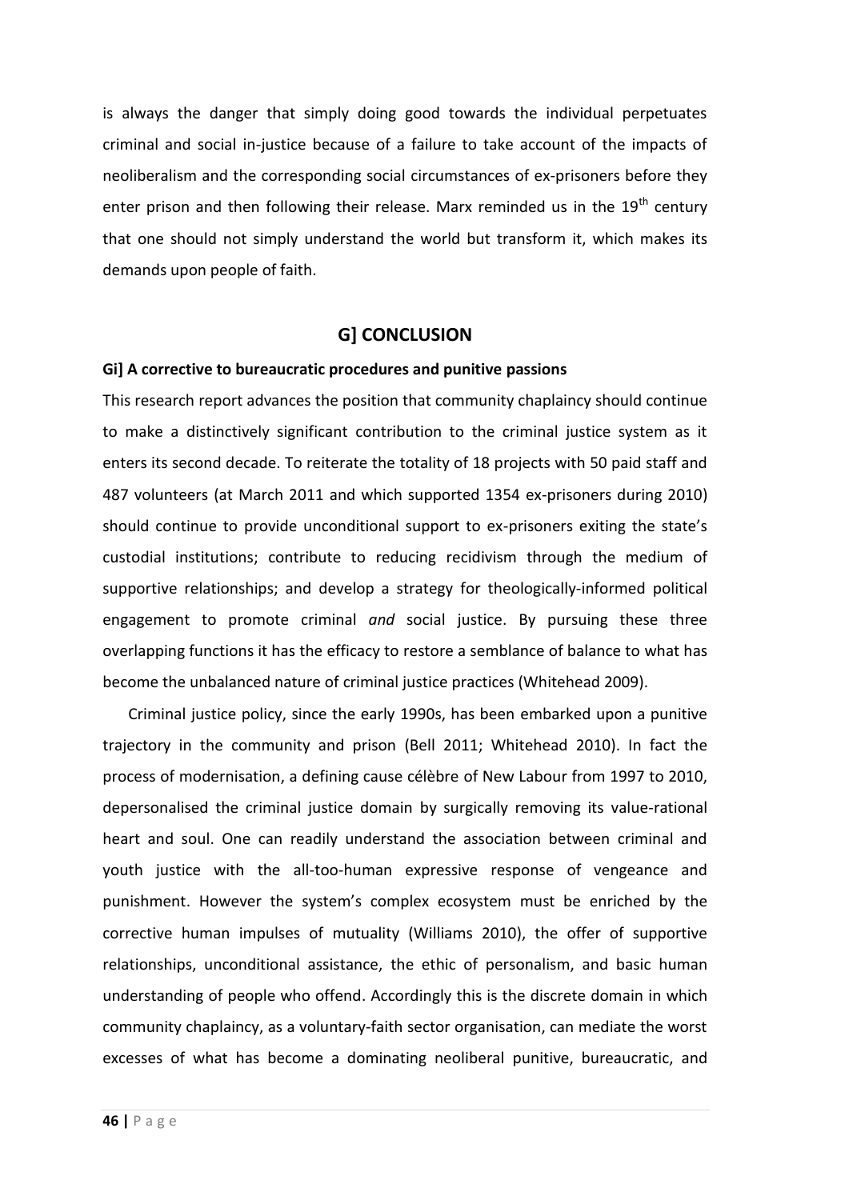is always the danger that simply doing good towards the individual perpetuates criminal and social in-justice because of a failure to take account of the impacts of neoliberalism and the corresponding social circumstances of ex-prisoners before they enter prison and then following their release. Marx reminded us in the 19th century that one should not simply understand the world but transform it, which makes its demands upon people of faith.

## G] CONCLUSION

### Gi] A corrective to bureaucratic procedures and punitive passions

This research report advances the position that community chaplaincy should continue to make a distinctively significant contribution to the criminal justice system as it enters its second decade. To reiterate the totality of 18 projects with 50 paid staff and 487 volunteers (at March 2011 and which supported 1354 ex-prisoners during 2010) should continue to provide unconditional support to ex-prisoners exiting the state's custodial institutions; contribute to reducing recidivism through the medium of supportive relationships; and develop a strategy for theologically-informed political engagement to promote criminal *and* social justice. By pursuing these three overlapping functions it has the efficacy to restore a semblance of balance to what has become the unbalanced nature of criminal justice practices (Whitehead 2009).

Criminal justice policy, since the early 1990s, has been embarked upon a punitive trajectory in the community and prison (Bell 2011; Whitehead 2010). In fact the process of modernisation, a defining cause célèbre of New Labour from 1997 to 2010, depersonalised the criminal justice domain by surgically removing its value-rational heart and soul. One can readily understand the association between criminal and youth justice with the all-too-human expressive response of vengeance and punishment. However the system's complex ecosystem must be enriched by the corrective human impulses of mutuality (Williams 2010), the offer of supportive relationships, unconditional assistance, the ethic of personalism, and basic human understanding of people who offend. Accordingly this is the discrete domain in which community chaplaincy, as a voluntary-faith sector organisation, can mediate the worst excesses of what has become a dominating neoliberal punitive, bureaucratic, and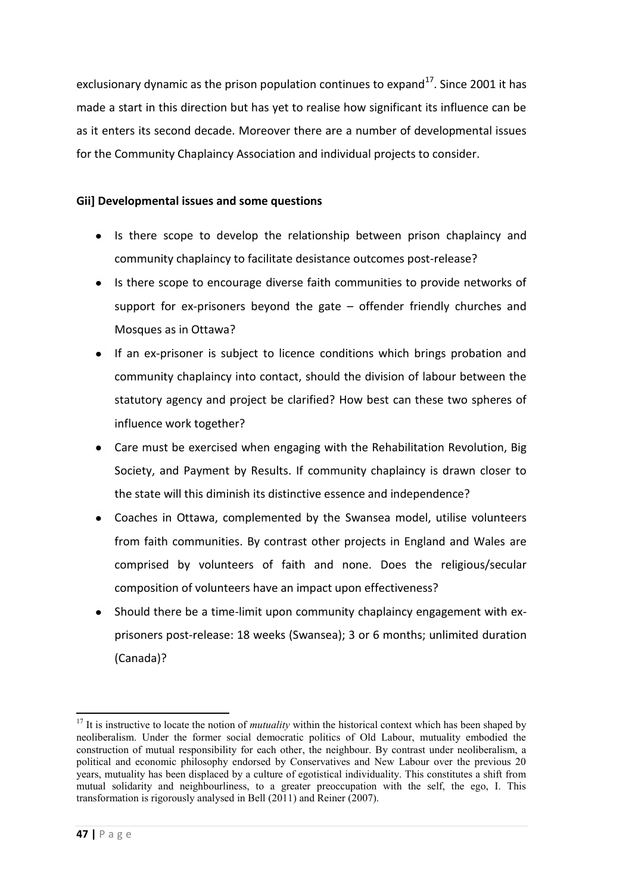exclusionary dynamic as the prison population continues to expand[17]. Since 2001 it has made a start in this direction but has yet to realise how significant its influence can be as it enters its second decade. Moreover there are a number of developmental issues for the Community Chaplaincy Association and individual projects to consider.

**Gii] Developmental issues and some questions**

- Is there scope to develop the relationship between prison chaplaincy and community chaplaincy to facilitate desistance outcomes post-release?
- Is there scope to encourage diverse faith communities to provide networks of support for ex-prisoners beyond the gate – offender friendly churches and Mosques as in Ottawa?
- If an ex-prisoner is subject to licence conditions which brings probation and community chaplaincy into contact, should the division of labour between the statutory agency and project be clarified? How best can these two spheres of influence work together?
- Care must be exercised when engaging with the Rehabilitation Revolution, Big Society, and Payment by Results. If community chaplaincy is drawn closer to the state will this diminish its distinctive essence and independence?
- Coaches in Ottawa, complemented by the Swansea model, utilise volunteers from faith communities. By contrast other projects in England and Wales are comprised by volunteers of faith and none. Does the religious/secular composition of volunteers have an impact upon effectiveness?
- Should there be a time-limit upon community chaplaincy engagement with ex-prisoners post-release: 18 weeks (Swansea); 3 or 6 months; unlimited duration (Canada)?

---

[17] It is instructive to locate the notion of *mutuality* within the historical context which has been shaped by neoliberalism. Under the former social democratic politics of Old Labour, mutuality embodied the construction of mutual responsibility for each other, the neighbour. By contrast under neoliberalism, a political and economic philosophy endorsed by Conservatives and New Labour over the previous 20 years, mutuality has been displaced by a culture of egotistical individuality. This constitutes a shift from mutual solidarity and neighbourliness, to a greater preoccupation with the self, the ego, I. This transformation is rigorously analysed in Bell (2011) and Reiner (2007).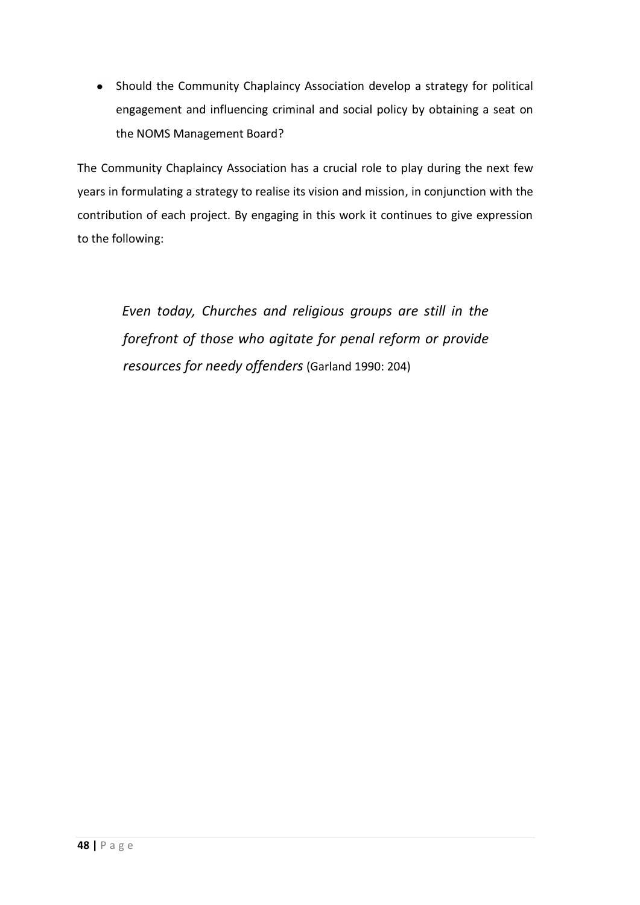- Should the Community Chaplaincy Association develop a strategy for political engagement and influencing criminal and social policy by obtaining a seat on the NOMS Management Board?

The Community Chaplaincy Association has a crucial role to play during the next few years in formulating a strategy to realise its vision and mission, in conjunction with the contribution of each project. By engaging in this work it continues to give expression to the following:

> *Even today, Churches and religious groups are still in the forefront of those who agitate for penal reform or provide resources for needy offenders* (Garland 1990: 204)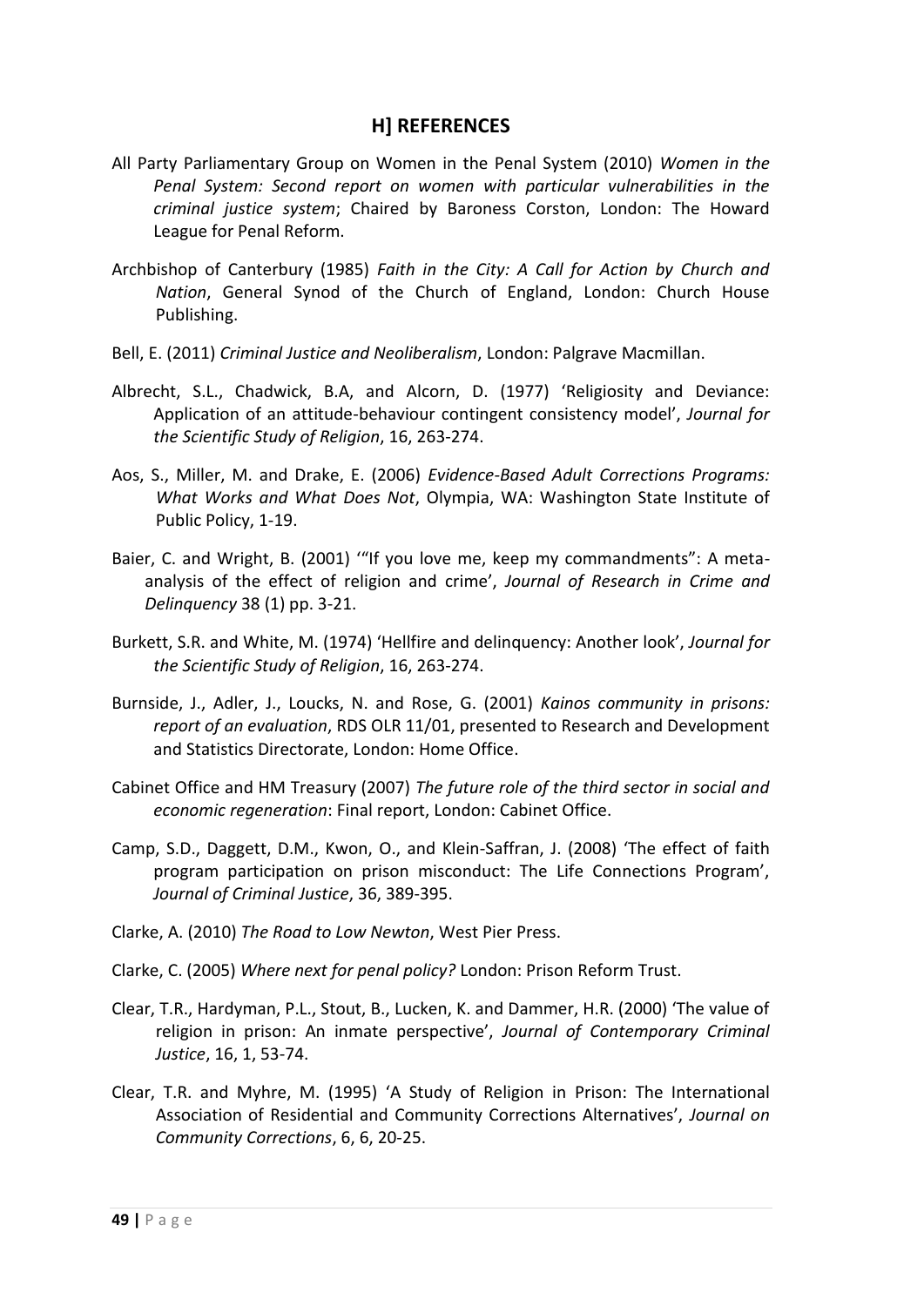## H] REFERENCES

All Party Parliamentary Group on Women in the Penal System (2010) *Women in the Penal System: Second report on women with particular vulnerabilities in the criminal justice system*; Chaired by Baroness Corston, London: The Howard League for Penal Reform.

Archbishop of Canterbury (1985) *Faith in the City: A Call for Action by Church and Nation*, General Synod of the Church of England, London: Church House Publishing.

Bell, E. (2011) *Criminal Justice and Neoliberalism*, London: Palgrave Macmillan.

Albrecht, S.L., Chadwick, B.A, and Alcorn, D. (1977) 'Religiosity and Deviance: Application of an attitude-behaviour contingent consistency model', *Journal for the Scientific Study of Religion*, 16, 263-274.

Aos, S., Miller, M. and Drake, E. (2006) *Evidence-Based Adult Corrections Programs: What Works and What Does Not*, Olympia, WA: Washington State Institute of Public Policy, 1-19.

Baier, C. and Wright, B. (2001) '"If you love me, keep my commandments": A meta-analysis of the effect of religion and crime', *Journal of Research in Crime and Delinquency* 38 (1) pp. 3-21.

Burkett, S.R. and White, M. (1974) 'Hellfire and delinquency: Another look', *Journal for the Scientific Study of Religion*, 16, 263-274.

Burnside, J., Adler, J., Loucks, N. and Rose, G. (2001) *Kainos community in prisons: report of an evaluation*, RDS OLR 11/01, presented to Research and Development and Statistics Directorate, London: Home Office.

Cabinet Office and HM Treasury (2007) *The future role of the third sector in social and economic regeneration*: Final report, London: Cabinet Office.

Camp, S.D., Daggett, D.M., Kwon, O., and Klein-Saffran, J. (2008) 'The effect of faith program participation on prison misconduct: The Life Connections Program', *Journal of Criminal Justice*, 36, 389-395.

Clarke, A. (2010) *The Road to Low Newton*, West Pier Press.

Clarke, C. (2005) *Where next for penal policy?* London: Prison Reform Trust.

Clear, T.R., Hardyman, P.L., Stout, B., Lucken, K. and Dammer, H.R. (2000) 'The value of religion in prison: An inmate perspective', *Journal of Contemporary Criminal Justice*, 16, 1, 53-74.

Clear, T.R. and Myhre, M. (1995) 'A Study of Religion in Prison: The International Association of Residential and Community Corrections Alternatives', *Journal on Community Corrections*, 6, 6, 20-25.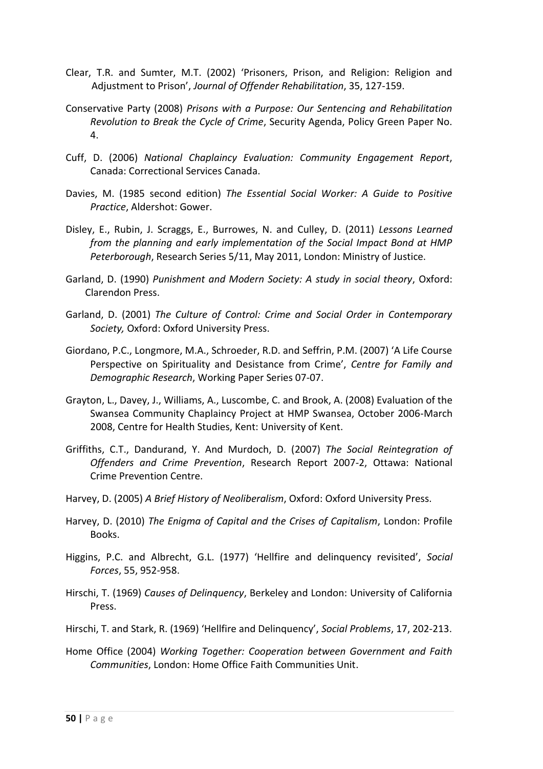Clear, T.R. and Sumter, M.T. (2002) 'Prisoners, Prison, and Religion: Religion and Adjustment to Prison', *Journal of Offender Rehabilitation*, 35, 127-159.

Conservative Party (2008) *Prisons with a Purpose: Our Sentencing and Rehabilitation Revolution to Break the Cycle of Crime*, Security Agenda, Policy Green Paper No. 4.

Cuff, D. (2006) *National Chaplaincy Evaluation: Community Engagement Report*, Canada: Correctional Services Canada.

Davies, M. (1985 second edition) *The Essential Social Worker: A Guide to Positive Practice*, Aldershot: Gower.

Disley, E., Rubin, J. Scraggs, E., Burrowes, N. and Culley, D. (2011) *Lessons Learned from the planning and early implementation of the Social Impact Bond at HMP Peterborough*, Research Series 5/11, May 2011, London: Ministry of Justice.

Garland, D. (1990) *Punishment and Modern Society: A study in social theory*, Oxford: Clarendon Press.

Garland, D. (2001) *The Culture of Control: Crime and Social Order in Contemporary Society,* Oxford: Oxford University Press.

Giordano, P.C., Longmore, M.A., Schroeder, R.D. and Seffrin, P.M. (2007) 'A Life Course Perspective on Spirituality and Desistance from Crime', *Centre for Family and Demographic Research*, Working Paper Series 07-07.

Grayton, L., Davey, J., Williams, A., Luscombe, C. and Brook, A. (2008) Evaluation of the Swansea Community Chaplaincy Project at HMP Swansea, October 2006-March 2008, Centre for Health Studies, Kent: University of Kent.

Griffiths, C.T., Dandurand, Y. And Murdoch, D. (2007) *The Social Reintegration of Offenders and Crime Prevention*, Research Report 2007-2, Ottawa: National Crime Prevention Centre.

Harvey, D. (2005) *A Brief History of Neoliberalism*, Oxford: Oxford University Press.

Harvey, D. (2010) *The Enigma of Capital and the Crises of Capitalism*, London: Profile Books.

Higgins, P.C. and Albrecht, G.L. (1977) 'Hellfire and delinquency revisited', *Social Forces*, 55, 952-958.

Hirschi, T. (1969) *Causes of Delinquency*, Berkeley and London: University of California Press.

Hirschi, T. and Stark, R. (1969) 'Hellfire and Delinquency', *Social Problems*, 17, 202-213.

Home Office (2004) *Working Together: Cooperation between Government and Faith Communities*, London: Home Office Faith Communities Unit.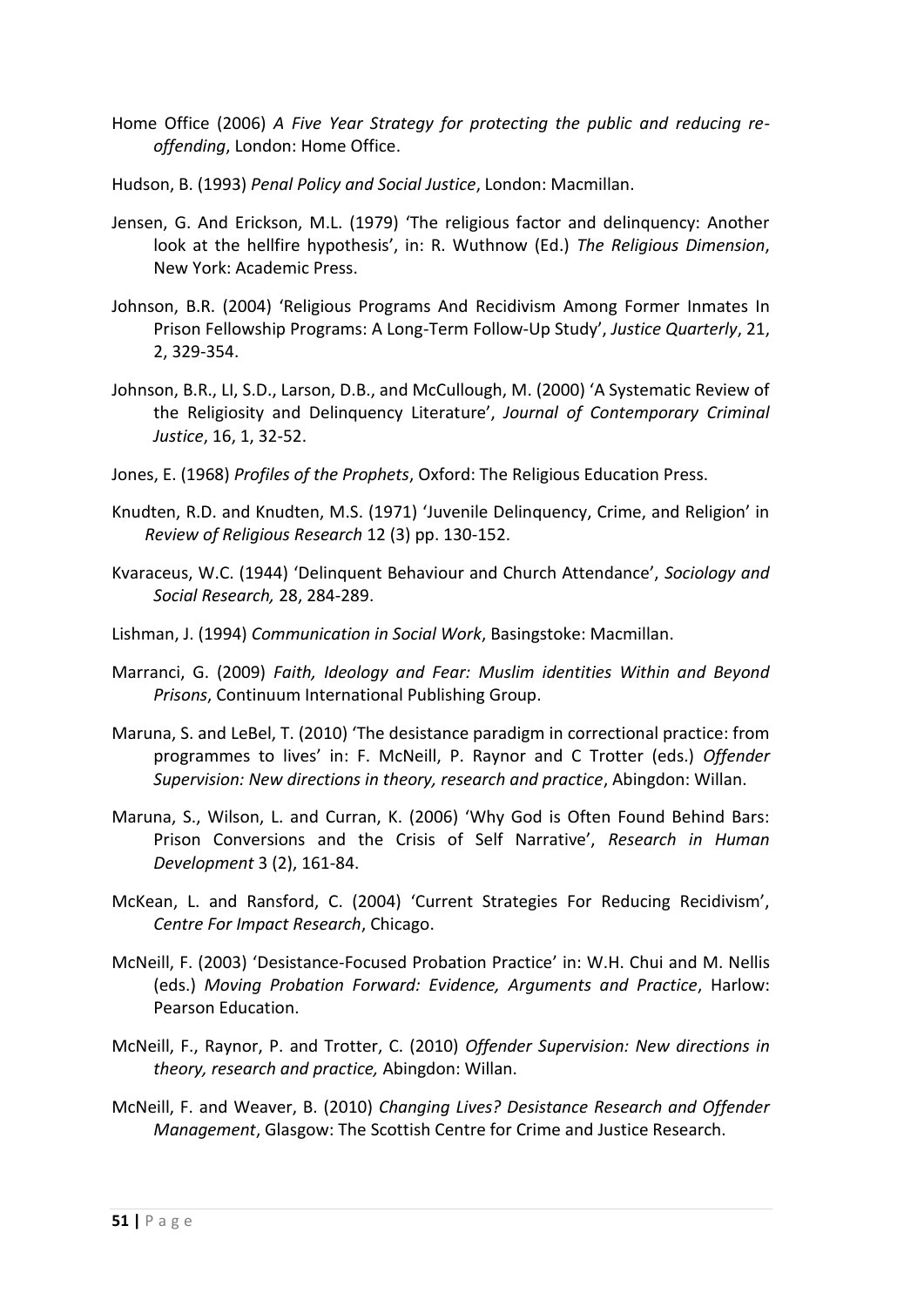Home Office (2006) *A Five Year Strategy for protecting the public and reducing re-offending*, London: Home Office.

Hudson, B. (1993) *Penal Policy and Social Justice*, London: Macmillan.

Jensen, G. And Erickson, M.L. (1979) 'The religious factor and delinquency: Another look at the hellfire hypothesis', in: R. Wuthnow (Ed.) *The Religious Dimension*, New York: Academic Press.

Johnson, B.R. (2004) 'Religious Programs And Recidivism Among Former Inmates In Prison Fellowship Programs: A Long-Term Follow-Up Study', *Justice Quarterly*, 21, 2, 329-354.

Johnson, B.R., LI, S.D., Larson, D.B., and McCullough, M. (2000) 'A Systematic Review of the Religiosity and Delinquency Literature', *Journal of Contemporary Criminal Justice*, 16, 1, 32-52.

Jones, E. (1968) *Profiles of the Prophets*, Oxford: The Religious Education Press.

Knudten, R.D. and Knudten, M.S. (1971) 'Juvenile Delinquency, Crime, and Religion' in *Review of Religious Research* 12 (3) pp. 130-152.

Kvaraceus, W.C. (1944) 'Delinquent Behaviour and Church Attendance', *Sociology and Social Research,* 28, 284-289.

Lishman, J. (1994) *Communication in Social Work*, Basingstoke: Macmillan.

Marranci, G. (2009) *Faith, Ideology and Fear: Muslim identities Within and Beyond Prisons*, Continuum International Publishing Group.

Maruna, S. and LeBel, T. (2010) 'The desistance paradigm in correctional practice: from programmes to lives' in: F. McNeill, P. Raynor and C Trotter (eds.) *Offender Supervision: New directions in theory, research and practice*, Abingdon: Willan.

Maruna, S., Wilson, L. and Curran, K. (2006) 'Why God is Often Found Behind Bars: Prison Conversions and the Crisis of Self Narrative', *Research in Human Development* 3 (2), 161-84.

McKean, L. and Ransford, C. (2004) 'Current Strategies For Reducing Recidivism', *Centre For Impact Research*, Chicago.

McNeill, F. (2003) 'Desistance-Focused Probation Practice' in: W.H. Chui and M. Nellis (eds.) *Moving Probation Forward: Evidence, Arguments and Practice*, Harlow: Pearson Education.

McNeill, F., Raynor, P. and Trotter, C. (2010) *Offender Supervision: New directions in theory, research and practice,* Abingdon: Willan.

McNeill, F. and Weaver, B. (2010) *Changing Lives? Desistance Research and Offender Management*, Glasgow: The Scottish Centre for Crime and Justice Research.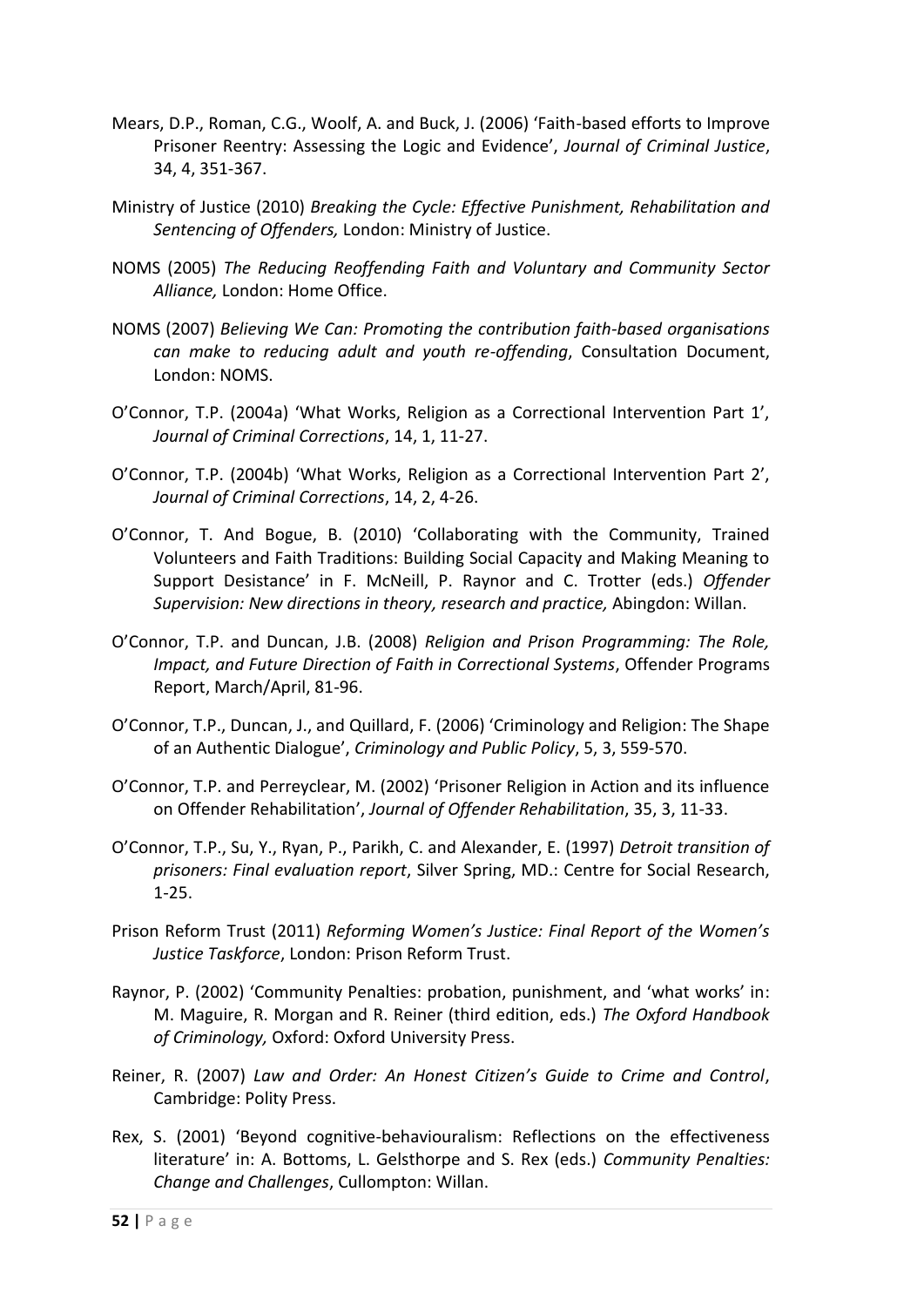Mears, D.P., Roman, C.G., Woolf, A. and Buck, J. (2006) 'Faith-based efforts to Improve Prisoner Reentry: Assessing the Logic and Evidence', *Journal of Criminal Justice*, 34, 4, 351-367.

Ministry of Justice (2010) *Breaking the Cycle: Effective Punishment, Rehabilitation and Sentencing of Offenders,* London: Ministry of Justice.

NOMS (2005) *The Reducing Reoffending Faith and Voluntary and Community Sector Alliance,* London: Home Office.

NOMS (2007) *Believing We Can: Promoting the contribution faith-based organisations can make to reducing adult and youth re-offending*, Consultation Document, London: NOMS.

O'Connor, T.P. (2004a) 'What Works, Religion as a Correctional Intervention Part 1', *Journal of Criminal Corrections*, 14, 1, 11-27.

O'Connor, T.P. (2004b) 'What Works, Religion as a Correctional Intervention Part 2', *Journal of Criminal Corrections*, 14, 2, 4-26.

O'Connor, T. And Bogue, B. (2010) 'Collaborating with the Community, Trained Volunteers and Faith Traditions: Building Social Capacity and Making Meaning to Support Desistance' in F. McNeill, P. Raynor and C. Trotter (eds.) *Offender Supervision: New directions in theory, research and practice,* Abingdon: Willan.

O'Connor, T.P. and Duncan, J.B. (2008) *Religion and Prison Programming: The Role, Impact, and Future Direction of Faith in Correctional Systems*, Offender Programs Report, March/April, 81-96.

O'Connor, T.P., Duncan, J., and Quillard, F. (2006) 'Criminology and Religion: The Shape of an Authentic Dialogue', *Criminology and Public Policy*, 5, 3, 559-570.

O'Connor, T.P. and Perreyclear, M. (2002) 'Prisoner Religion in Action and its influence on Offender Rehabilitation', *Journal of Offender Rehabilitation*, 35, 3, 11-33.

O'Connor, T.P., Su, Y., Ryan, P., Parikh, C. and Alexander, E. (1997) *Detroit transition of prisoners: Final evaluation report*, Silver Spring, MD.: Centre for Social Research, 1-25.

Prison Reform Trust (2011) *Reforming Women's Justice: Final Report of the Women's Justice Taskforce*, London: Prison Reform Trust.

Raynor, P. (2002) 'Community Penalties: probation, punishment, and 'what works' in: M. Maguire, R. Morgan and R. Reiner (third edition, eds.) *The Oxford Handbook of Criminology,* Oxford: Oxford University Press.

Reiner, R. (2007) *Law and Order: An Honest Citizen's Guide to Crime and Control*, Cambridge: Polity Press.

Rex, S. (2001) 'Beyond cognitive-behaviouralism: Reflections on the effectiveness literature' in: A. Bottoms, L. Gelsthorpe and S. Rex (eds.) *Community Penalties: Change and Challenges*, Cullompton: Willan.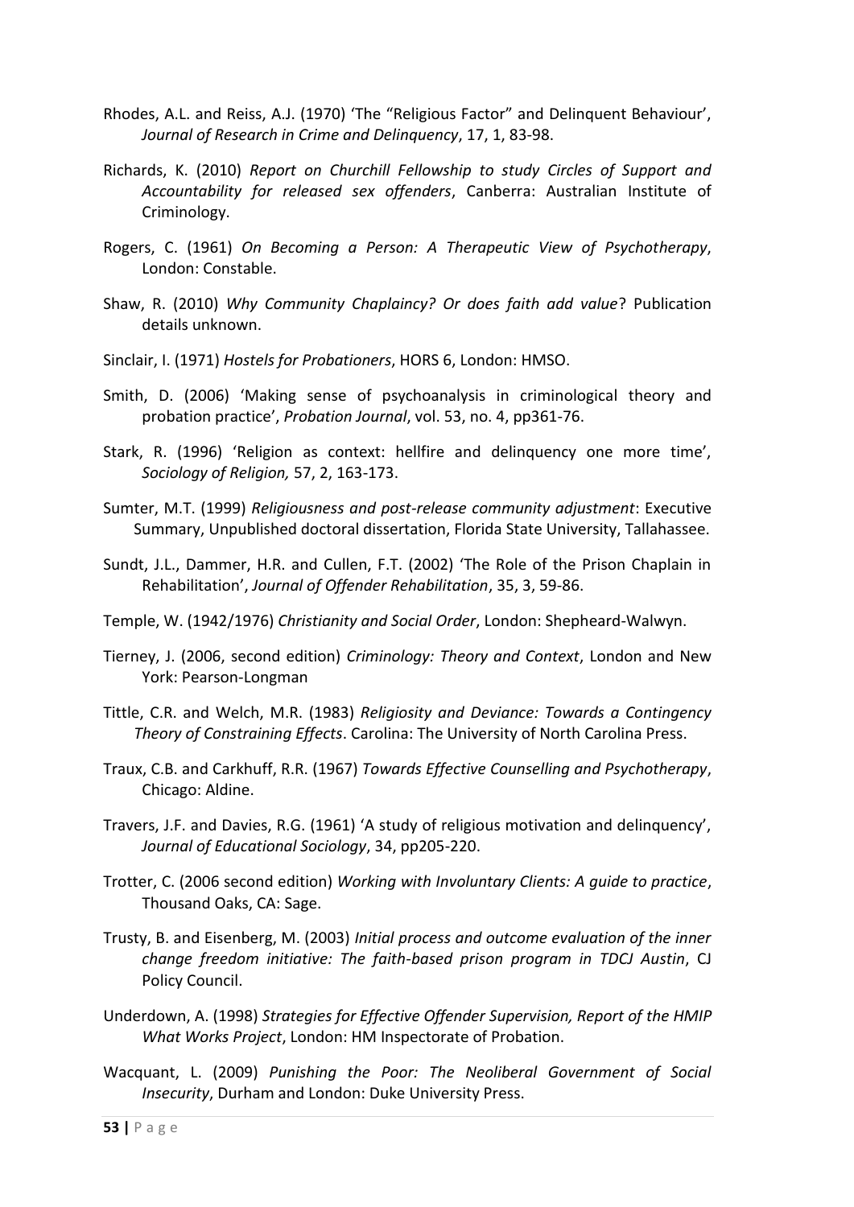Rhodes, A.L. and Reiss, A.J. (1970) 'The "Religious Factor" and Delinquent Behaviour', *Journal of Research in Crime and Delinquency*, 17, 1, 83-98.

Richards, K. (2010) *Report on Churchill Fellowship to study Circles of Support and Accountability for released sex offenders*, Canberra: Australian Institute of Criminology.

Rogers, C. (1961) *On Becoming a Person: A Therapeutic View of Psychotherapy*, London: Constable.

Shaw, R. (2010) *Why Community Chaplaincy? Or does faith add value*? Publication details unknown.

Sinclair, I. (1971) *Hostels for Probationers*, HORS 6, London: HMSO.

Smith, D. (2006) 'Making sense of psychoanalysis in criminological theory and probation practice', *Probation Journal*, vol. 53, no. 4, pp361-76.

Stark, R. (1996) 'Religion as context: hellfire and delinquency one more time', *Sociology of Religion,* 57, 2, 163-173.

Sumter, M.T. (1999) *Religiousness and post-release community adjustment*: Executive Summary, Unpublished doctoral dissertation, Florida State University, Tallahassee.

Sundt, J.L., Dammer, H.R. and Cullen, F.T. (2002) 'The Role of the Prison Chaplain in Rehabilitation', *Journal of Offender Rehabilitation*, 35, 3, 59-86.

Temple, W. (1942/1976) *Christianity and Social Order*, London: Shepheard-Walwyn.

Tierney, J. (2006, second edition) *Criminology: Theory and Context*, London and New York: Pearson-Longman

Tittle, C.R. and Welch, M.R. (1983) *Religiosity and Deviance: Towards a Contingency Theory of Constraining Effects*. Carolina: The University of North Carolina Press.

Traux, C.B. and Carkhuff, R.R. (1967) *Towards Effective Counselling and Psychotherapy*, Chicago: Aldine.

Travers, J.F. and Davies, R.G. (1961) 'A study of religious motivation and delinquency', *Journal of Educational Sociology*, 34, pp205-220.

Trotter, C. (2006 second edition) *Working with Involuntary Clients: A guide to practice*, Thousand Oaks, CA: Sage.

Trusty, B. and Eisenberg, M. (2003) *Initial process and outcome evaluation of the inner change freedom initiative: The faith-based prison program in TDCJ Austin*, CJ Policy Council.

Underdown, A. (1998) *Strategies for Effective Offender Supervision, Report of the HMIP What Works Project*, London: HM Inspectorate of Probation.

Wacquant, L. (2009) *Punishing the Poor: The Neoliberal Government of Social Insecurity*, Durham and London: Duke University Press.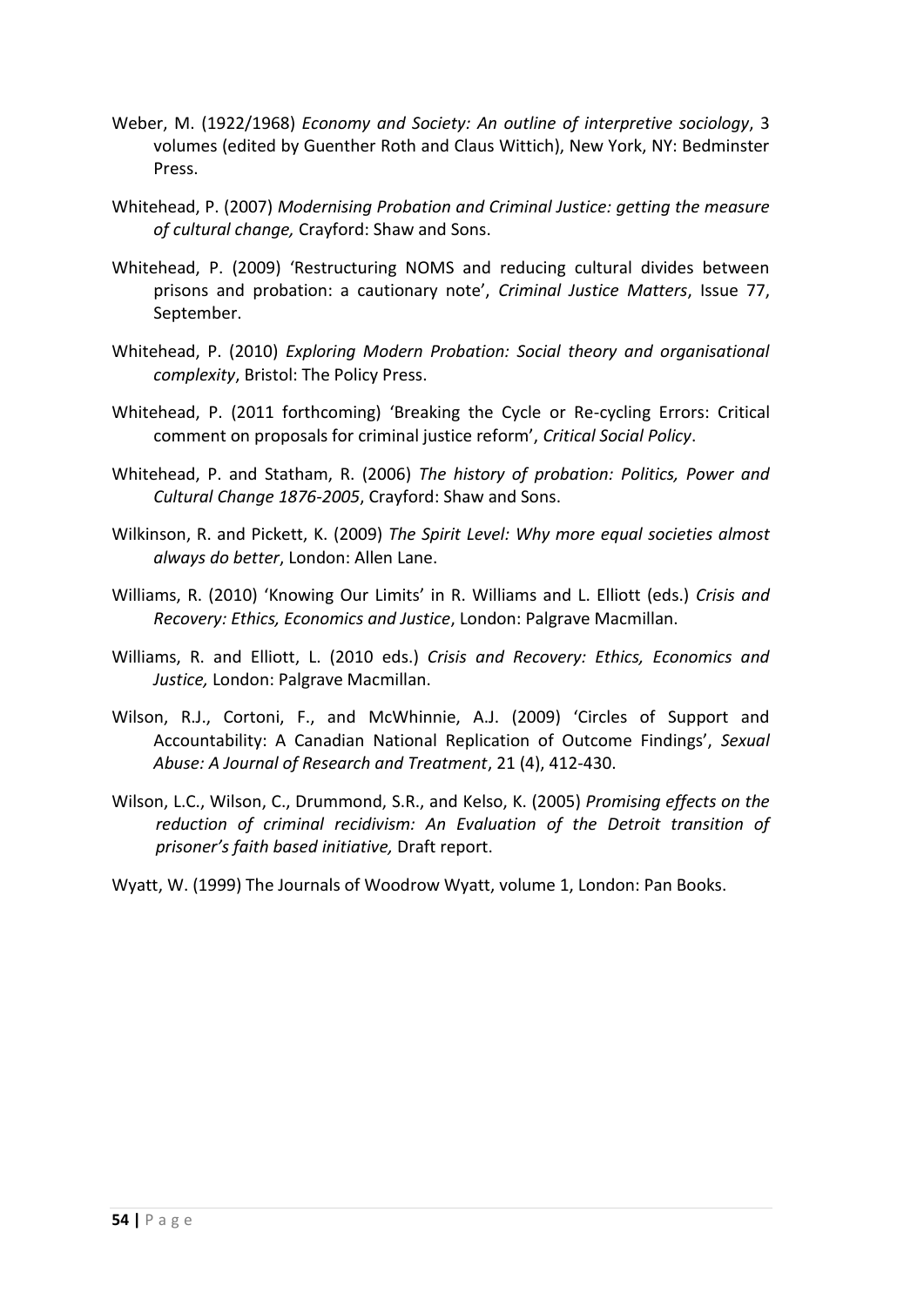Weber, M. (1922/1968) *Economy and Society: An outline of interpretive sociology*, 3 volumes (edited by Guenther Roth and Claus Wittich), New York, NY: Bedminster Press.

Whitehead, P. (2007) *Modernising Probation and Criminal Justice: getting the measure of cultural change,* Crayford: Shaw and Sons.

Whitehead, P. (2009) 'Restructuring NOMS and reducing cultural divides between prisons and probation: a cautionary note', *Criminal Justice Matters*, Issue 77, September.

Whitehead, P. (2010) *Exploring Modern Probation: Social theory and organisational complexity*, Bristol: The Policy Press.

Whitehead, P. (2011 forthcoming) 'Breaking the Cycle or Re-cycling Errors: Critical comment on proposals for criminal justice reform', *Critical Social Policy*.

Whitehead, P. and Statham, R. (2006) *The history of probation: Politics, Power and Cultural Change 1876-2005*, Crayford: Shaw and Sons.

Wilkinson, R. and Pickett, K. (2009) *The Spirit Level: Why more equal societies almost always do better*, London: Allen Lane.

Williams, R. (2010) 'Knowing Our Limits' in R. Williams and L. Elliott (eds.) *Crisis and Recovery: Ethics, Economics and Justice*, London: Palgrave Macmillan.

Williams, R. and Elliott, L. (2010 eds.) *Crisis and Recovery: Ethics, Economics and Justice,* London: Palgrave Macmillan.

Wilson, R.J., Cortoni, F., and McWhinnie, A.J. (2009) 'Circles of Support and Accountability: A Canadian National Replication of Outcome Findings', *Sexual Abuse: A Journal of Research and Treatment*, 21 (4), 412-430.

Wilson, L.C., Wilson, C., Drummond, S.R., and Kelso, K. (2005) *Promising effects on the reduction of criminal recidivism: An Evaluation of the Detroit transition of prisoner's faith based initiative,* Draft report.

Wyatt, W. (1999) The Journals of Woodrow Wyatt, volume 1, London: Pan Books.